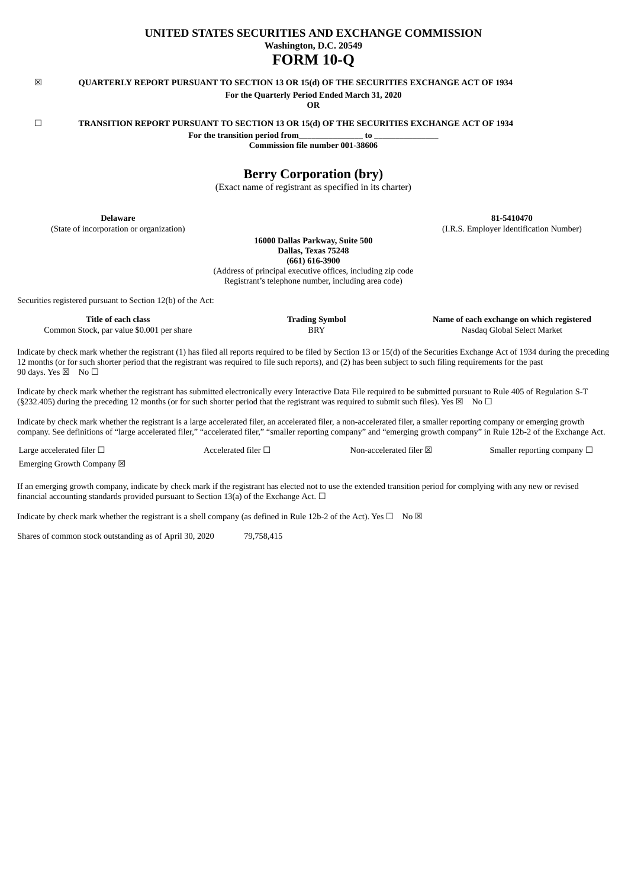# UNITED STATES SECURITIES AND EXCHANGE COMMISSION

**Washington, D.C. 20549**

# FORM 10-Q

☒ **QUARTERLY REPORT PURSUANT TO SECTION 13 OR 15(d) OF THE SECURITIES EXCHANGE ACT OF 1934**

**For the Quarterly Period Ended March 31, 2020**

**OR**

☐ **TRANSITION REPORT PURSUANT TO SECTION 13 OR 15(d) OF THE SECURITIES EXCHANGE ACT OF 1934**

**For the transition period from_______________ to _______________**

**Commission file number 001-38606**

## Berry Corporation (bry)

(Exact name of registrant as specified in its charter)

| | |
|---|---|
| **Delaware** | **81-5410470** |
| (State of incorporation or organization) | (I.R.S. Employer Identification Number) |

**16000 Dallas Parkway, Suite 500**
**Dallas, Texas 75248**
**(661) 616-3900**
(Address of principal executive offices, including zip code
Registrant's telephone number, including area code)

Securities registered pursuant to Section 12(b) of the Act:

| Title of each class | Trading Symbol | Name of each exchange on which registered |
|---|---|---|
| Common Stock, par value $0.001 per share | BRY | Nasdaq Global Select Market |

Indicate by check mark whether the registrant (1) has filed all reports required to be filed by Section 13 or 15(d) of the Securities Exchange Act of 1934 during the preceding 12 months (or for such shorter period that the registrant was required to file such reports), and (2) has been subject to such filing requirements for the past 90 days. Yes ☒ No ☐

Indicate by check mark whether the registrant has submitted electronically every Interactive Data File required to be submitted pursuant to Rule 405 of Regulation S-T (§232.405) during the preceding 12 months (or for such shorter period that the registrant was required to submit such files). Yes ☒ No ☐

Indicate by check mark whether the registrant is a large accelerated filer, an accelerated filer, a non-accelerated filer, a smaller reporting company or emerging growth company. See definitions of "large accelerated filer," "accelerated filer," "smaller reporting company" and "emerging growth company" in Rule 12b-2 of the Exchange Act.

| | | | |
|---|---|---|---|
| Large accelerated filer ☐ | Accelerated filer ☐ | Non-accelerated filer ☒ | Smaller reporting company ☐ |
| Emerging Growth Company ☒ | | | |

If an emerging growth company, indicate by check mark if the registrant has elected not to use the extended transition period for complying with any new or revised financial accounting standards provided pursuant to Section 13(a) of the Exchange Act. ☐

Indicate by check mark whether the registrant is a shell company (as defined in Rule 12b-2 of the Act). Yes ☐ No ☒

Shares of common stock outstanding as of April 30, 2020 79,758,415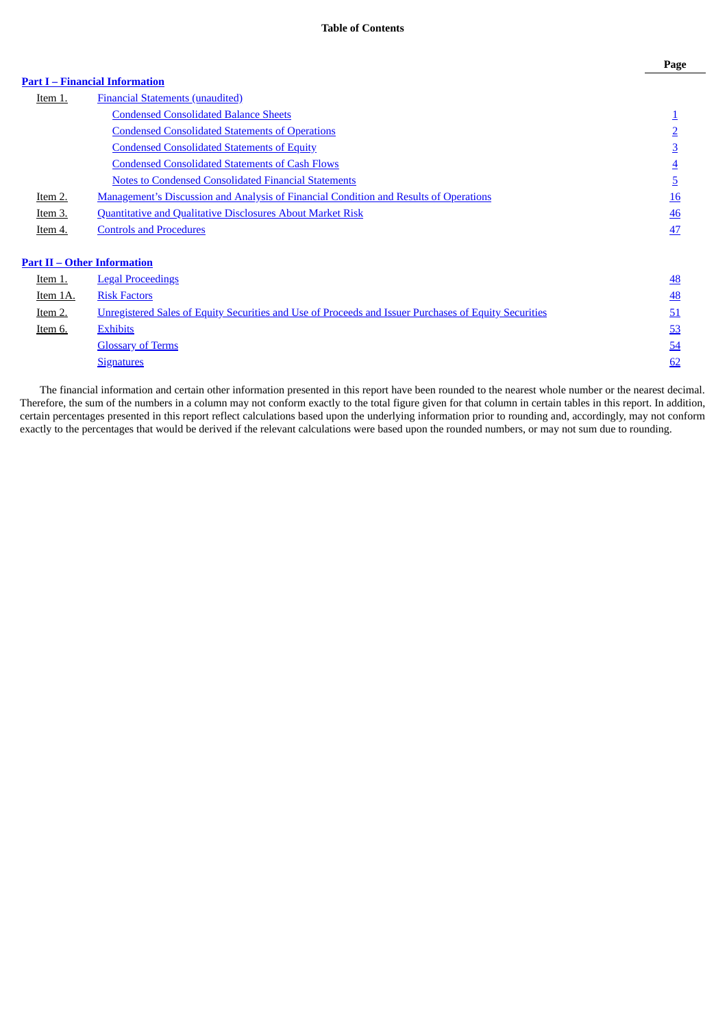**Table of Contents**

| | | Page |
|---|---|---|
| **Part I – Financial Information** | | |
| Item 1. | Financial Statements (unaudited) | |
| | Condensed Consolidated Balance Sheets | 1 |
| | Condensed Consolidated Statements of Operations | 2 |
| | Condensed Consolidated Statements of Equity | 3 |
| | Condensed Consolidated Statements of Cash Flows | 4 |
| | Notes to Condensed Consolidated Financial Statements | 5 |
| Item 2. | Management's Discussion and Analysis of Financial Condition and Results of Operations | 16 |
| Item 3. | Quantitative and Qualitative Disclosures About Market Risk | 46 |
| Item 4. | Controls and Procedures | 47 |
| **Part II – Other Information** | | |
| Item 1. | Legal Proceedings | 48 |
| Item 1A. | Risk Factors | 48 |
| Item 2. | Unregistered Sales of Equity Securities and Use of Proceeds and Issuer Purchases of Equity Securities | 51 |
| Item 6. | Exhibits | 53 |
| | Glossary of Terms | 54 |
| | Signatures | 62 |

The financial information and certain other information presented in this report have been rounded to the nearest whole number or the nearest decimal. Therefore, the sum of the numbers in a column may not conform exactly to the total figure given for that column in certain tables in this report. In addition, certain percentages presented in this report reflect calculations based upon the underlying information prior to rounding and, accordingly, may not conform exactly to the percentages that would be derived if the relevant calculations were based upon the rounded numbers, or may not sum due to rounding.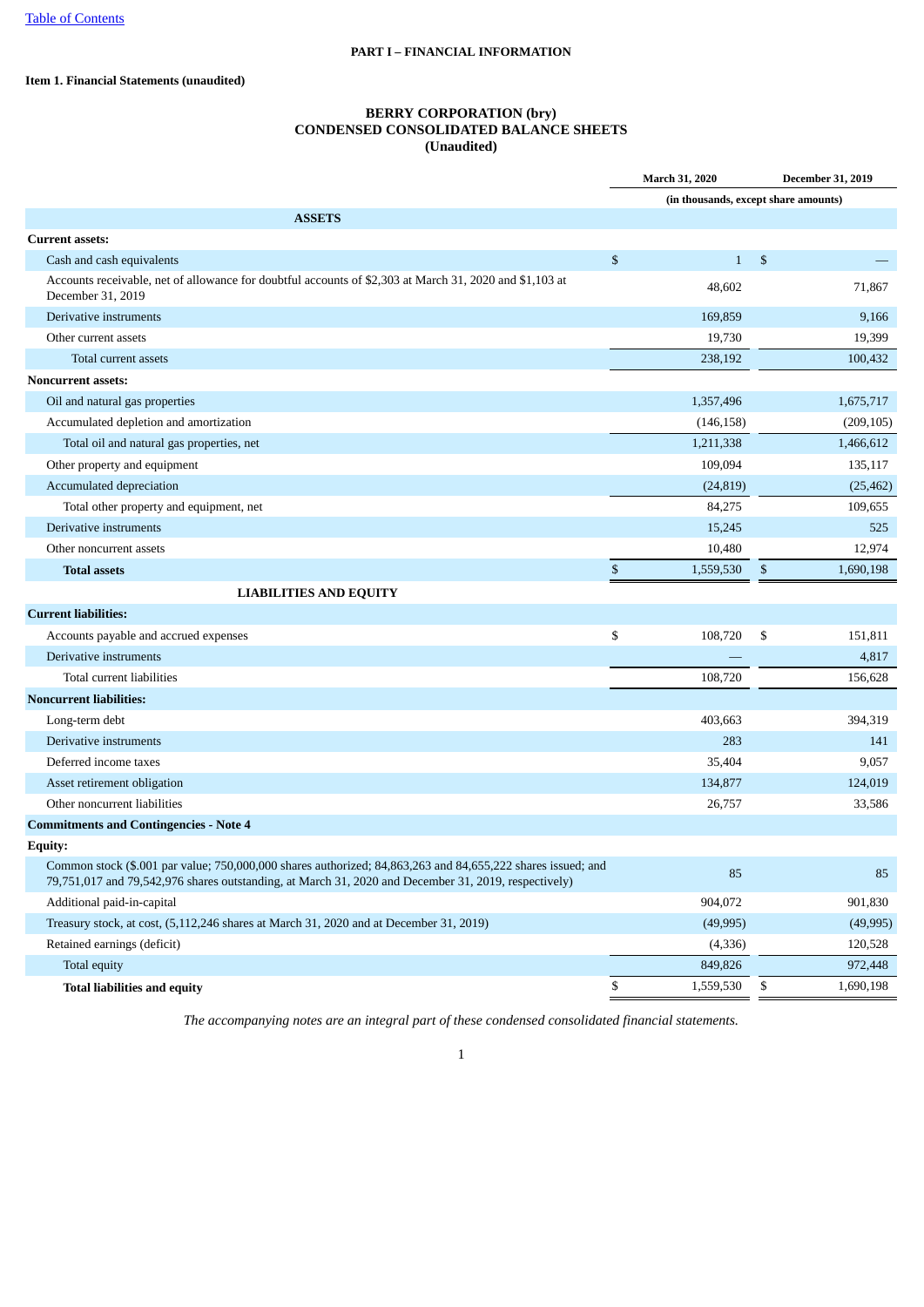[Table of Contents](#)

**PART I – FINANCIAL INFORMATION**

**Item 1. Financial Statements (unaudited)**

# BERRY CORPORATION (bry)
## CONDENSED CONSOLIDATED BALANCE SHEETS
### (Unaudited)

| | March 31, 2020 | December 31, 2019 |
|---|---|---|
| | (in thousands, except share amounts) | |
| **ASSETS** | | |
| **Current assets:** | | |
| Cash and cash equivalents | $ 1 | $ — |
| Accounts receivable, net of allowance for doubtful accounts of $2,303 at March 31, 2020 and $1,103 at December 31, 2019 | 48,602 | 71,867 |
| Derivative instruments | 169,859 | 9,166 |
| Other current assets | 19,730 | 19,399 |
| Total current assets | 238,192 | 100,432 |
| **Noncurrent assets:** | | |
| Oil and natural gas properties | 1,357,496 | 1,675,717 |
| Accumulated depletion and amortization | (146,158) | (209,105) |
| Total oil and natural gas properties, net | 1,211,338 | 1,466,612 |
| Other property and equipment | 109,094 | 135,117 |
| Accumulated depreciation | (24,819) | (25,462) |
| Total other property and equipment, net | 84,275 | 109,655 |
| Derivative instruments | 15,245 | 525 |
| Other noncurrent assets | 10,480 | 12,974 |
| **Total assets** | $ 1,559,530 | $ 1,690,198 |
| **LIABILITIES AND EQUITY** | | |
| **Current liabilities:** | | |
| Accounts payable and accrued expenses | $ 108,720 | $ 151,811 |
| Derivative instruments | — | 4,817 |
| Total current liabilities | 108,720 | 156,628 |
| **Noncurrent liabilities:** | | |
| Long-term debt | 403,663 | 394,319 |
| Derivative instruments | 283 | 141 |
| Deferred income taxes | 35,404 | 9,057 |
| Asset retirement obligation | 134,877 | 124,019 |
| Other noncurrent liabilities | 26,757 | 33,586 |
| **Commitments and Contingencies - Note 4** | | |
| **Equity:** | | |
| Common stock ($.001 par value; 750,000,000 shares authorized; 84,863,263 and 84,655,222 shares issued; and 79,751,017 and 79,542,976 shares outstanding, at March 31, 2020 and December 31, 2019, respectively) | 85 | 85 |
| Additional paid-in-capital | 904,072 | 901,830 |
| Treasury stock, at cost, (5,112,246 shares at March 31, 2020 and at December 31, 2019) | (49,995) | (49,995) |
| Retained earnings (deficit) | (4,336) | 120,528 |
| Total equity | 849,826 | 972,448 |
| **Total liabilities and equity** | $ 1,559,530 | $ 1,690,198 |

*The accompanying notes are an integral part of these condensed consolidated financial statements.*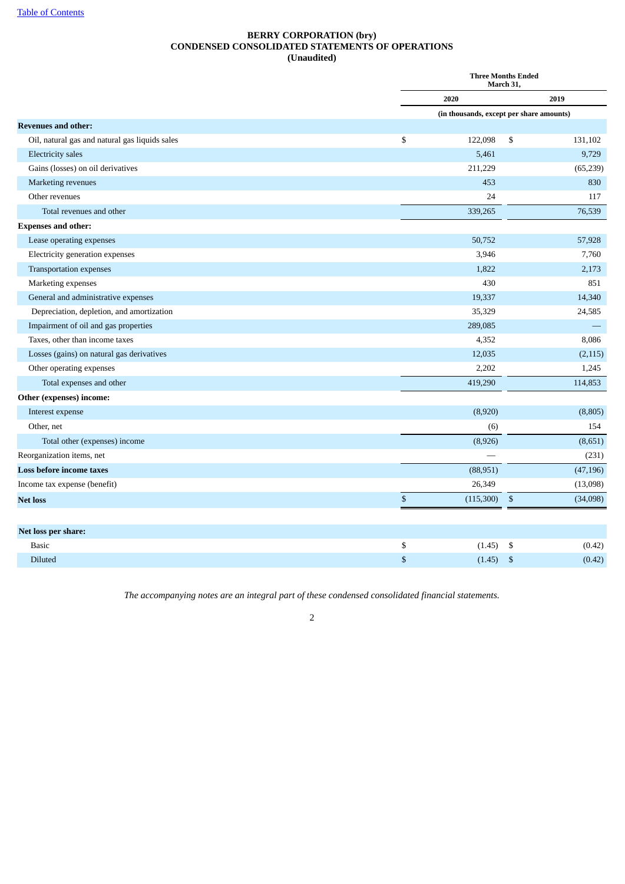**BERRY CORPORATION (bry)**
**CONDENSED CONSOLIDATED STATEMENTS OF OPERATIONS**
**(Unaudited)**

| | Three Months Ended March 31, | |
|---|---|---|
| | 2020 | 2019 |
| | (in thousands, except per share amounts) | |
| **Revenues and other:** | | |
| Oil, natural gas and natural gas liquids sales | $ 122,098 | $ 131,102 |
| Electricity sales | 5,461 | 9,729 |
| Gains (losses) on oil derivatives | 211,229 | (65,239) |
| Marketing revenues | 453 | 830 |
| Other revenues | 24 | 117 |
| Total revenues and other | 339,265 | 76,539 |
| **Expenses and other:** | | |
| Lease operating expenses | 50,752 | 57,928 |
| Electricity generation expenses | 3,946 | 7,760 |
| Transportation expenses | 1,822 | 2,173 |
| Marketing expenses | 430 | 851 |
| General and administrative expenses | 19,337 | 14,340 |
| Depreciation, depletion, and amortization | 35,329 | 24,585 |
| Impairment of oil and gas properties | 289,085 | — |
| Taxes, other than income taxes | 4,352 | 8,086 |
| Losses (gains) on natural gas derivatives | 12,035 | (2,115) |
| Other operating expenses | 2,202 | 1,245 |
| Total expenses and other | 419,290 | 114,853 |
| **Other (expenses) income:** | | |
| Interest expense | (8,920) | (8,805) |
| Other, net | (6) | 154 |
| Total other (expenses) income | (8,926) | (8,651) |
| Reorganization items, net | — | (231) |
| **Loss before income taxes** | (88,951) | (47,196) |
| Income tax expense (benefit) | 26,349 | (13,098) |
| **Net loss** | $ (115,300) | $ (34,098) |
| | | |
| **Net loss per share:** | | |
| Basic | $ (1.45) | $ (0.42) |
| Diluted | $ (1.45) | $ (0.42) |

*The accompanying notes are an integral part of these condensed consolidated financial statements.*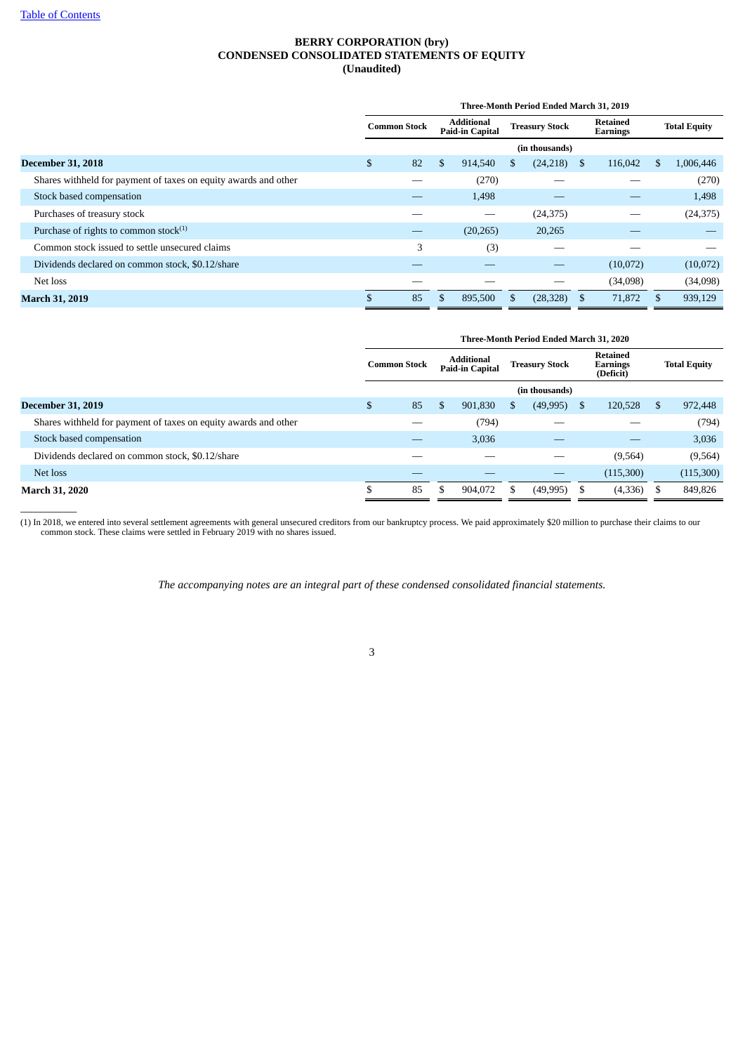# BERRY CORPORATION (bry)
## CONDENSED CONSOLIDATED STATEMENTS OF EQUITY
### (Unaudited)

| | Three-Month Period Ended March 31, 2019 | | | | |
|---|---|---|---|---|---|
| | Common Stock | Additional Paid-in Capital | Treasury Stock | Retained Earnings | Total Equity |
| | (in thousands) | | | | |
| **December 31, 2018** | $ 82 | $ 914,540 | $ (24,218) | $ 116,042 | $ 1,006,446 |
| Shares withheld for payment of taxes on equity awards and other | — | (270) | — | — | (270) |
| Stock based compensation | — | 1,498 | — | — | 1,498 |
| Purchases of treasury stock | — | — | (24,375) | — | (24,375) |
| Purchase of rights to common stock[(1)] | — | (20,265) | 20,265 | — | — |
| Common stock issued to settle unsecured claims | 3 | (3) | — | — | — |
| Dividends declared on common stock, $0.12/share | — | — | — | (10,072) | (10,072) |
| Net loss | — | — | — | (34,098) | (34,098) |
| **March 31, 2019** | $ 85 | $ 895,500 | $ (28,328) | $ 71,872 | $ 939,129 |

| | Three-Month Period Ended March 31, 2020 | | | | |
|---|---|---|---|---|---|
| | Common Stock | Additional Paid-in Capital | Treasury Stock | Retained Earnings (Deficit) | Total Equity |
| | (in thousands) | | | | |
| **December 31, 2019** | $ 85 | $ 901,830 | $ (49,995) | $ 120,528 | $ 972,448 |
| Shares withheld for payment of taxes on equity awards and other | — | (794) | — | — | (794) |
| Stock based compensation | — | 3,036 | — | — | 3,036 |
| Dividends declared on common stock, $0.12/share | — | — | — | (9,564) | (9,564) |
| Net loss | — | — | — | (115,300) | (115,300) |
| **March 31, 2020** | $ 85 | $ 904,072 | $ (49,995) | $ (4,336) | $ 849,826 |

(1) In 2018, we entered into several settlement agreements with general unsecured creditors from our bankruptcy process. We paid approximately $20 million to purchase their claims to our common stock. These claims were settled in February 2019 with no shares issued.

*The accompanying notes are an integral part of these condensed consolidated financial statements.*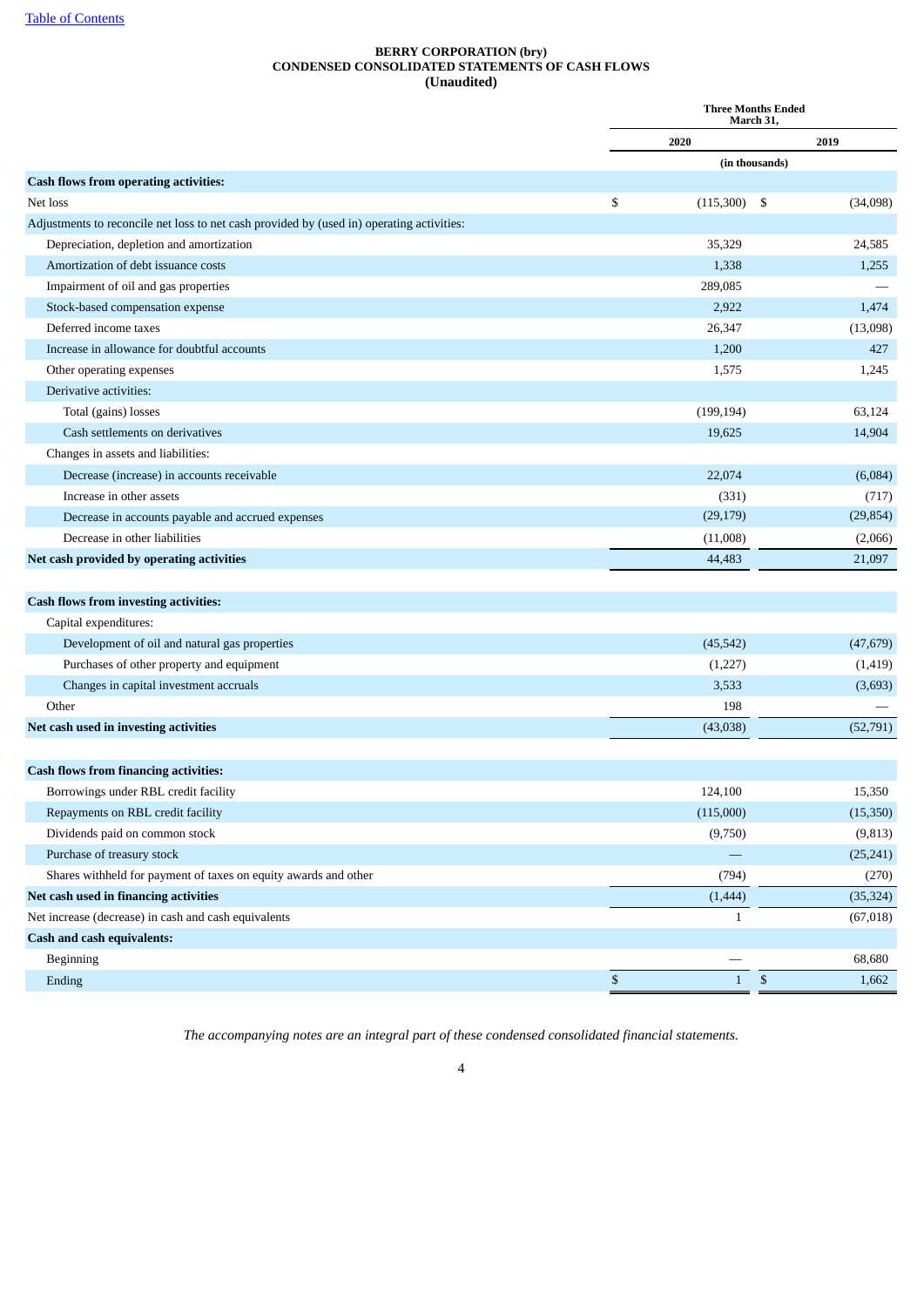**BERRY CORPORATION (bry)**
**CONDENSED CONSOLIDATED STATEMENTS OF CASH FLOWS**
**(Unaudited)**

| | Three Months Ended March 31, | |
|---|---|---|
| | 2020 | 2019 |
| | (in thousands) | |
| **Cash flows from operating activities:** | | |
| Net loss | $ (115,300) | $ (34,098) |
| Adjustments to reconcile net loss to net cash provided by (used in) operating activities: | | |
| Depreciation, depletion and amortization | 35,329 | 24,585 |
| Amortization of debt issuance costs | 1,338 | 1,255 |
| Impairment of oil and gas properties | 289,085 | — |
| Stock-based compensation expense | 2,922 | 1,474 |
| Deferred income taxes | 26,347 | (13,098) |
| Increase in allowance for doubtful accounts | 1,200 | 427 |
| Other operating expenses | 1,575 | 1,245 |
| Derivative activities: | | |
| Total (gains) losses | (199,194) | 63,124 |
| Cash settlements on derivatives | 19,625 | 14,904 |
| Changes in assets and liabilities: | | |
| Decrease (increase) in accounts receivable | 22,074 | (6,084) |
| Increase in other assets | (331) | (717) |
| Decrease in accounts payable and accrued expenses | (29,179) | (29,854) |
| Decrease in other liabilities | (11,008) | (2,066) |
| **Net cash provided by operating activities** | 44,483 | 21,097 |
| | | |
| **Cash flows from investing activities:** | | |
| Capital expenditures: | | |
| Development of oil and natural gas properties | (45,542) | (47,679) |
| Purchases of other property and equipment | (1,227) | (1,419) |
| Changes in capital investment accruals | 3,533 | (3,693) |
| Other | 198 | — |
| **Net cash used in investing activities** | (43,038) | (52,791) |
| | | |
| **Cash flows from financing activities:** | | |
| Borrowings under RBL credit facility | 124,100 | 15,350 |
| Repayments on RBL credit facility | (115,000) | (15,350) |
| Dividends paid on common stock | (9,750) | (9,813) |
| Purchase of treasury stock | — | (25,241) |
| Shares withheld for payment of taxes on equity awards and other | (794) | (270) |
| **Net cash used in financing activities** | (1,444) | (35,324) |
| Net increase (decrease) in cash and cash equivalents | 1 | (67,018) |
| **Cash and cash equivalents:** | | |
| Beginning | — | 68,680 |
| Ending | $ 1 | $ 1,662 |

*The accompanying notes are an integral part of these condensed consolidated financial statements.*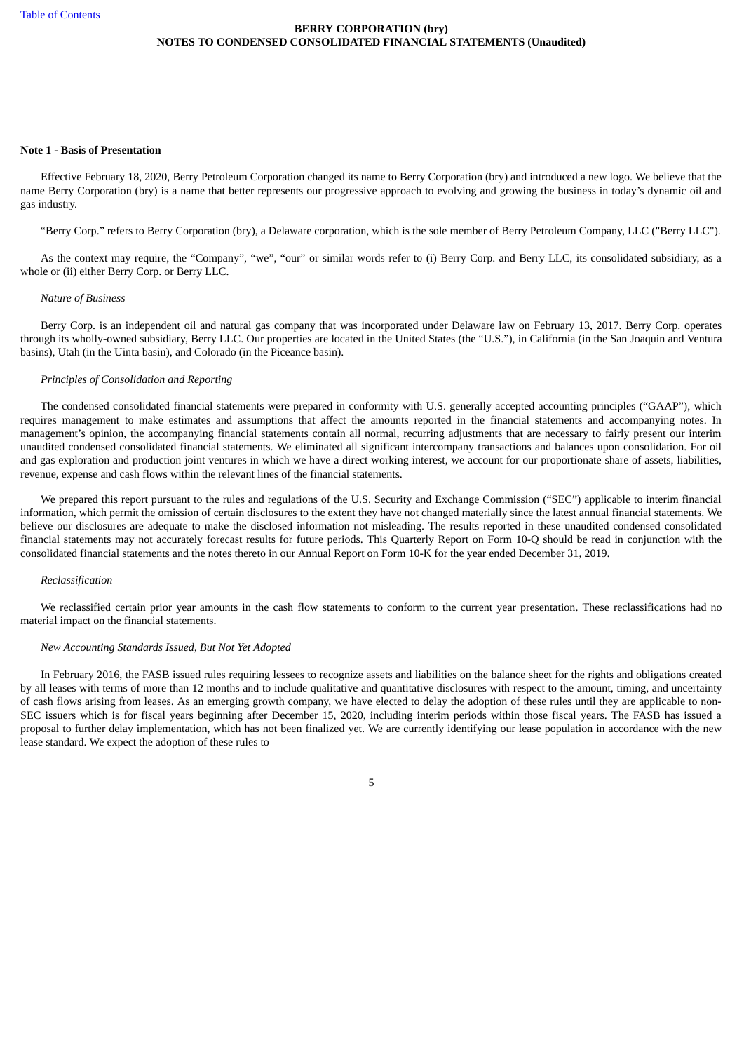**Note 1 - Basis of Presentation**

Effective February 18, 2020, Berry Petroleum Corporation changed its name to Berry Corporation (bry) and introduced a new logo. We believe that the name Berry Corporation (bry) is a name that better represents our progressive approach to evolving and growing the business in today's dynamic oil and gas industry.

"Berry Corp." refers to Berry Corporation (bry), a Delaware corporation, which is the sole member of Berry Petroleum Company, LLC ("Berry LLC").

As the context may require, the "Company", "we", "our" or similar words refer to (i) Berry Corp. and Berry LLC, its consolidated subsidiary, as a whole or (ii) either Berry Corp. or Berry LLC.

*Nature of Business*

Berry Corp. is an independent oil and natural gas company that was incorporated under Delaware law on February 13, 2017. Berry Corp. operates through its wholly-owned subsidiary, Berry LLC. Our properties are located in the United States (the "U.S."), in California (in the San Joaquin and Ventura basins), Utah (in the Uinta basin), and Colorado (in the Piceance basin).

*Principles of Consolidation and Reporting*

The condensed consolidated financial statements were prepared in conformity with U.S. generally accepted accounting principles ("GAAP"), which requires management to make estimates and assumptions that affect the amounts reported in the financial statements and accompanying notes. In management's opinion, the accompanying financial statements contain all normal, recurring adjustments that are necessary to fairly present our interim unaudited condensed consolidated financial statements. We eliminated all significant intercompany transactions and balances upon consolidation. For oil and gas exploration and production joint ventures in which we have a direct working interest, we account for our proportionate share of assets, liabilities, revenue, expense and cash flows within the relevant lines of the financial statements.

We prepared this report pursuant to the rules and regulations of the U.S. Security and Exchange Commission ("SEC") applicable to interim financial information, which permit the omission of certain disclosures to the extent they have not changed materially since the latest annual financial statements. We believe our disclosures are adequate to make the disclosed information not misleading. The results reported in these unaudited condensed consolidated financial statements may not accurately forecast results for future periods. This Quarterly Report on Form 10-Q should be read in conjunction with the consolidated financial statements and the notes thereto in our Annual Report on Form 10-K for the year ended December 31, 2019.

*Reclassification*

We reclassified certain prior year amounts in the cash flow statements to conform to the current year presentation. These reclassifications had no material impact on the financial statements.

*New Accounting Standards Issued, But Not Yet Adopted*

In February 2016, the FASB issued rules requiring lessees to recognize assets and liabilities on the balance sheet for the rights and obligations created by all leases with terms of more than 12 months and to include qualitative and quantitative disclosures with respect to the amount, timing, and uncertainty of cash flows arising from leases. As an emerging growth company, we have elected to delay the adoption of these rules until they are applicable to non-SEC issuers which is for fiscal years beginning after December 15, 2020, including interim periods within those fiscal years. The FASB has issued a proposal to further delay implementation, which has not been finalized yet. We are currently identifying our lease population in accordance with the new lease standard. We expect the adoption of these rules to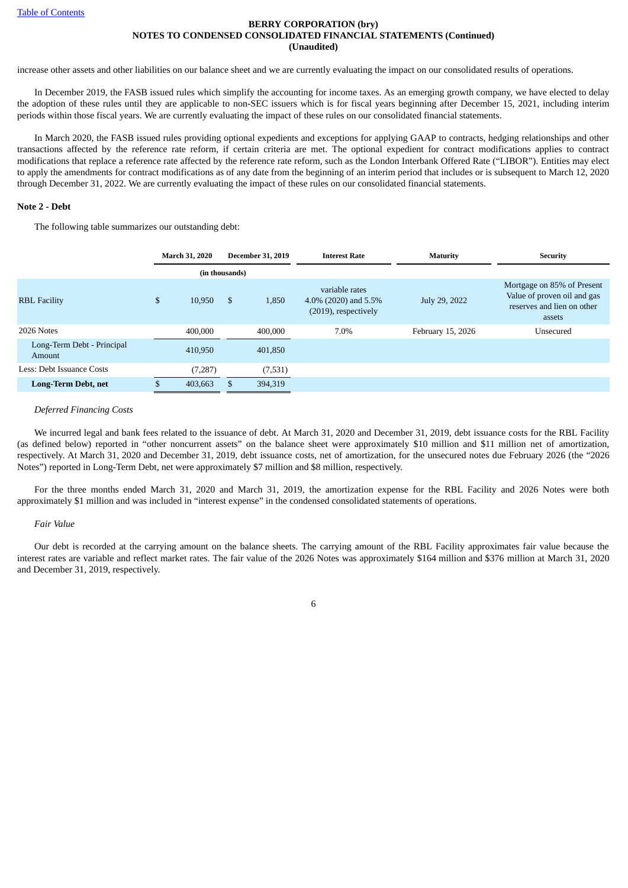increase other assets and other liabilities on our balance sheet and we are currently evaluating the impact on our consolidated results of operations.

In December 2019, the FASB issued rules which simplify the accounting for income taxes. As an emerging growth company, we have elected to delay the adoption of these rules until they are applicable to non-SEC issuers which is for fiscal years beginning after December 15, 2021, including interim periods within those fiscal years. We are currently evaluating the impact of these rules on our consolidated financial statements.

In March 2020, the FASB issued rules providing optional expedients and exceptions for applying GAAP to contracts, hedging relationships and other transactions affected by the reference rate reform, if certain criteria are met. The optional expedient for contract modifications applies to contract modifications that replace a reference rate affected by the reference rate reform, such as the London Interbank Offered Rate ("LIBOR"). Entities may elect to apply the amendments for contract modifications as of any date from the beginning of an interim period that includes or is subsequent to March 12, 2020 through December 31, 2022. We are currently evaluating the impact of these rules on our consolidated financial statements.

**Note 2 - Debt**

The following table summarizes our outstanding debt:

| | March 31, 2020 | December 31, 2019 | Interest Rate | Maturity | Security |
|---|---|---|---|---|---|
| | (in thousands) | | | | |
| RBL Facility | $ 10,950 | $ 1,850 | variable rates 4.0% (2020) and 5.5% (2019), respectively | July 29, 2022 | Mortgage on 85% of Present Value of proven oil and gas reserves and lien on other assets |
| 2026 Notes | 400,000 | 400,000 | 7.0% | February 15, 2026 | Unsecured |
| Long-Term Debt - Principal Amount | 410,950 | 401,850 | | | |
| Less: Debt Issuance Costs | (7,287) | (7,531) | | | |
| **Long-Term Debt, net** | $ 403,663 | $ 394,319 | | | |

*Deferred Financing Costs*

We incurred legal and bank fees related to the issuance of debt. At March 31, 2020 and December 31, 2019, debt issuance costs for the RBL Facility (as defined below) reported in "other noncurrent assets" on the balance sheet were approximately $10 million and $11 million net of amortization, respectively. At March 31, 2020 and December 31, 2019, debt issuance costs, net of amortization, for the unsecured notes due February 2026 (the "2026 Notes") reported in Long-Term Debt, net were approximately $7 million and $8 million, respectively.

For the three months ended March 31, 2020 and March 31, 2019, the amortization expense for the RBL Facility and 2026 Notes were both approximately $1 million and was included in "interest expense" in the condensed consolidated statements of operations.

*Fair Value*

Our debt is recorded at the carrying amount on the balance sheets. The carrying amount of the RBL Facility approximates fair value because the interest rates are variable and reflect market rates. The fair value of the 2026 Notes was approximately $164 million and $376 million at March 31, 2020 and December 31, 2019, respectively.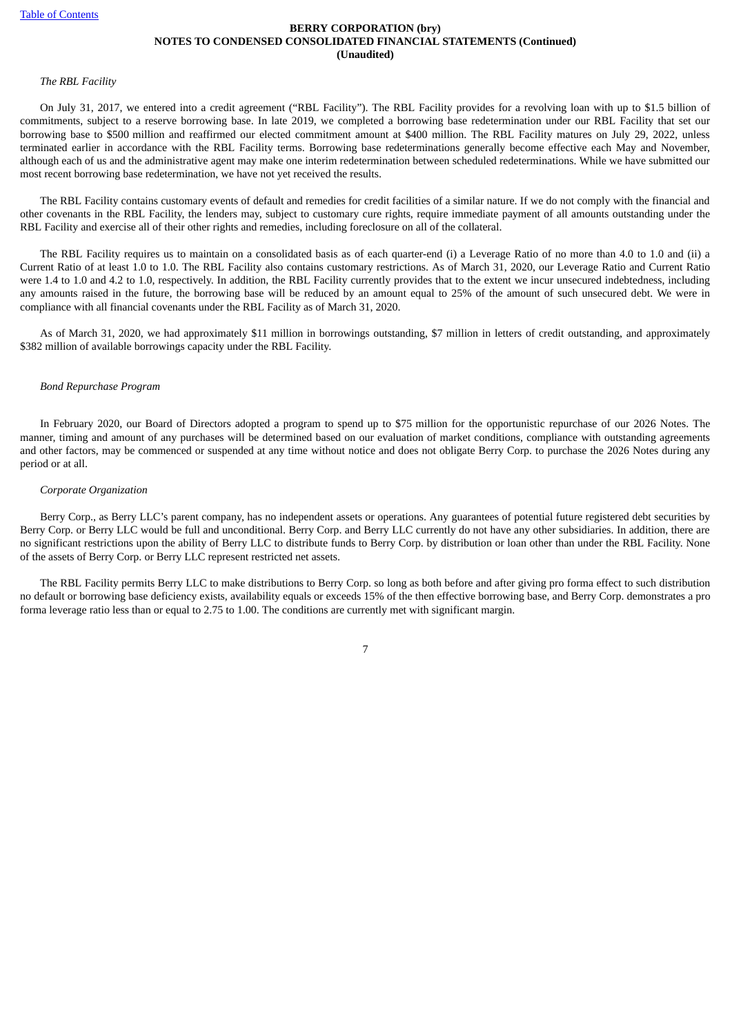*The RBL Facility*

On July 31, 2017, we entered into a credit agreement ("RBL Facility"). The RBL Facility provides for a revolving loan with up to $1.5 billion of commitments, subject to a reserve borrowing base. In late 2019, we completed a borrowing base redetermination under our RBL Facility that set our borrowing base to $500 million and reaffirmed our elected commitment amount at $400 million. The RBL Facility matures on July 29, 2022, unless terminated earlier in accordance with the RBL Facility terms. Borrowing base redeterminations generally become effective each May and November, although each of us and the administrative agent may make one interim redetermination between scheduled redeterminations. While we have submitted our most recent borrowing base redetermination, we have not yet received the results.

The RBL Facility contains customary events of default and remedies for credit facilities of a similar nature. If we do not comply with the financial and other covenants in the RBL Facility, the lenders may, subject to customary cure rights, require immediate payment of all amounts outstanding under the RBL Facility and exercise all of their other rights and remedies, including foreclosure on all of the collateral.

The RBL Facility requires us to maintain on a consolidated basis as of each quarter-end (i) a Leverage Ratio of no more than 4.0 to 1.0 and (ii) a Current Ratio of at least 1.0 to 1.0. The RBL Facility also contains customary restrictions. As of March 31, 2020, our Leverage Ratio and Current Ratio were 1.4 to 1.0 and 4.2 to 1.0, respectively. In addition, the RBL Facility currently provides that to the extent we incur unsecured indebtedness, including any amounts raised in the future, the borrowing base will be reduced by an amount equal to 25% of the amount of such unsecured debt. We were in compliance with all financial covenants under the RBL Facility as of March 31, 2020.

As of March 31, 2020, we had approximately $11 million in borrowings outstanding, $7 million in letters of credit outstanding, and approximately $382 million of available borrowings capacity under the RBL Facility.

*Bond Repurchase Program*

In February 2020, our Board of Directors adopted a program to spend up to $75 million for the opportunistic repurchase of our 2026 Notes. The manner, timing and amount of any purchases will be determined based on our evaluation of market conditions, compliance with outstanding agreements and other factors, may be commenced or suspended at any time without notice and does not obligate Berry Corp. to purchase the 2026 Notes during any period or at all.

*Corporate Organization*

Berry Corp., as Berry LLC's parent company, has no independent assets or operations. Any guarantees of potential future registered debt securities by Berry Corp. or Berry LLC would be full and unconditional. Berry Corp. and Berry LLC currently do not have any other subsidiaries. In addition, there are no significant restrictions upon the ability of Berry LLC to distribute funds to Berry Corp. by distribution or loan other than under the RBL Facility. None of the assets of Berry Corp. or Berry LLC represent restricted net assets.

The RBL Facility permits Berry LLC to make distributions to Berry Corp. so long as both before and after giving pro forma effect to such distribution no default or borrowing base deficiency exists, availability equals or exceeds 15% of the then effective borrowing base, and Berry Corp. demonstrates a pro forma leverage ratio less than or equal to 2.75 to 1.00. The conditions are currently met with significant margin.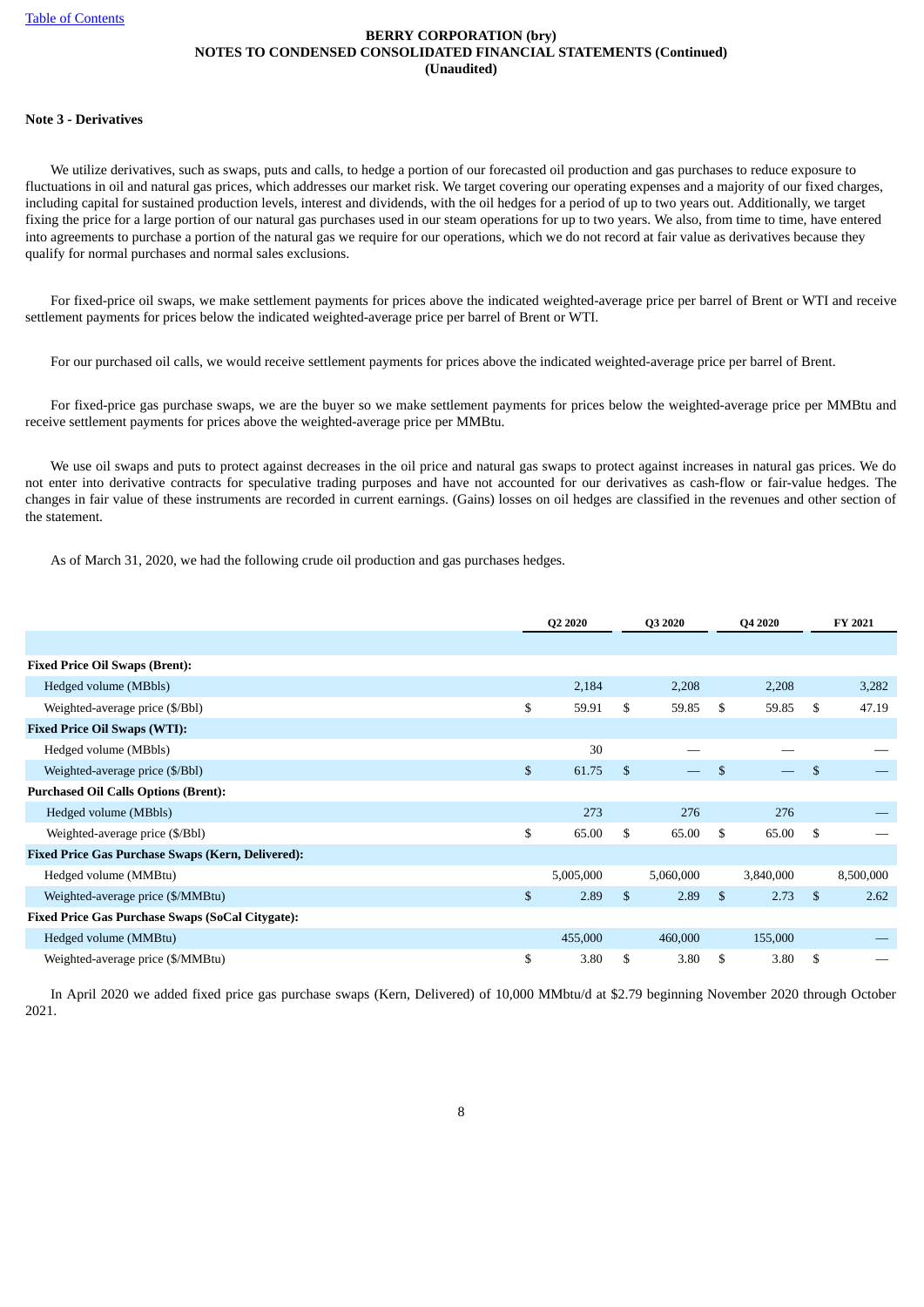Table of Contents

**BERRY CORPORATION (bry)**
**NOTES TO CONDENSED CONSOLIDATED FINANCIAL STATEMENTS (Continued)**
**(Unaudited)**

**Note 3 - Derivatives**

We utilize derivatives, such as swaps, puts and calls, to hedge a portion of our forecasted oil production and gas purchases to reduce exposure to fluctuations in oil and natural gas prices, which addresses our market risk. We target covering our operating expenses and a majority of our fixed charges, including capital for sustained production levels, interest and dividends, with the oil hedges for a period of up to two years out. Additionally, we target fixing the price for a large portion of our natural gas purchases used in our steam operations for up to two years. We also, from time to time, have entered into agreements to purchase a portion of the natural gas we require for our operations, which we do not record at fair value as derivatives because they qualify for normal purchases and normal sales exclusions.

For fixed-price oil swaps, we make settlement payments for prices above the indicated weighted-average price per barrel of Brent or WTI and receive settlement payments for prices below the indicated weighted-average price per barrel of Brent or WTI.

For our purchased oil calls, we would receive settlement payments for prices above the indicated weighted-average price per barrel of Brent.

For fixed-price gas purchase swaps, we are the buyer so we make settlement payments for prices below the weighted-average price per MMBtu and receive settlement payments for prices above the weighted-average price per MMBtu.

We use oil swaps and puts to protect against decreases in the oil price and natural gas swaps to protect against increases in natural gas prices. We do not enter into derivative contracts for speculative trading purposes and have not accounted for our derivatives as cash-flow or fair-value hedges. The changes in fair value of these instruments are recorded in current earnings. (Gains) losses on oil hedges are classified in the revenues and other section of the statement.

As of March 31, 2020, we had the following crude oil production and gas purchases hedges.

| | Q2 2020 | Q3 2020 | Q4 2020 | FY 2021 |
|---|---|---|---|---|
| **Fixed Price Oil Swaps (Brent):** | | | | |
| Hedged volume (MBbls) | 2,184 | 2,208 | 2,208 | 3,282 |
| Weighted-average price ($/Bbl) | $ 59.91 | $ 59.85 | $ 59.85 | $ 47.19 |
| **Fixed Price Oil Swaps (WTI):** | | | | |
| Hedged volume (MBbls) | 30 | — | — | — |
| Weighted-average price ($/Bbl) | $ 61.75 | $ — | $ — | $ — |
| **Purchased Oil Calls Options (Brent):** | | | | |
| Hedged volume (MBbls) | 273 | 276 | 276 | — |
| Weighted-average price ($/Bbl) | $ 65.00 | $ 65.00 | $ 65.00 | $ — |
| **Fixed Price Gas Purchase Swaps (Kern, Delivered):** | | | | |
| Hedged volume (MMBtu) | 5,005,000 | 5,060,000 | 3,840,000 | 8,500,000 |
| Weighted-average price ($/MMBtu) | $ 2.89 | $ 2.89 | $ 2.73 | $ 2.62 |
| **Fixed Price Gas Purchase Swaps (SoCal Citygate):** | | | | |
| Hedged volume (MMBtu) | 455,000 | 460,000 | 155,000 | — |
| Weighted-average price ($/MMBtu) | $ 3.80 | $ 3.80 | $ 3.80 | $ — |

In April 2020 we added fixed price gas purchase swaps (Kern, Delivered) of 10,000 MMbtu/d at $2.79 beginning November 2020 through October 2021.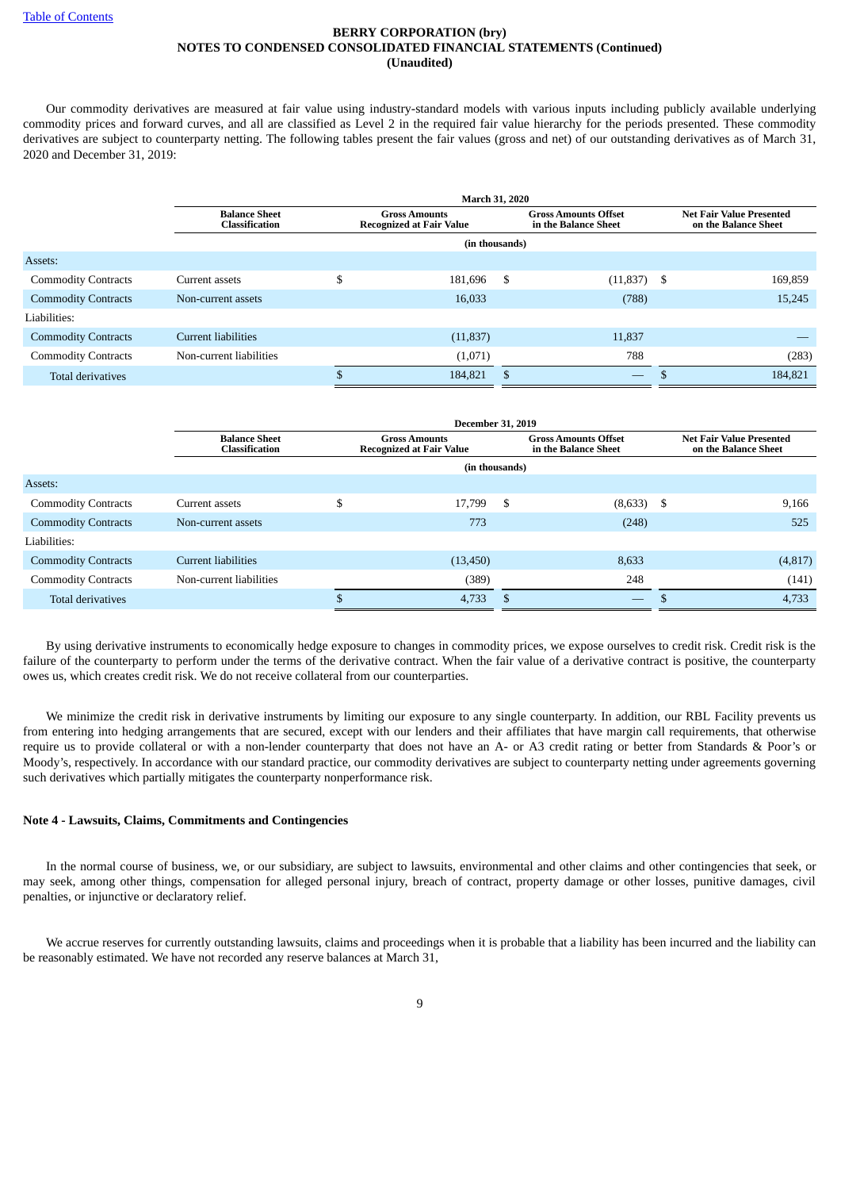Our commodity derivatives are measured at fair value using industry-standard models with various inputs including publicly available underlying commodity prices and forward curves, and all are classified as Level 2 in the required fair value hierarchy for the periods presented. These commodity derivatives are subject to counterparty netting. The following tables present the fair values (gross and net) of our outstanding derivatives as of March 31, 2020 and December 31, 2019:

| | March 31, 2020 | | | |
|---|---|---|---|---|
| | Balance Sheet Classification | Gross Amounts Recognized at Fair Value | Gross Amounts Offset in the Balance Sheet | Net Fair Value Presented on the Balance Sheet |
| | (in thousands) | | | |
| Assets: | | | | |
| Commodity Contracts | Current assets | $ 181,696 | $ (11,837) | $ 169,859 |
| Commodity Contracts | Non-current assets | 16,033 | (788) | 15,245 |
| Liabilities: | | | | |
| Commodity Contracts | Current liabilities | (11,837) | 11,837 | — |
| Commodity Contracts | Non-current liabilities | (1,071) | 788 | (283) |
| Total derivatives | | $ 184,821 | $ — | $ 184,821 |

| | December 31, 2019 | | | |
|---|---|---|---|---|
| | Balance Sheet Classification | Gross Amounts Recognized at Fair Value | Gross Amounts Offset in the Balance Sheet | Net Fair Value Presented on the Balance Sheet |
| | (in thousands) | | | |
| Assets: | | | | |
| Commodity Contracts | Current assets | $ 17,799 | $ (8,633) | $ 9,166 |
| Commodity Contracts | Non-current assets | 773 | (248) | 525 |
| Liabilities: | | | | |
| Commodity Contracts | Current liabilities | (13,450) | 8,633 | (4,817) |
| Commodity Contracts | Non-current liabilities | (389) | 248 | (141) |
| Total derivatives | | $ 4,733 | $ — | $ 4,733 |

By using derivative instruments to economically hedge exposure to changes in commodity prices, we expose ourselves to credit risk. Credit risk is the failure of the counterparty to perform under the terms of the derivative contract. When the fair value of a derivative contract is positive, the counterparty owes us, which creates credit risk. We do not receive collateral from our counterparties.

We minimize the credit risk in derivative instruments by limiting our exposure to any single counterparty. In addition, our RBL Facility prevents us from entering into hedging arrangements that are secured, except with our lenders and their affiliates that have margin call requirements, that otherwise require us to provide collateral or with a non-lender counterparty that does not have an A- or A3 credit rating or better from Standards & Poor's or Moody's, respectively. In accordance with our standard practice, our commodity derivatives are subject to counterparty netting under agreements governing such derivatives which partially mitigates the counterparty nonperformance risk.

## Note 4 - Lawsuits, Claims, Commitments and Contingencies

In the normal course of business, we, or our subsidiary, are subject to lawsuits, environmental and other claims and other contingencies that seek, or may seek, among other things, compensation for alleged personal injury, breach of contract, property damage or other losses, punitive damages, civil penalties, or injunctive or declaratory relief.

We accrue reserves for currently outstanding lawsuits, claims and proceedings when it is probable that a liability has been incurred and the liability can be reasonably estimated. We have not recorded any reserve balances at March 31,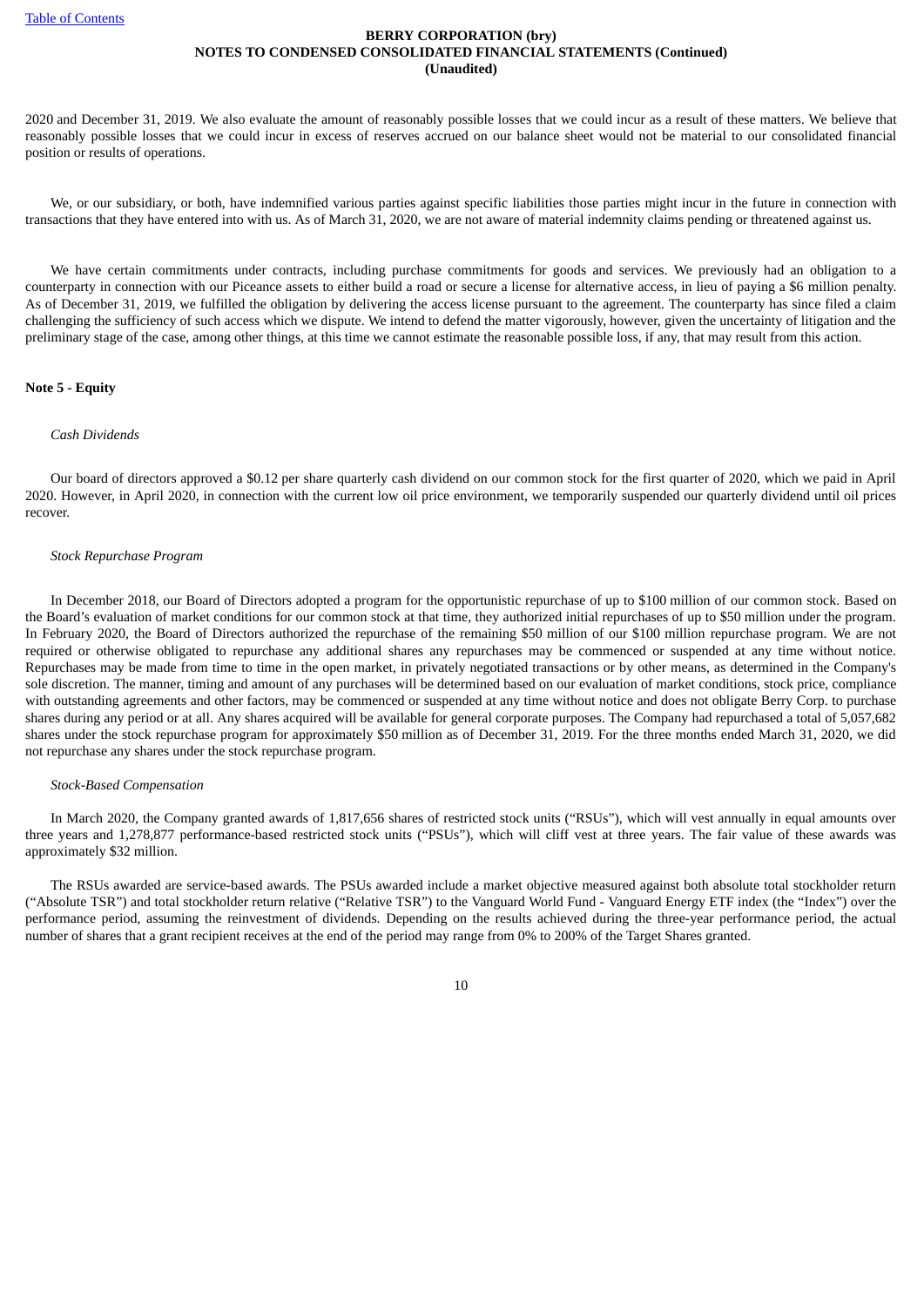2020 and December 31, 2019. We also evaluate the amount of reasonably possible losses that we could incur as a result of these matters. We believe that reasonably possible losses that we could incur in excess of reserves accrued on our balance sheet would not be material to our consolidated financial position or results of operations.

We, or our subsidiary, or both, have indemnified various parties against specific liabilities those parties might incur in the future in connection with transactions that they have entered into with us. As of March 31, 2020, we are not aware of material indemnity claims pending or threatened against us.

We have certain commitments under contracts, including purchase commitments for goods and services. We previously had an obligation to a counterparty in connection with our Piceance assets to either build a road or secure a license for alternative access, in lieu of paying a $6 million penalty. As of December 31, 2019, we fulfilled the obligation by delivering the access license pursuant to the agreement. The counterparty has since filed a claim challenging the sufficiency of such access which we dispute. We intend to defend the matter vigorously, however, given the uncertainty of litigation and the preliminary stage of the case, among other things, at this time we cannot estimate the reasonable possible loss, if any, that may result from this action.

**Note 5 - Equity**

*Cash Dividends*

Our board of directors approved a $0.12 per share quarterly cash dividend on our common stock for the first quarter of 2020, which we paid in April 2020. However, in April 2020, in connection with the current low oil price environment, we temporarily suspended our quarterly dividend until oil prices recover.

*Stock Repurchase Program*

In December 2018, our Board of Directors adopted a program for the opportunistic repurchase of up to $100 million of our common stock. Based on the Board's evaluation of market conditions for our common stock at that time, they authorized initial repurchases of up to $50 million under the program. In February 2020, the Board of Directors authorized the repurchase of the remaining $50 million of our $100 million repurchase program. We are not required or otherwise obligated to repurchase any additional shares any repurchases may be commenced or suspended at any time without notice. Repurchases may be made from time to time in the open market, in privately negotiated transactions or by other means, as determined in the Company's sole discretion. The manner, timing and amount of any purchases will be determined based on our evaluation of market conditions, stock price, compliance with outstanding agreements and other factors, may be commenced or suspended at any time without notice and does not obligate Berry Corp. to purchase shares during any period or at all. Any shares acquired will be available for general corporate purposes. The Company had repurchased a total of 5,057,682 shares under the stock repurchase program for approximately $50 million as of December 31, 2019. For the three months ended March 31, 2020, we did not repurchase any shares under the stock repurchase program.

*Stock-Based Compensation*

In March 2020, the Company granted awards of 1,817,656 shares of restricted stock units ("RSUs"), which will vest annually in equal amounts over three years and 1,278,877 performance-based restricted stock units ("PSUs"), which will cliff vest at three years. The fair value of these awards was approximately $32 million.

The RSUs awarded are service-based awards. The PSUs awarded include a market objective measured against both absolute total stockholder return ("Absolute TSR") and total stockholder return relative ("Relative TSR") to the Vanguard World Fund - Vanguard Energy ETF index (the "Index") over the performance period, assuming the reinvestment of dividends. Depending on the results achieved during the three-year performance period, the actual number of shares that a grant recipient receives at the end of the period may range from 0% to 200% of the Target Shares granted.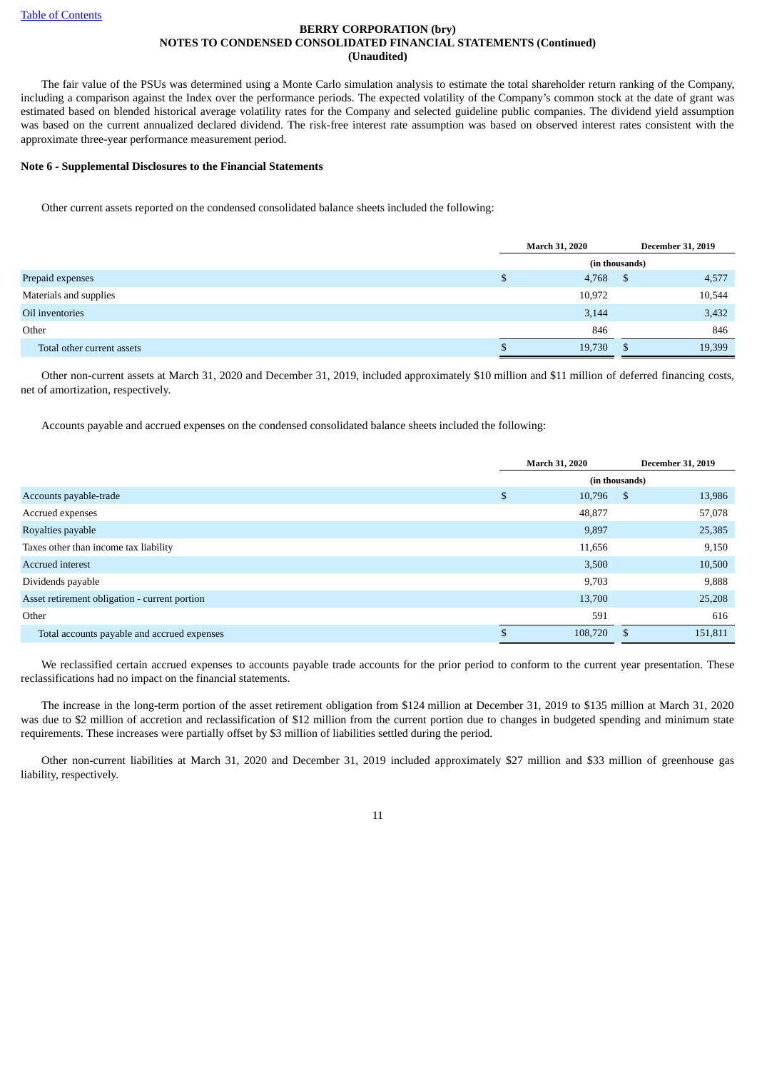The fair value of the PSUs was determined using a Monte Carlo simulation analysis to estimate the total shareholder return ranking of the Company, including a comparison against the Index over the performance periods. The expected volatility of the Company's common stock at the date of grant was estimated based on blended historical average volatility rates for the Company and selected guideline public companies. The dividend yield assumption was based on the current annualized declared dividend. The risk-free interest rate assumption was based on observed interest rates consistent with the approximate three-year performance measurement period.

**Note 6 - Supplemental Disclosures to the Financial Statements**

Other current assets reported on the condensed consolidated balance sheets included the following:

| | March 31, 2020 | December 31, 2019 |
|---|---|---|
| | (in thousands) | |
| Prepaid expenses | $ 4,768 | $ 4,577 |
| Materials and supplies | 10,972 | 10,544 |
| Oil inventories | 3,144 | 3,432 |
| Other | 846 | 846 |
| Total other current assets | $ 19,730 | $ 19,399 |

Other non-current assets at March 31, 2020 and December 31, 2019, included approximately $10 million and $11 million of deferred financing costs, net of amortization, respectively.

Accounts payable and accrued expenses on the condensed consolidated balance sheets included the following:

| | March 31, 2020 | December 31, 2019 |
|---|---|---|
| | (in thousands) | |
| Accounts payable-trade | $ 10,796 | $ 13,986 |
| Accrued expenses | 48,877 | 57,078 |
| Royalties payable | 9,897 | 25,385 |
| Taxes other than income tax liability | 11,656 | 9,150 |
| Accrued interest | 3,500 | 10,500 |
| Dividends payable | 9,703 | 9,888 |
| Asset retirement obligation - current portion | 13,700 | 25,208 |
| Other | 591 | 616 |
| Total accounts payable and accrued expenses | $ 108,720 | $ 151,811 |

We reclassified certain accrued expenses to accounts payable trade accounts for the prior period to conform to the current year presentation. These reclassifications had no impact on the financial statements.

The increase in the long-term portion of the asset retirement obligation from $124 million at December 31, 2019 to $135 million at March 31, 2020 was due to $2 million of accretion and reclassification of $12 million from the current portion due to changes in budgeted spending and minimum state requirements. These increases were partially offset by $3 million of liabilities settled during the period.

Other non-current liabilities at March 31, 2020 and December 31, 2019 included approximately $27 million and $33 million of greenhouse gas liability, respectively.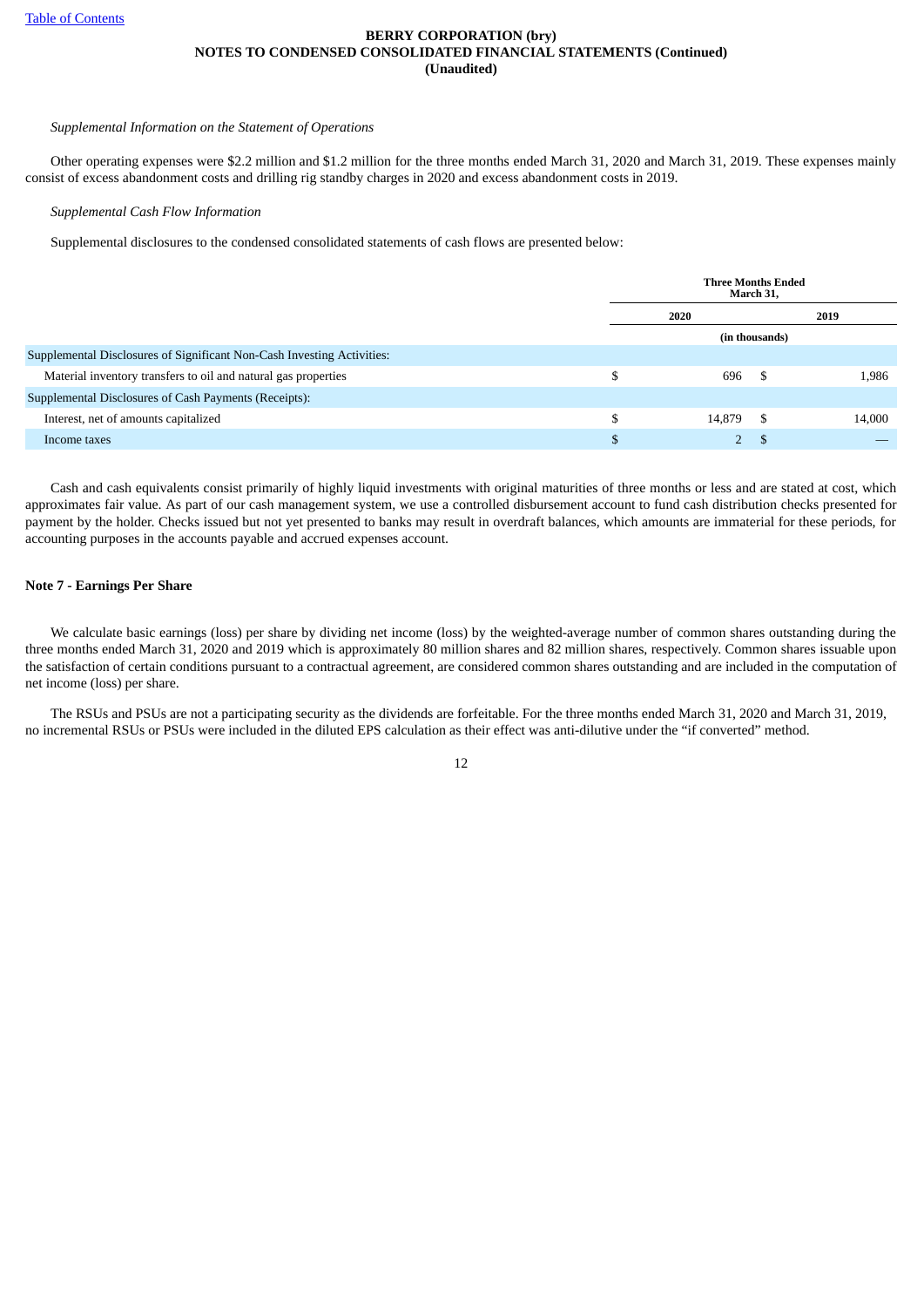*Supplemental Information on the Statement of Operations*

Other operating expenses were $2.2 million and $1.2 million for the three months ended March 31, 2020 and March 31, 2019. These expenses mainly consist of excess abandonment costs and drilling rig standby charges in 2020 and excess abandonment costs in 2019.

*Supplemental Cash Flow Information*

Supplemental disclosures to the condensed consolidated statements of cash flows are presented below:

| | Three Months Ended March 31, | |
|---|---|---|
| | 2020 | 2019 |
| | (in thousands) | |
| Supplemental Disclosures of Significant Non-Cash Investing Activities: | | |
| Material inventory transfers to oil and natural gas properties | $ 696 | $ 1,986 |
| Supplemental Disclosures of Cash Payments (Receipts): | | |
| Interest, net of amounts capitalized | $ 14,879 | $ 14,000 |
| Income taxes | $ 2 | $ — |

Cash and cash equivalents consist primarily of highly liquid investments with original maturities of three months or less and are stated at cost, which approximates fair value. As part of our cash management system, we use a controlled disbursement account to fund cash distribution checks presented for payment by the holder. Checks issued but not yet presented to banks may result in overdraft balances, which amounts are immaterial for these periods, for accounting purposes in the accounts payable and accrued expenses account.

## Note 7 - Earnings Per Share

We calculate basic earnings (loss) per share by dividing net income (loss) by the weighted-average number of common shares outstanding during the three months ended March 31, 2020 and 2019 which is approximately 80 million shares and 82 million shares, respectively. Common shares issuable upon the satisfaction of certain conditions pursuant to a contractual agreement, are considered common shares outstanding and are included in the computation of net income (loss) per share.

The RSUs and PSUs are not a participating security as the dividends are forfeitable. For the three months ended March 31, 2020 and March 31, 2019, no incremental RSUs or PSUs were included in the diluted EPS calculation as their effect was anti-dilutive under the "if converted" method.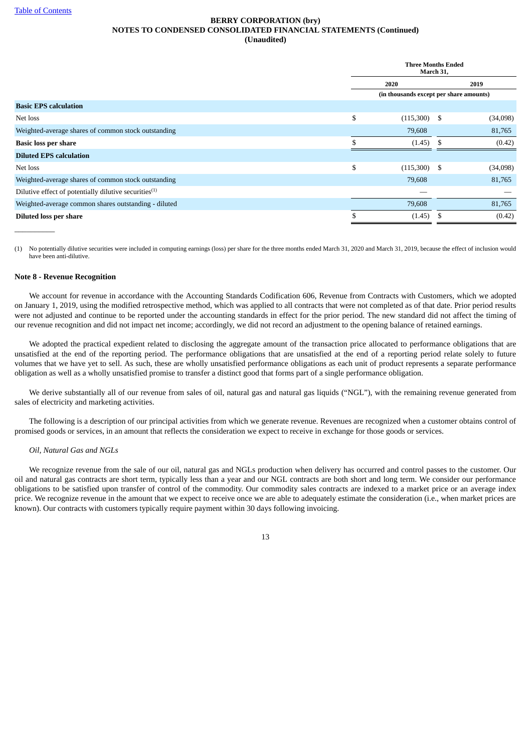| | Three Months Ended March 31, | |
|---|---|---|
| | 2020 | 2019 |
| | (in thousands except per share amounts) | |
| **Basic EPS calculation** | | |
| Net loss | $ (115,300) | $ (34,098) |
| Weighted-average shares of common stock outstanding | 79,608 | 81,765 |
| **Basic loss per share** | $ (1.45) | $ (0.42) |
| **Diluted EPS calculation** | | |
| Net loss | $ (115,300) | $ (34,098) |
| Weighted-average shares of common stock outstanding | 79,608 | 81,765 |
| Dilutive effect of potentially dilutive securities[(1)] | — | — |
| Weighted-average common shares outstanding - diluted | 79,608 | 81,765 |
| **Diluted loss per share** | $ (1.45) | $ (0.42) |

(1) No potentially dilutive securities were included in computing earnings (loss) per share for the three months ended March 31, 2020 and March 31, 2019, because the effect of inclusion would have been anti-dilutive.

### Note 8 - Revenue Recognition

We account for revenue in accordance with the Accounting Standards Codification 606, Revenue from Contracts with Customers, which we adopted on January 1, 2019, using the modified retrospective method, which was applied to all contracts that were not completed as of that date. Prior period results were not adjusted and continue to be reported under the accounting standards in effect for the prior period. The new standard did not affect the timing of our revenue recognition and did not impact net income; accordingly, we did not record an adjustment to the opening balance of retained earnings.

We adopted the practical expedient related to disclosing the aggregate amount of the transaction price allocated to performance obligations that are unsatisfied at the end of the reporting period. The performance obligations that are unsatisfied at the end of a reporting period relate solely to future volumes that we have yet to sell. As such, these are wholly unsatisfied performance obligations as each unit of product represents a separate performance obligation as well as a wholly unsatisfied promise to transfer a distinct good that forms part of a single performance obligation.

We derive substantially all of our revenue from sales of oil, natural gas and natural gas liquids ("NGL"), with the remaining revenue generated from sales of electricity and marketing activities.

The following is a description of our principal activities from which we generate revenue. Revenues are recognized when a customer obtains control of promised goods or services, in an amount that reflects the consideration we expect to receive in exchange for those goods or services.

*Oil, Natural Gas and NGLs*

We recognize revenue from the sale of our oil, natural gas and NGLs production when delivery has occurred and control passes to the customer. Our oil and natural gas contracts are short term, typically less than a year and our NGL contracts are both short and long term. We consider our performance obligations to be satisfied upon transfer of control of the commodity. Our commodity sales contracts are indexed to a market price or an average index price. We recognize revenue in the amount that we expect to receive once we are able to adequately estimate the consideration (i.e., when market prices are known). Our contracts with customers typically require payment within 30 days following invoicing.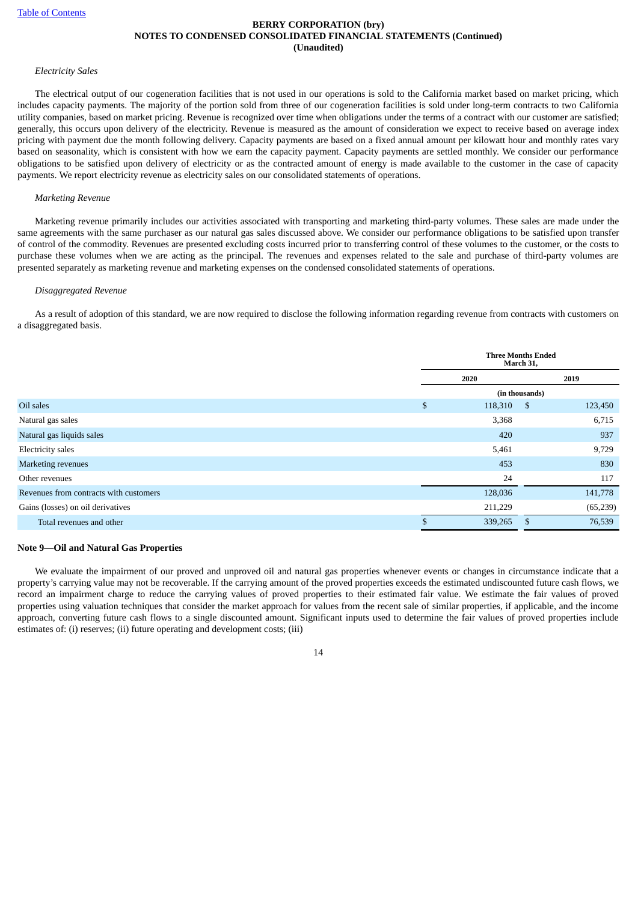*Electricity Sales*

The electrical output of our cogeneration facilities that is not used in our operations is sold to the California market based on market pricing, which includes capacity payments. The majority of the portion sold from three of our cogeneration facilities is sold under long-term contracts to two California utility companies, based on market pricing. Revenue is recognized over time when obligations under the terms of a contract with our customer are satisfied; generally, this occurs upon delivery of the electricity. Revenue is measured as the amount of consideration we expect to receive based on average index pricing with payment due the month following delivery. Capacity payments are based on a fixed annual amount per kilowatt hour and monthly rates vary based on seasonality, which is consistent with how we earn the capacity payment. Capacity payments are settled monthly. We consider our performance obligations to be satisfied upon delivery of electricity or as the contracted amount of energy is made available to the customer in the case of capacity payments. We report electricity revenue as electricity sales on our consolidated statements of operations.

*Marketing Revenue*

Marketing revenue primarily includes our activities associated with transporting and marketing third-party volumes. These sales are made under the same agreements with the same purchaser as our natural gas sales discussed above. We consider our performance obligations to be satisfied upon transfer of control of the commodity. Revenues are presented excluding costs incurred prior to transferring control of these volumes to the customer, or the costs to purchase these volumes when we are acting as the principal. The revenues and expenses related to the sale and purchase of third-party volumes are presented separately as marketing revenue and marketing expenses on the condensed consolidated statements of operations.

*Disaggregated Revenue*

As a result of adoption of this standard, we are now required to disclose the following information regarding revenue from contracts with customers on a disaggregated basis.

| | Three Months Ended March 31, | |
|---|---|---|
| | 2020 | 2019 |
| | (in thousands) | |
| Oil sales | $ 118,310 | $ 123,450 |
| Natural gas sales | 3,368 | 6,715 |
| Natural gas liquids sales | 420 | 937 |
| Electricity sales | 5,461 | 9,729 |
| Marketing revenues | 453 | 830 |
| Other revenues | 24 | 117 |
| Revenues from contracts with customers | 128,036 | 141,778 |
| Gains (losses) on oil derivatives | 211,229 | (65,239) |
| Total revenues and other | $ 339,265 | $ 76,539 |

**Note 9—Oil and Natural Gas Properties**

We evaluate the impairment of our proved and unproved oil and natural gas properties whenever events or changes in circumstance indicate that a property's carrying value may not be recoverable. If the carrying amount of the proved properties exceeds the estimated undiscounted future cash flows, we record an impairment charge to reduce the carrying values of proved properties to their estimated fair value. We estimate the fair values of proved properties using valuation techniques that consider the market approach for values from the recent sale of similar properties, if applicable, and the income approach, converting future cash flows to a single discounted amount. Significant inputs used to determine the fair values of proved properties include estimates of: (i) reserves; (ii) future operating and development costs; (iii)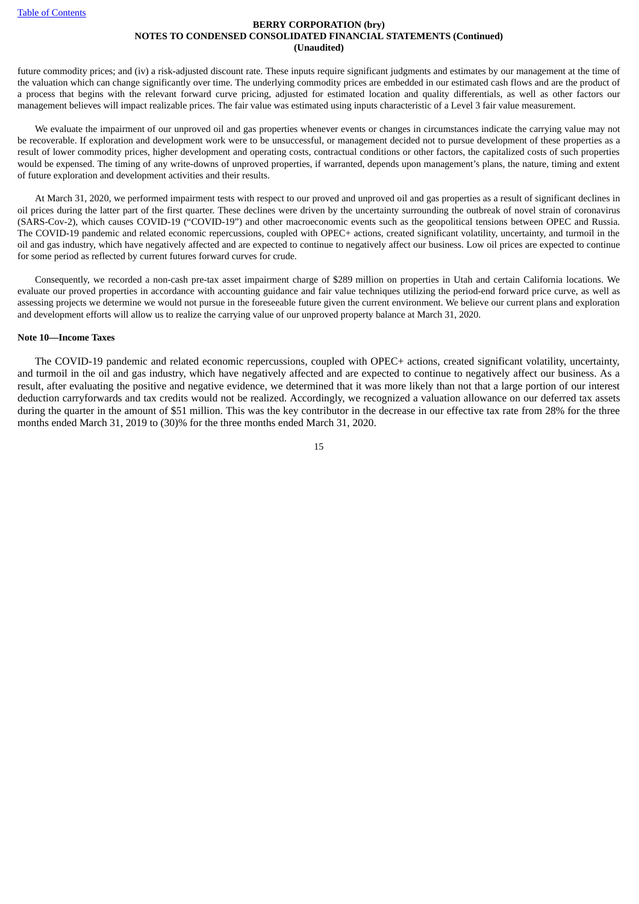future commodity prices; and (iv) a risk-adjusted discount rate. These inputs require significant judgments and estimates by our management at the time of the valuation which can change significantly over time. The underlying commodity prices are embedded in our estimated cash flows and are the product of a process that begins with the relevant forward curve pricing, adjusted for estimated location and quality differentials, as well as other factors our management believes will impact realizable prices. The fair value was estimated using inputs characteristic of a Level 3 fair value measurement.

We evaluate the impairment of our unproved oil and gas properties whenever events or changes in circumstances indicate the carrying value may not be recoverable. If exploration and development work were to be unsuccessful, or management decided not to pursue development of these properties as a result of lower commodity prices, higher development and operating costs, contractual conditions or other factors, the capitalized costs of such properties would be expensed. The timing of any write-downs of unproved properties, if warranted, depends upon management's plans, the nature, timing and extent of future exploration and development activities and their results.

At March 31, 2020, we performed impairment tests with respect to our proved and unproved oil and gas properties as a result of significant declines in oil prices during the latter part of the first quarter. These declines were driven by the uncertainty surrounding the outbreak of novel strain of coronavirus (SARS-Cov-2), which causes COVID-19 ("COVID-19") and other macroeconomic events such as the geopolitical tensions between OPEC and Russia. The COVID-19 pandemic and related economic repercussions, coupled with OPEC+ actions, created significant volatility, uncertainty, and turmoil in the oil and gas industry, which have negatively affected and are expected to continue to negatively affect our business. Low oil prices are expected to continue for some period as reflected by current futures forward curves for crude.

Consequently, we recorded a non-cash pre-tax asset impairment charge of $289 million on properties in Utah and certain California locations. We evaluate our proved properties in accordance with accounting guidance and fair value techniques utilizing the period-end forward price curve, as well as assessing projects we determine we would not pursue in the foreseeable future given the current environment. We believe our current plans and exploration and development efforts will allow us to realize the carrying value of our unproved property balance at March 31, 2020.

**Note 10—Income Taxes**

The COVID-19 pandemic and related economic repercussions, coupled with OPEC+ actions, created significant volatility, uncertainty, and turmoil in the oil and gas industry, which have negatively affected and are expected to continue to negatively affect our business. As a result, after evaluating the positive and negative evidence, we determined that it was more likely than not that a large portion of our interest deduction carryforwards and tax credits would not be realized. Accordingly, we recognized a valuation allowance on our deferred tax assets during the quarter in the amount of $51 million. This was the key contributor in the decrease in our effective tax rate from 28% for the three months ended March 31, 2019 to (30)% for the three months ended March 31, 2020.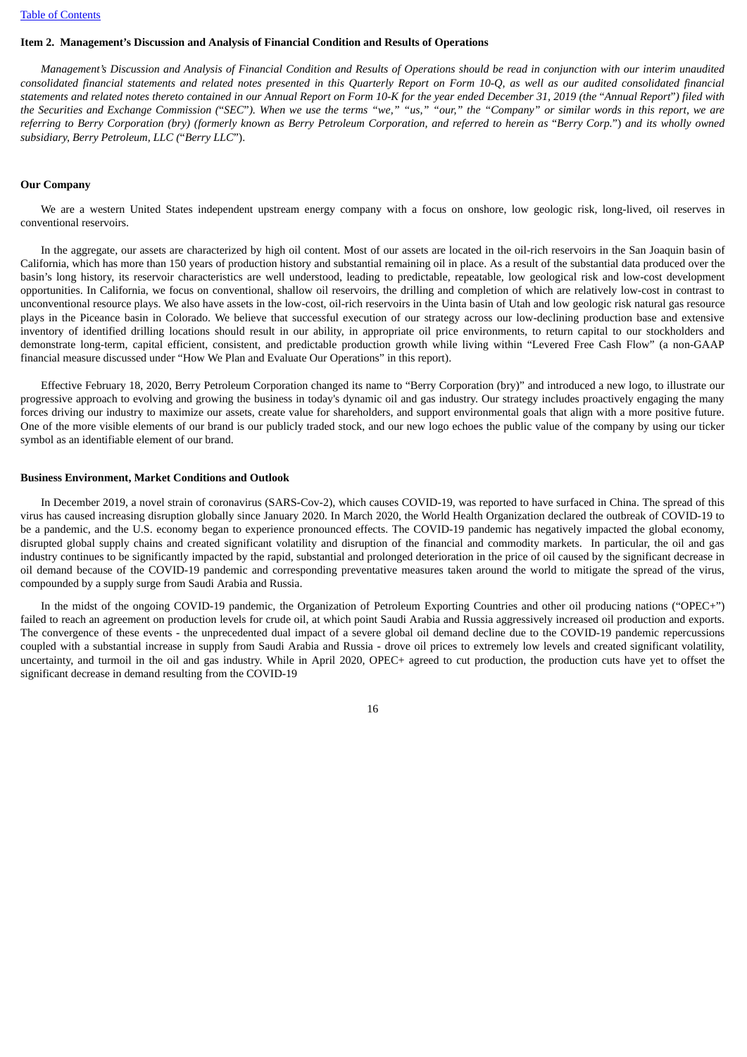**Item 2. Management's Discussion and Analysis of Financial Condition and Results of Operations**

*Management's Discussion and Analysis of Financial Condition and Results of Operations should be read in conjunction with our interim unaudited consolidated financial statements and related notes presented in this Quarterly Report on Form 10-Q, as well as our audited consolidated financial statements and related notes thereto contained in our Annual Report on Form 10-K for the year ended December 31, 2019 (the "Annual Report") filed with the Securities and Exchange Commission ("SEC"). When we use the terms "we," "us," "our," the "Company" or similar words in this report, we are referring to Berry Corporation (bry) (formerly known as Berry Petroleum Corporation, and referred to herein as "Berry Corp.") and its wholly owned subsidiary, Berry Petroleum, LLC ("Berry LLC").*

**Our Company**

We are a western United States independent upstream energy company with a focus on onshore, low geologic risk, long-lived, oil reserves in conventional reservoirs.

In the aggregate, our assets are characterized by high oil content. Most of our assets are located in the oil-rich reservoirs in the San Joaquin basin of California, which has more than 150 years of production history and substantial remaining oil in place. As a result of the substantial data produced over the basin's long history, its reservoir characteristics are well understood, leading to predictable, repeatable, low geological risk and low-cost development opportunities. In California, we focus on conventional, shallow oil reservoirs, the drilling and completion of which are relatively low-cost in contrast to unconventional resource plays. We also have assets in the low-cost, oil-rich reservoirs in the Uinta basin of Utah and low geologic risk natural gas resource plays in the Piceance basin in Colorado. We believe that successful execution of our strategy across our low-declining production base and extensive inventory of identified drilling locations should result in our ability, in appropriate oil price environments, to return capital to our stockholders and demonstrate long-term, capital efficient, consistent, and predictable production growth while living within "Levered Free Cash Flow" (a non-GAAP financial measure discussed under "How We Plan and Evaluate Our Operations" in this report).

Effective February 18, 2020, Berry Petroleum Corporation changed its name to "Berry Corporation (bry)" and introduced a new logo, to illustrate our progressive approach to evolving and growing the business in today's dynamic oil and gas industry. Our strategy includes proactively engaging the many forces driving our industry to maximize our assets, create value for shareholders, and support environmental goals that align with a more positive future. One of the more visible elements of our brand is our publicly traded stock, and our new logo echoes the public value of the company by using our ticker symbol as an identifiable element of our brand.

**Business Environment, Market Conditions and Outlook**

In December 2019, a novel strain of coronavirus (SARS-Cov-2), which causes COVID-19, was reported to have surfaced in China. The spread of this virus has caused increasing disruption globally since January 2020. In March 2020, the World Health Organization declared the outbreak of COVID-19 to be a pandemic, and the U.S. economy began to experience pronounced effects. The COVID-19 pandemic has negatively impacted the global economy, disrupted global supply chains and created significant volatility and disruption of the financial and commodity markets. In particular, the oil and gas industry continues to be significantly impacted by the rapid, substantial and prolonged deterioration in the price of oil caused by the significant decrease in oil demand because of the COVID-19 pandemic and corresponding preventative measures taken around the world to mitigate the spread of the virus, compounded by a supply surge from Saudi Arabia and Russia.

In the midst of the ongoing COVID-19 pandemic, the Organization of Petroleum Exporting Countries and other oil producing nations ("OPEC+") failed to reach an agreement on production levels for crude oil, at which point Saudi Arabia and Russia aggressively increased oil production and exports. The convergence of these events - the unprecedented dual impact of a severe global oil demand decline due to the COVID-19 pandemic repercussions coupled with a substantial increase in supply from Saudi Arabia and Russia - drove oil prices to extremely low levels and created significant volatility, uncertainty, and turmoil in the oil and gas industry. While in April 2020, OPEC+ agreed to cut production, the production cuts have yet to offset the significant decrease in demand resulting from the COVID-19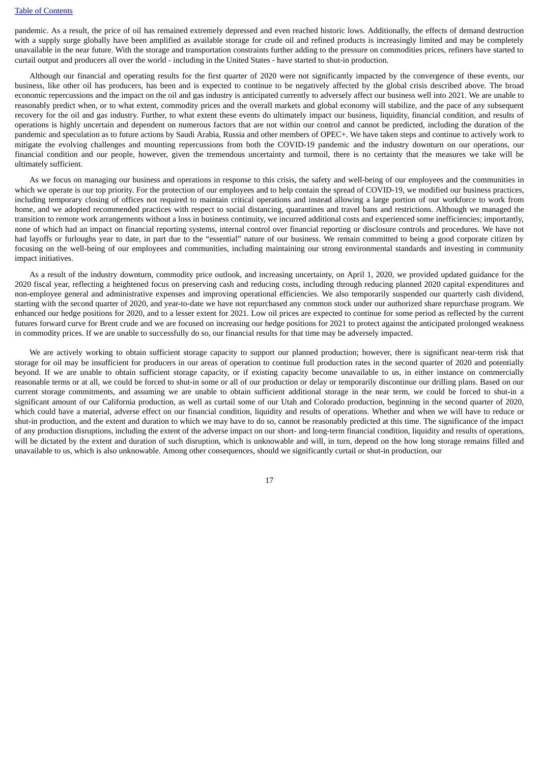pandemic. As a result, the price of oil has remained extremely depressed and even reached historic lows. Additionally, the effects of demand destruction with a supply surge globally have been amplified as available storage for crude oil and refined products is increasingly limited and may be completely unavailable in the near future. With the storage and transportation constraints further adding to the pressure on commodities prices, refiners have started to curtail output and producers all over the world - including in the United States - have started to shut-in production.

Although our financial and operating results for the first quarter of 2020 were not significantly impacted by the convergence of these events, our business, like other oil has producers, has been and is expected to continue to be negatively affected by the global crisis described above. The broad economic repercussions and the impact on the oil and gas industry is anticipated currently to adversely affect our business well into 2021. We are unable to reasonably predict when, or to what extent, commodity prices and the overall markets and global economy will stabilize, and the pace of any subsequent recovery for the oil and gas industry. Further, to what extent these events do ultimately impact our business, liquidity, financial condition, and results of operations is highly uncertain and dependent on numerous factors that are not within our control and cannot be predicted, including the duration of the pandemic and speculation as to future actions by Saudi Arabia, Russia and other members of OPEC+. We have taken steps and continue to actively work to mitigate the evolving challenges and mounting repercussions from both the COVID-19 pandemic and the industry downturn on our operations, our financial condition and our people, however, given the tremendous uncertainty and turmoil, there is no certainty that the measures we take will be ultimately sufficient.

As we focus on managing our business and operations in response to this crisis, the safety and well-being of our employees and the communities in which we operate is our top priority. For the protection of our employees and to help contain the spread of COVID-19, we modified our business practices, including temporary closing of offices not required to maintain critical operations and instead allowing a large portion of our workforce to work from home, and we adopted recommended practices with respect to social distancing, quarantines and travel bans and restrictions. Although we managed the transition to remote work arrangements without a loss in business continuity, we incurred additional costs and experienced some inefficiencies; importantly, none of which had an impact on financial reporting systems, internal control over financial reporting or disclosure controls and procedures. We have not had layoffs or furloughs year to date, in part due to the "essential" nature of our business. We remain committed to being a good corporate citizen by focusing on the well-being of our employees and communities, including maintaining our strong environmental standards and investing in community impact initiatives.

As a result of the industry downturn, commodity price outlook, and increasing uncertainty, on April 1, 2020, we provided updated guidance for the 2020 fiscal year, reflecting a heightened focus on preserving cash and reducing costs, including through reducing planned 2020 capital expenditures and non-employee general and administrative expenses and improving operational efficiencies. We also temporarily suspended our quarterly cash dividend, starting with the second quarter of 2020, and year-to-date we have not repurchased any common stock under our authorized share repurchase program. We enhanced our hedge positions for 2020, and to a lesser extent for 2021. Low oil prices are expected to continue for some period as reflected by the current futures forward curve for Brent crude and we are focused on increasing our hedge positions for 2021 to protect against the anticipated prolonged weakness in commodity prices. If we are unable to successfully do so, our financial results for that time may be adversely impacted.

We are actively working to obtain sufficient storage capacity to support our planned production; however, there is significant near-term risk that storage for oil may be insufficient for producers in our areas of operation to continue full production rates in the second quarter of 2020 and potentially beyond. If we are unable to obtain sufficient storage capacity, or if existing capacity become unavailable to us, in either instance on commercially reasonable terms or at all, we could be forced to shut-in some or all of our production or delay or temporarily discontinue our drilling plans. Based on our current storage commitments, and assuming we are unable to obtain sufficient additional storage in the near term, we could be forced to shut-in a significant amount of our California production, as well as curtail some of our Utah and Colorado production, beginning in the second quarter of 2020, which could have a material, adverse effect on our financial condition, liquidity and results of operations. Whether and when we will have to reduce or shut-in production, and the extent and duration to which we may have to do so, cannot be reasonably predicted at this time. The significance of the impact of any production disruptions, including the extent of the adverse impact on our short- and long-term financial condition, liquidity and results of operations, will be dictated by the extent and duration of such disruption, which is unknowable and will, in turn, depend on the how long storage remains filled and unavailable to us, which is also unknowable. Among other consequences, should we significantly curtail or shut-in production, our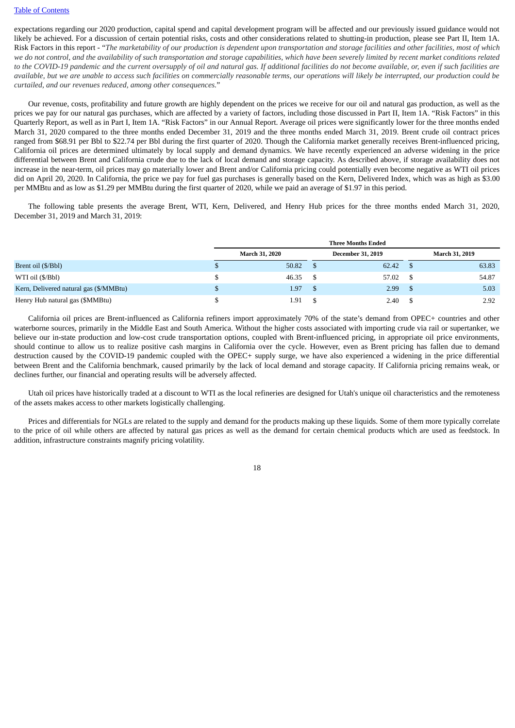expectations regarding our 2020 production, capital spend and capital development program will be affected and our previously issued guidance would not likely be achieved. For a discussion of certain potential risks, costs and other considerations related to shutting-in production, please see Part II, Item 1A. Risk Factors in this report - "*The marketability of our production is dependent upon transportation and storage facilities and other facilities, most of which we do not control, and the availability of such transportation and storage capabilities, which have been severely limited by recent market conditions related to the COVID-19 pandemic and the current oversupply of oil and natural gas. If additional facilities do not become available, or, even if such facilities are available, but we are unable to access such facilities on commercially reasonable terms, our operations will likely be interrupted, our production could be curtailed, and our revenues reduced, among other consequences.*"

Our revenue, costs, profitability and future growth are highly dependent on the prices we receive for our oil and natural gas production, as well as the prices we pay for our natural gas purchases, which are affected by a variety of factors, including those discussed in Part II, Item 1A. "Risk Factors" in this Quarterly Report, as well as in Part I, Item 1A. "Risk Factors" in our Annual Report. Average oil prices were significantly lower for the three months ended March 31, 2020 compared to the three months ended December 31, 2019 and the three months ended March 31, 2019. Brent crude oil contract prices ranged from $68.91 per Bbl to $22.74 per Bbl during the first quarter of 2020. Though the California market generally receives Brent-influenced pricing, California oil prices are determined ultimately by local supply and demand dynamics. We have recently experienced an adverse widening in the price differential between Brent and California crude due to the lack of local demand and storage capacity. As described above, if storage availability does not increase in the near-term, oil prices may go materially lower and Brent and/or California pricing could potentially even become negative as WTI oil prices did on April 20, 2020. In California, the price we pay for fuel gas purchases is generally based on the Kern, Delivered Index, which was as high as $3.00 per MMBtu and as low as $1.29 per MMBtu during the first quarter of 2020, while we paid an average of $1.97 in this period.

The following table presents the average Brent, WTI, Kern, Delivered, and Henry Hub prices for the three months ended March 31, 2020, December 31, 2019 and March 31, 2019:

| | Three Months Ended | | |
|---|---|---|---|
| | March 31, 2020 | December 31, 2019 | March 31, 2019 |
| Brent oil ($/Bbl) | $ 50.82 | $ 62.42 | $ 63.83 |
| WTI oil ($/Bbl) | $ 46.35 | $ 57.02 | $ 54.87 |
| Kern, Delivered natural gas ($/MMBtu) | $ 1.97 | $ 2.99 | $ 5.03 |
| Henry Hub natural gas ($MMBtu) | $ 1.91 | $ 2.40 | $ 2.92 |

California oil prices are Brent-influenced as California refiners import approximately 70% of the state's demand from OPEC+ countries and other waterborne sources, primarily in the Middle East and South America. Without the higher costs associated with importing crude via rail or supertanker, we believe our in-state production and low-cost crude transportation options, coupled with Brent-influenced pricing, in appropriate oil price environments, should continue to allow us to realize positive cash margins in California over the cycle. However, even as Brent pricing has fallen due to demand destruction caused by the COVID-19 pandemic coupled with the OPEC+ supply surge, we have also experienced a widening in the price differential between Brent and the California benchmark, caused primarily by the lack of local demand and storage capacity. If California pricing remains weak, or declines further, our financial and operating results will be adversely affected.

Utah oil prices have historically traded at a discount to WTI as the local refineries are designed for Utah's unique oil characteristics and the remoteness of the assets makes access to other markets logistically challenging.

Prices and differentials for NGLs are related to the supply and demand for the products making up these liquids. Some of them more typically correlate to the price of oil while others are affected by natural gas prices as well as the demand for certain chemical products which are used as feedstock. In addition, infrastructure constraints magnify pricing volatility.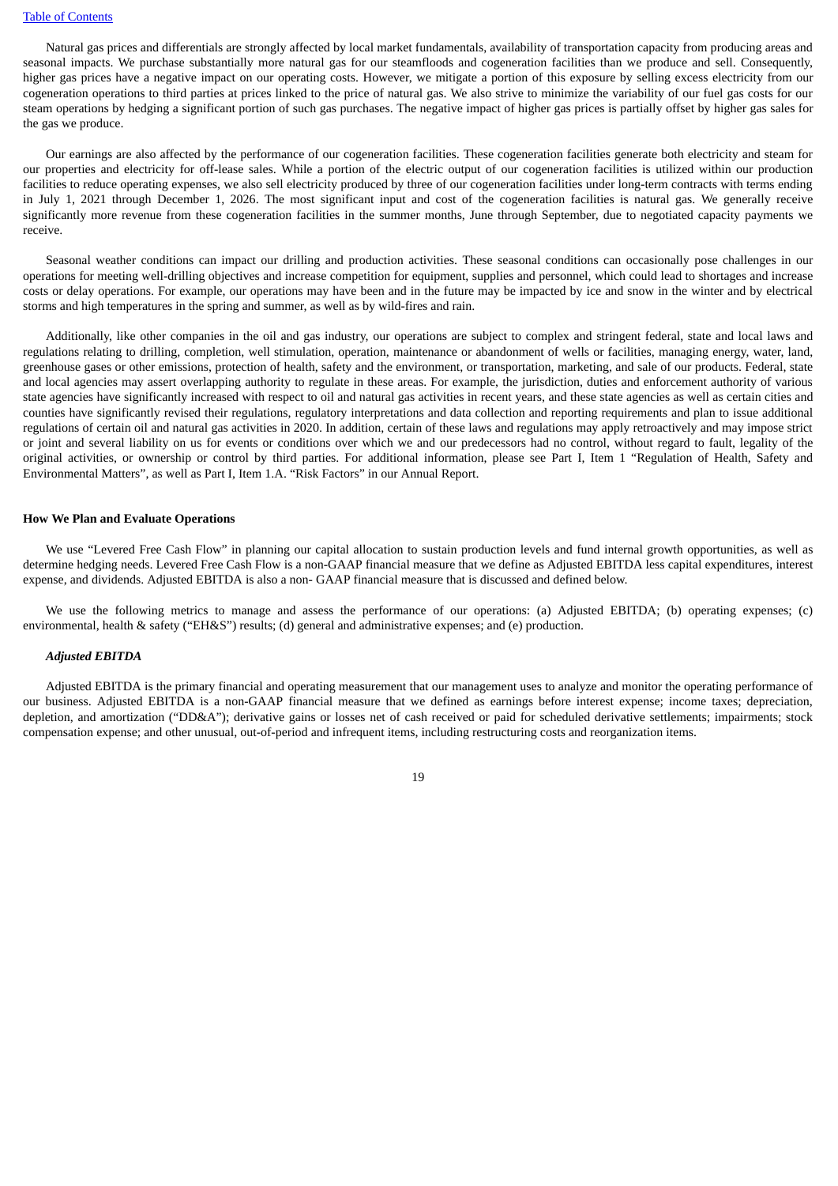Natural gas prices and differentials are strongly affected by local market fundamentals, availability of transportation capacity from producing areas and seasonal impacts. We purchase substantially more natural gas for our steamfloods and cogeneration facilities than we produce and sell. Consequently, higher gas prices have a negative impact on our operating costs. However, we mitigate a portion of this exposure by selling excess electricity from our cogeneration operations to third parties at prices linked to the price of natural gas. We also strive to minimize the variability of our fuel gas costs for our steam operations by hedging a significant portion of such gas purchases. The negative impact of higher gas prices is partially offset by higher gas sales for the gas we produce.

Our earnings are also affected by the performance of our cogeneration facilities. These cogeneration facilities generate both electricity and steam for our properties and electricity for off-lease sales. While a portion of the electric output of our cogeneration facilities is utilized within our production facilities to reduce operating expenses, we also sell electricity produced by three of our cogeneration facilities under long-term contracts with terms ending in July 1, 2021 through December 1, 2026. The most significant input and cost of the cogeneration facilities is natural gas. We generally receive significantly more revenue from these cogeneration facilities in the summer months, June through September, due to negotiated capacity payments we receive.

Seasonal weather conditions can impact our drilling and production activities. These seasonal conditions can occasionally pose challenges in our operations for meeting well-drilling objectives and increase competition for equipment, supplies and personnel, which could lead to shortages and increase costs or delay operations. For example, our operations may have been and in the future may be impacted by ice and snow in the winter and by electrical storms and high temperatures in the spring and summer, as well as by wild-fires and rain.

Additionally, like other companies in the oil and gas industry, our operations are subject to complex and stringent federal, state and local laws and regulations relating to drilling, completion, well stimulation, operation, maintenance or abandonment of wells or facilities, managing energy, water, land, greenhouse gases or other emissions, protection of health, safety and the environment, or transportation, marketing, and sale of our products. Federal, state and local agencies may assert overlapping authority to regulate in these areas. For example, the jurisdiction, duties and enforcement authority of various state agencies have significantly increased with respect to oil and natural gas activities in recent years, and these state agencies as well as certain cities and counties have significantly revised their regulations, regulatory interpretations and data collection and reporting requirements and plan to issue additional regulations of certain oil and natural gas activities in 2020. In addition, certain of these laws and regulations may apply retroactively and may impose strict or joint and several liability on us for events or conditions over which we and our predecessors had no control, without regard to fault, legality of the original activities, or ownership or control by third parties. For additional information, please see Part I, Item 1 "Regulation of Health, Safety and Environmental Matters", as well as Part I, Item 1.A. "Risk Factors" in our Annual Report.

**How We Plan and Evaluate Operations**

We use "Levered Free Cash Flow" in planning our capital allocation to sustain production levels and fund internal growth opportunities, as well as determine hedging needs. Levered Free Cash Flow is a non-GAAP financial measure that we define as Adjusted EBITDA less capital expenditures, interest expense, and dividends. Adjusted EBITDA is also a non- GAAP financial measure that is discussed and defined below.

We use the following metrics to manage and assess the performance of our operations: (a) Adjusted EBITDA; (b) operating expenses; (c) environmental, health & safety ("EH&S") results; (d) general and administrative expenses; and (e) production.

***Adjusted EBITDA***

Adjusted EBITDA is the primary financial and operating measurement that our management uses to analyze and monitor the operating performance of our business. Adjusted EBITDA is a non-GAAP financial measure that we defined as earnings before interest expense; income taxes; depreciation, depletion, and amortization ("DD&A"); derivative gains or losses net of cash received or paid for scheduled derivative settlements; impairments; stock compensation expense; and other unusual, out-of-period and infrequent items, including restructuring costs and reorganization items.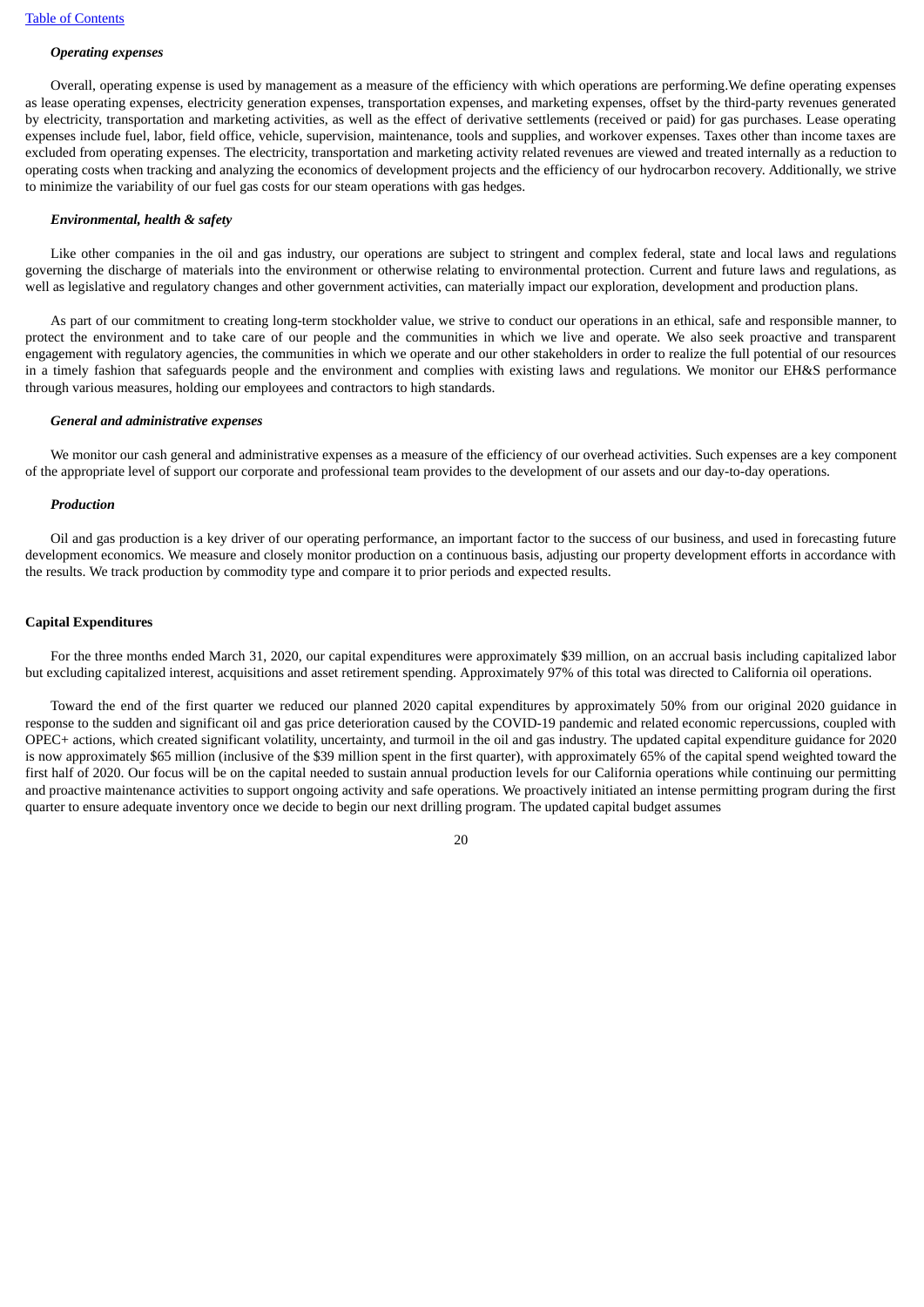***Operating expenses***

Overall, operating expense is used by management as a measure of the efficiency with which operations are performing.We define operating expenses as lease operating expenses, electricity generation expenses, transportation expenses, and marketing expenses, offset by the third-party revenues generated by electricity, transportation and marketing activities, as well as the effect of derivative settlements (received or paid) for gas purchases. Lease operating expenses include fuel, labor, field office, vehicle, supervision, maintenance, tools and supplies, and workover expenses. Taxes other than income taxes are excluded from operating expenses. The electricity, transportation and marketing activity related revenues are viewed and treated internally as a reduction to operating costs when tracking and analyzing the economics of development projects and the efficiency of our hydrocarbon recovery. Additionally, we strive to minimize the variability of our fuel gas costs for our steam operations with gas hedges.

***Environmental, health & safety***

Like other companies in the oil and gas industry, our operations are subject to stringent and complex federal, state and local laws and regulations governing the discharge of materials into the environment or otherwise relating to environmental protection. Current and future laws and regulations, as well as legislative and regulatory changes and other government activities, can materially impact our exploration, development and production plans.

As part of our commitment to creating long-term stockholder value, we strive to conduct our operations in an ethical, safe and responsible manner, to protect the environment and to take care of our people and the communities in which we live and operate. We also seek proactive and transparent engagement with regulatory agencies, the communities in which we operate and our other stakeholders in order to realize the full potential of our resources in a timely fashion that safeguards people and the environment and complies with existing laws and regulations. We monitor our EH&S performance through various measures, holding our employees and contractors to high standards.

***General and administrative expenses***

We monitor our cash general and administrative expenses as a measure of the efficiency of our overhead activities. Such expenses are a key component of the appropriate level of support our corporate and professional team provides to the development of our assets and our day-to-day operations.

***Production***

Oil and gas production is a key driver of our operating performance, an important factor to the success of our business, and used in forecasting future development economics. We measure and closely monitor production on a continuous basis, adjusting our property development efforts in accordance with the results. We track production by commodity type and compare it to prior periods and expected results.

**Capital Expenditures**

For the three months ended March 31, 2020, our capital expenditures were approximately $39 million, on an accrual basis including capitalized labor but excluding capitalized interest, acquisitions and asset retirement spending. Approximately 97% of this total was directed to California oil operations.

Toward the end of the first quarter we reduced our planned 2020 capital expenditures by approximately 50% from our original 2020 guidance in response to the sudden and significant oil and gas price deterioration caused by the COVID-19 pandemic and related economic repercussions, coupled with OPEC+ actions, which created significant volatility, uncertainty, and turmoil in the oil and gas industry. The updated capital expenditure guidance for 2020 is now approximately $65 million (inclusive of the $39 million spent in the first quarter), with approximately 65% of the capital spend weighted toward the first half of 2020. Our focus will be on the capital needed to sustain annual production levels for our California operations while continuing our permitting and proactive maintenance activities to support ongoing activity and safe operations. We proactively initiated an intense permitting program during the first quarter to ensure adequate inventory once we decide to begin our next drilling program. The updated capital budget assumes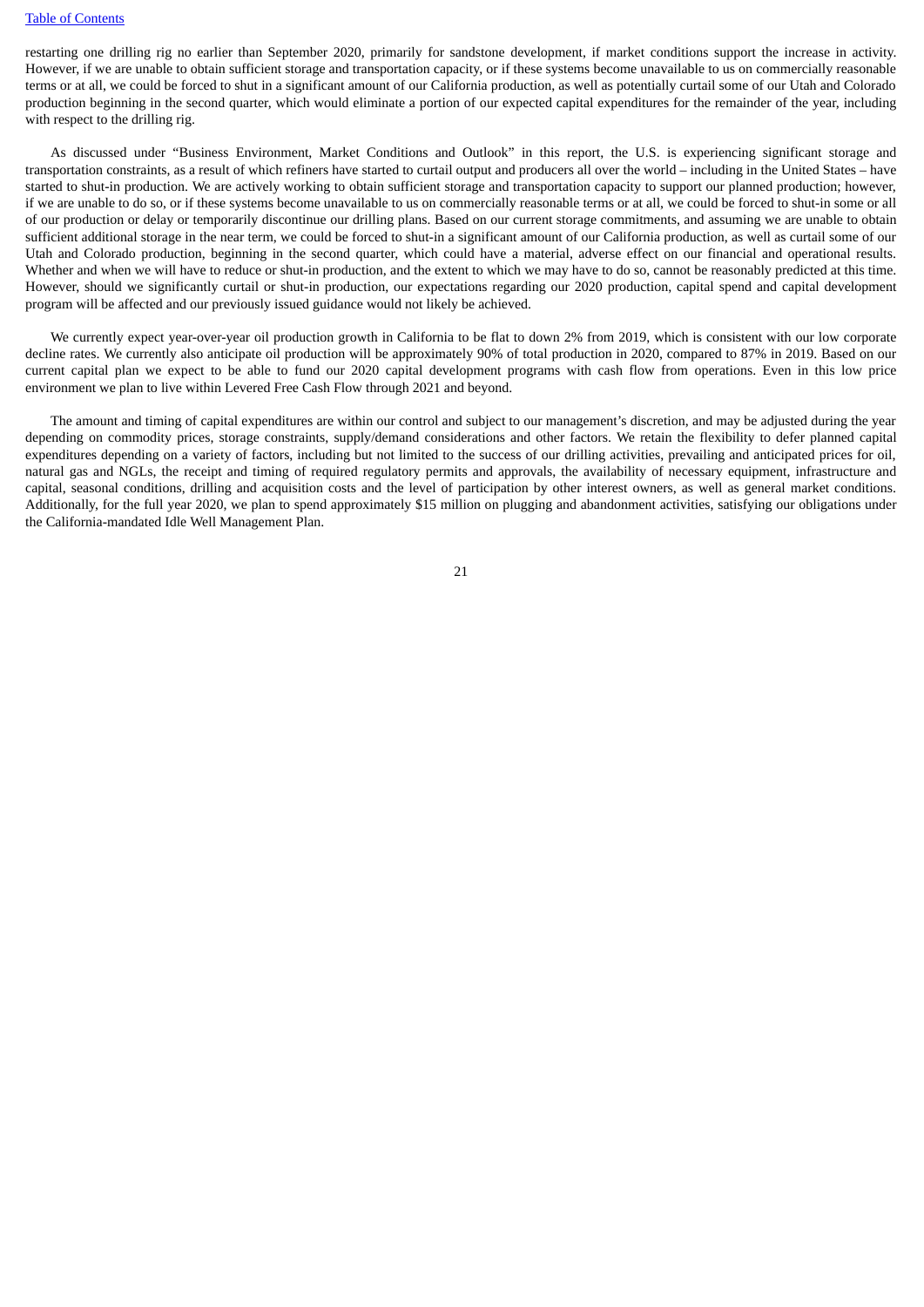restarting one drilling rig no earlier than September 2020, primarily for sandstone development, if market conditions support the increase in activity. However, if we are unable to obtain sufficient storage and transportation capacity, or if these systems become unavailable to us on commercially reasonable terms or at all, we could be forced to shut in a significant amount of our California production, as well as potentially curtail some of our Utah and Colorado production beginning in the second quarter, which would eliminate a portion of our expected capital expenditures for the remainder of the year, including with respect to the drilling rig.

As discussed under "Business Environment, Market Conditions and Outlook" in this report, the U.S. is experiencing significant storage and transportation constraints, as a result of which refiners have started to curtail output and producers all over the world – including in the United States – have started to shut-in production. We are actively working to obtain sufficient storage and transportation capacity to support our planned production; however, if we are unable to do so, or if these systems become unavailable to us on commercially reasonable terms or at all, we could be forced to shut-in some or all of our production or delay or temporarily discontinue our drilling plans. Based on our current storage commitments, and assuming we are unable to obtain sufficient additional storage in the near term, we could be forced to shut-in a significant amount of our California production, as well as curtail some of our Utah and Colorado production, beginning in the second quarter, which could have a material, adverse effect on our financial and operational results. Whether and when we will have to reduce or shut-in production, and the extent to which we may have to do so, cannot be reasonably predicted at this time. However, should we significantly curtail or shut-in production, our expectations regarding our 2020 production, capital spend and capital development program will be affected and our previously issued guidance would not likely be achieved.

We currently expect year-over-year oil production growth in California to be flat to down 2% from 2019, which is consistent with our low corporate decline rates. We currently also anticipate oil production will be approximately 90% of total production in 2020, compared to 87% in 2019. Based on our current capital plan we expect to be able to fund our 2020 capital development programs with cash flow from operations. Even in this low price environment we plan to live within Levered Free Cash Flow through 2021 and beyond.

The amount and timing of capital expenditures are within our control and subject to our management's discretion, and may be adjusted during the year depending on commodity prices, storage constraints, supply/demand considerations and other factors. We retain the flexibility to defer planned capital expenditures depending on a variety of factors, including but not limited to the success of our drilling activities, prevailing and anticipated prices for oil, natural gas and NGLs, the receipt and timing of required regulatory permits and approvals, the availability of necessary equipment, infrastructure and capital, seasonal conditions, drilling and acquisition costs and the level of participation by other interest owners, as well as general market conditions. Additionally, for the full year 2020, we plan to spend approximately $15 million on plugging and abandonment activities, satisfying our obligations under the California-mandated Idle Well Management Plan.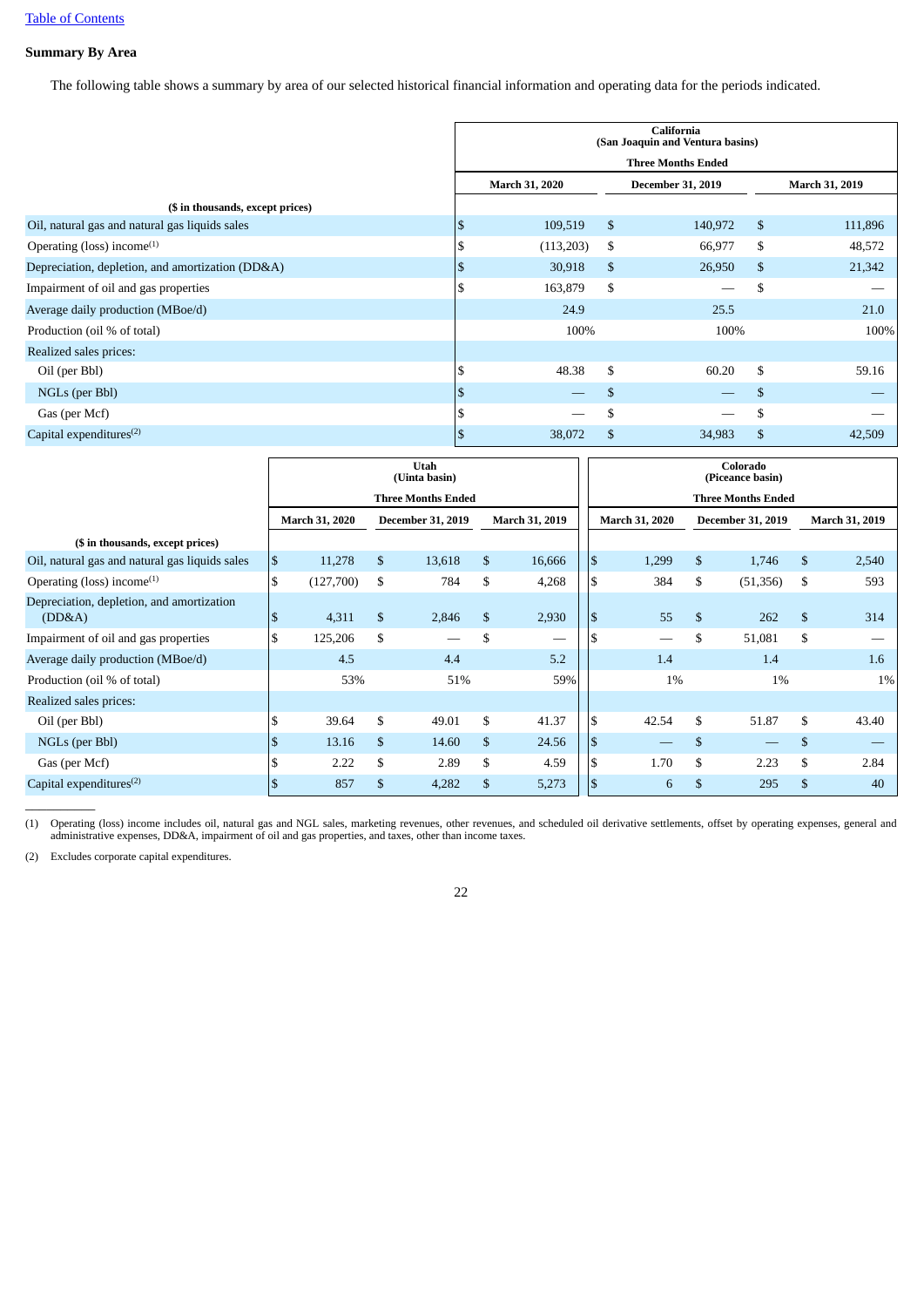## Summary By Area

The following table shows a summary by area of our selected historical financial information and operating data for the periods indicated.

| | California (San Joaquin and Ventura basins) | | |
|---|---|---|---|
| | Three Months Ended | | |
| ($ in thousands, except prices) | March 31, 2020 | December 31, 2019 | March 31, 2019 |
| Oil, natural gas and natural gas liquids sales | $ 109,519 | $ 140,972 | $ 111,896 |
| Operating (loss) income[(1)] | $ (113,203) | $ 66,977 | $ 48,572 |
| Depreciation, depletion, and amortization (DD&A) | $ 30,918 | $ 26,950 | $ 21,342 |
| Impairment of oil and gas properties | $ 163,879 | $ — | $ — |
| Average daily production (MBoe/d) | 24.9 | 25.5 | 21.0 |
| Production (oil % of total) | 100% | 100% | 100% |
| Realized sales prices: | | | |
| Oil (per Bbl) | $ 48.38 | $ 60.20 | $ 59.16 |
| NGLs (per Bbl) | $ — | $ — | $ — |
| Gas (per Mcf) | $ — | $ — | $ — |
| Capital expenditures[(2)] | $ 38,072 | $ 34,983 | $ 42,509 |

| | Utah (Uinta basin) | | | Colorado (Piceance basin) | | |
|---|---|---|---|---|---|---|
| | Three Months Ended | | | Three Months Ended | | |
| ($ in thousands, except prices) | March 31, 2020 | December 31, 2019 | March 31, 2019 | March 31, 2020 | December 31, 2019 | March 31, 2019 |
| Oil, natural gas and natural gas liquids sales | $ 11,278 | $ 13,618 | $ 16,666 | $ 1,299 | $ 1,746 | $ 2,540 |
| Operating (loss) income[(1)] | $ (127,700) | $ 784 | $ 4,268 | $ 384 | $ (51,356) | $ 593 |
| Depreciation, depletion, and amortization (DD&A) | $ 4,311 | $ 2,846 | $ 2,930 | $ 55 | $ 262 | $ 314 |
| Impairment of oil and gas properties | $ 125,206 | $ — | $ — | $ — | $ 51,081 | $ — |
| Average daily production (MBoe/d) | 4.5 | 4.4 | 5.2 | 1.4 | 1.4 | 1.6 |
| Production (oil % of total) | 53% | 51% | 59% | 1% | 1% | 1% |
| Realized sales prices: | | | | | | |
| Oil (per Bbl) | $ 39.64 | $ 49.01 | $ 41.37 | $ 42.54 | $ 51.87 | $ 43.40 |
| NGLs (per Bbl) | $ 13.16 | $ 14.60 | $ 24.56 | $ — | $ — | $ — |
| Gas (per Mcf) | $ 2.22 | $ 2.89 | $ 4.59 | $ 1.70 | $ 2.23 | $ 2.84 |
| Capital expenditures[(2)] | $ 857 | $ 4,282 | $ 5,273 | $ 6 | $ 295 | $ 40 |

(1) Operating (loss) income includes oil, natural gas and NGL sales, marketing revenues, other revenues, and scheduled oil derivative settlements, offset by operating expenses, general and administrative expenses, DD&A, impairment of oil and gas properties, and taxes, other than income taxes.

(2) Excludes corporate capital expenditures.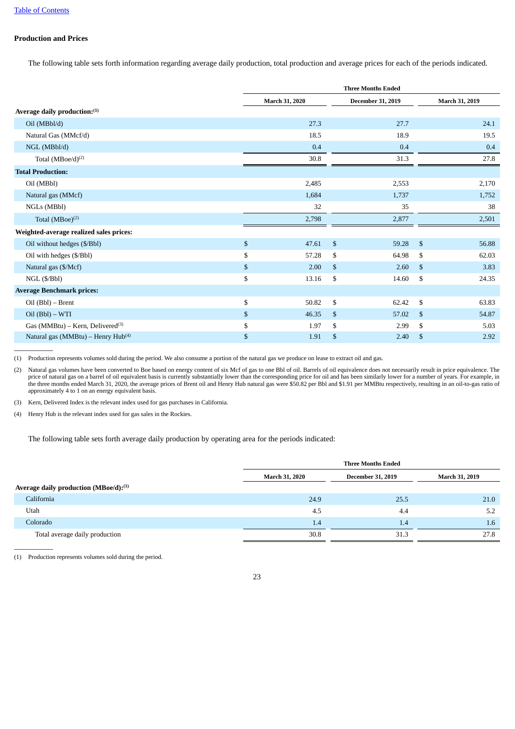### Production and Prices

The following table sets forth information regarding average daily production, total production and average prices for each of the periods indicated.

| | Three Months Ended | | |
|---|---|---|---|
| | March 31, 2020 | December 31, 2019 | March 31, 2019 |
| **Average daily production:**[1] | | | |
| Oil (MBbl/d) | 27.3 | 27.7 | 24.1 |
| Natural Gas (MMcf/d) | 18.5 | 18.9 | 19.5 |
| NGL (MBbl/d) | 0.4 | 0.4 | 0.4 |
| Total (MBoe/d)[2] | 30.8 | 31.3 | 27.8 |
| **Total Production:** | | | |
| Oil (MBbl) | 2,485 | 2,553 | 2,170 |
| Natural gas (MMcf) | 1,684 | 1,737 | 1,752 |
| NGLs (MBbl) | 32 | 35 | 38 |
| Total (MBoe)[2] | 2,798 | 2,877 | 2,501 |
| **Weighted-average realized sales prices:** | | | |
| Oil without hedges ($/Bbl) | $ 47.61 | $ 59.28 | $ 56.88 |
| Oil with hedges ($/Bbl) | $ 57.28 | $ 64.98 | $ 62.03 |
| Natural gas ($/Mcf) | $ 2.00 | $ 2.60 | $ 3.83 |
| NGL ($/Bbl) | $ 13.16 | $ 14.60 | $ 24.35 |
| **Average Benchmark prices:** | | | |
| Oil (Bbl) – Brent | $ 50.82 | $ 62.42 | $ 63.83 |
| Oil (Bbl) – WTI | $ 46.35 | $ 57.02 | $ 54.87 |
| Gas (MMBtu) – Kern, Delivered[3] | $ 1.97 | $ 2.99 | $ 5.03 |
| Natural gas (MMBtu) – Henry Hub[4] | $ 1.91 | $ 2.40 | $ 2.92 |

(1) Production represents volumes sold during the period. We also consume a portion of the natural gas we produce on lease to extract oil and gas.

(2) Natural gas volumes have been converted to Boe based on energy content of six Mcf of gas to one Bbl of oil. Barrels of oil equivalence does not necessarily result in price equivalence. The price of natural gas on a barrel of oil equivalent basis is currently substantially lower than the corresponding price for oil and has been similarly lower for a number of years. For example, in the three months ended March 31, 2020, the average prices of Brent oil and Henry Hub natural gas were $50.82 per Bbl and $1.91 per MMBtu respectively, resulting in an oil-to-gas ratio of approximately 4 to 1 on an energy equivalent basis.

(3) Kern, Delivered Index is the relevant index used for gas purchases in California.

(4) Henry Hub is the relevant index used for gas sales in the Rockies.

The following table sets forth average daily production by operating area for the periods indicated:

| | Three Months Ended | | |
|---|---|---|---|
| | March 31, 2020 | December 31, 2019 | March 31, 2019 |
| **Average daily production (MBoe/d):**[1] | | | |
| California | 24.9 | 25.5 | 21.0 |
| Utah | 4.5 | 4.4 | 5.2 |
| Colorado | 1.4 | 1.4 | 1.6 |
| Total average daily production | 30.8 | 31.3 | 27.8 |

(1) Production represents volumes sold during the period.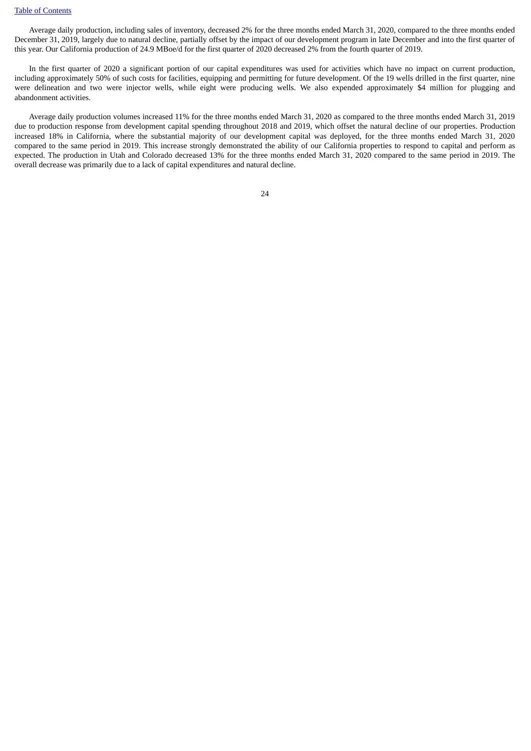Average daily production, including sales of inventory, decreased 2% for the three months ended March 31, 2020, compared to the three months ended December 31, 2019, largely due to natural decline, partially offset by the impact of our development program in late December and into the first quarter of this year. Our California production of 24.9 MBoe/d for the first quarter of 2020 decreased 2% from the fourth quarter of 2019.

In the first quarter of 2020 a significant portion of our capital expenditures was used for activities which have no impact on current production, including approximately 50% of such costs for facilities, equipping and permitting for future development. Of the 19 wells drilled in the first quarter, nine were delineation and two were injector wells, while eight were producing wells. We also expended approximately $4 million for plugging and abandonment activities.

Average daily production volumes increased 11% for the three months ended March 31, 2020 as compared to the three months ended March 31, 2019 due to production response from development capital spending throughout 2018 and 2019, which offset the natural decline of our properties. Production increased 18% in California, where the substantial majority of our development capital was deployed, for the three months ended March 31, 2020 compared to the same period in 2019. This increase strongly demonstrated the ability of our California properties to respond to capital and perform as expected. The production in Utah and Colorado decreased 13% for the three months ended March 31, 2020 compared to the same period in 2019. The overall decrease was primarily due to a lack of capital expenditures and natural decline.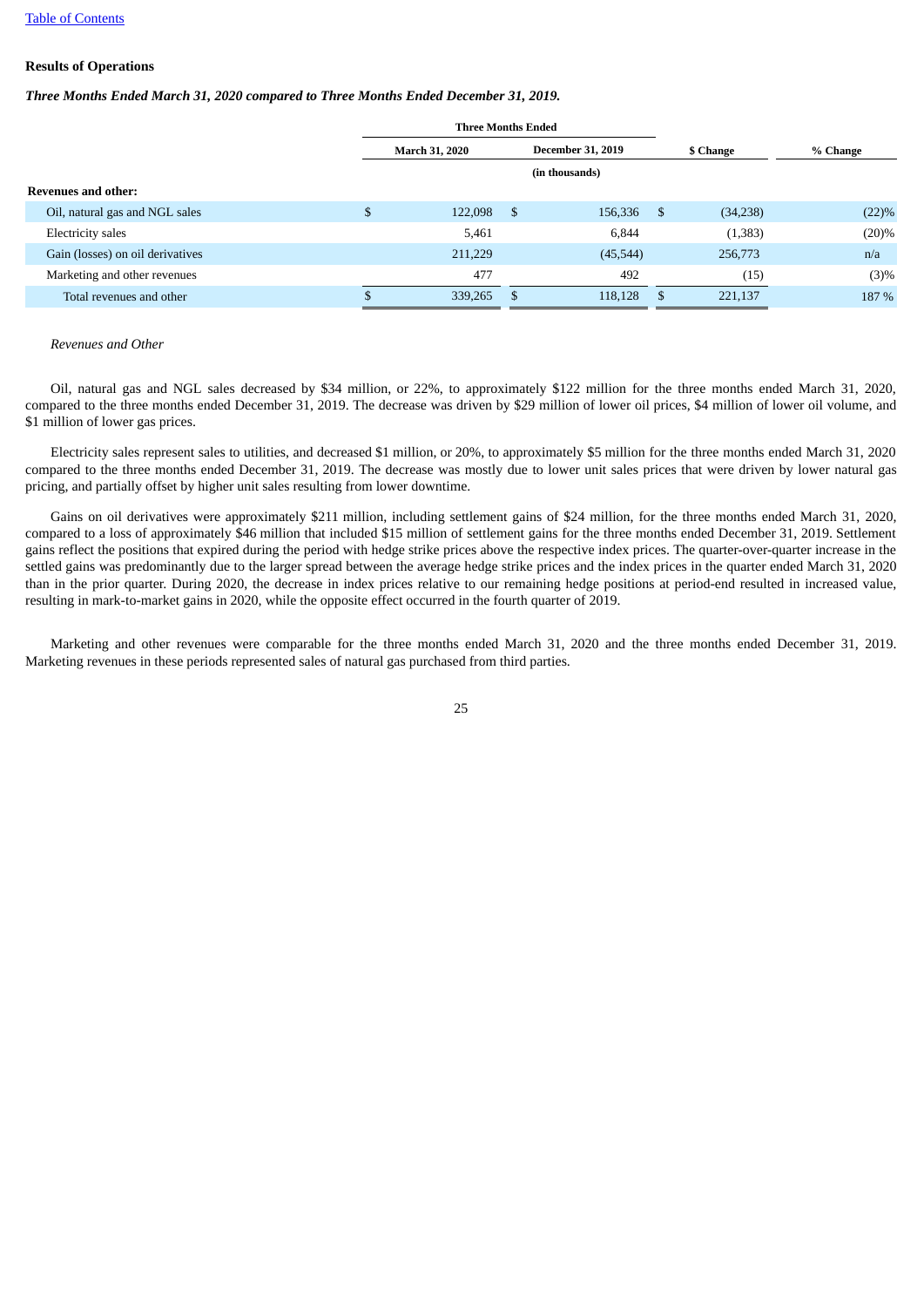**Results of Operations**

***Three Months Ended March 31, 2020 compared to Three Months Ended December 31, 2019.***

| | Three Months Ended | | | |
|---|---|---|---|---|
| | March 31, 2020 | December 31, 2019 | $ Change | % Change |
| | (in thousands) | | | |
| **Revenues and other:** | | | | |
| Oil, natural gas and NGL sales | $ 122,098 | $ 156,336 | $ (34,238) | (22)% |
| Electricity sales | 5,461 | 6,844 | (1,383) | (20)% |
| Gain (losses) on oil derivatives | 211,229 | (45,544) | 256,773 | n/a |
| Marketing and other revenues | 477 | 492 | (15) | (3)% |
| Total revenues and other | $ 339,265 | $ 118,128 | $ 221,137 | 187 % |

*Revenues and Other*

Oil, natural gas and NGL sales decreased by $34 million, or 22%, to approximately $122 million for the three months ended March 31, 2020, compared to the three months ended December 31, 2019. The decrease was driven by $29 million of lower oil prices, $4 million of lower oil volume, and $1 million of lower gas prices.

Electricity sales represent sales to utilities, and decreased $1 million, or 20%, to approximately $5 million for the three months ended March 31, 2020 compared to the three months ended December 31, 2019. The decrease was mostly due to lower unit sales prices that were driven by lower natural gas pricing, and partially offset by higher unit sales resulting from lower downtime.

Gains on oil derivatives were approximately $211 million, including settlement gains of $24 million, for the three months ended March 31, 2020, compared to a loss of approximately $46 million that included $15 million of settlement gains for the three months ended December 31, 2019. Settlement gains reflect the positions that expired during the period with hedge strike prices above the respective index prices. The quarter-over-quarter increase in the settled gains was predominantly due to the larger spread between the average hedge strike prices and the index prices in the quarter ended March 31, 2020 than in the prior quarter. During 2020, the decrease in index prices relative to our remaining hedge positions at period-end resulted in increased value, resulting in mark-to-market gains in 2020, while the opposite effect occurred in the fourth quarter of 2019.

Marketing and other revenues were comparable for the three months ended March 31, 2020 and the three months ended December 31, 2019. Marketing revenues in these periods represented sales of natural gas purchased from third parties.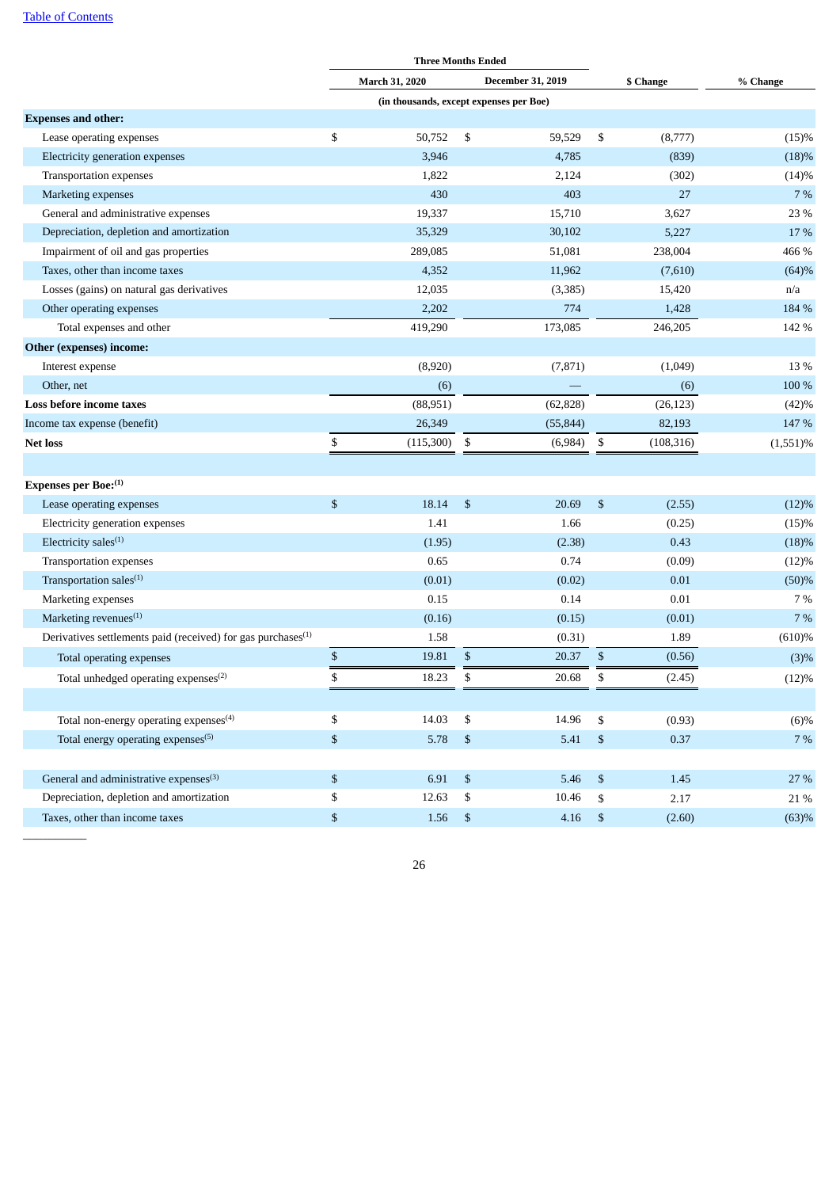| | Three Months Ended | | | |
|---|---|---|---|---|
| | March 31, 2020 | December 31, 2019 | $ Change | % Change |
| | (in thousands, except expenses per Boe) | | | |
| **Expenses and other:** | | | | |
| Lease operating expenses | $ 50,752 | $ 59,529 | $ (8,777) | (15)% |
| Electricity generation expenses | 3,946 | 4,785 | (839) | (18)% |
| Transportation expenses | 1,822 | 2,124 | (302) | (14)% |
| Marketing expenses | 430 | 403 | 27 | 7 % |
| General and administrative expenses | 19,337 | 15,710 | 3,627 | 23 % |
| Depreciation, depletion and amortization | 35,329 | 30,102 | 5,227 | 17 % |
| Impairment of oil and gas properties | 289,085 | 51,081 | 238,004 | 466 % |
| Taxes, other than income taxes | 4,352 | 11,962 | (7,610) | (64)% |
| Losses (gains) on natural gas derivatives | 12,035 | (3,385) | 15,420 | n/a |
| Other operating expenses | 2,202 | 774 | 1,428 | 184 % |
| Total expenses and other | 419,290 | 173,085 | 246,205 | 142 % |
| **Other (expenses) income:** | | | | |
| Interest expense | (8,920) | (7,871) | (1,049) | 13 % |
| Other, net | (6) | — | (6) | 100 % |
| **Loss before income taxes** | (88,951) | (62,828) | (26,123) | (42)% |
| Income tax expense (benefit) | 26,349 | (55,844) | 82,193 | 147 % |
| **Net loss** | $ (115,300) | $ (6,984) | $ (108,316) | (1,551)% |
| | | | | |
| **Expenses per Boe:**[1] | | | | |
| Lease operating expenses | $ 18.14 | $ 20.69 | $ (2.55) | (12)% |
| Electricity generation expenses | 1.41 | 1.66 | (0.25) | (15)% |
| Electricity sales[1] | (1.95) | (2.38) | 0.43 | (18)% |
| Transportation expenses | 0.65 | 0.74 | (0.09) | (12)% |
| Transportation sales[1] | (0.01) | (0.02) | 0.01 | (50)% |
| Marketing expenses | 0.15 | 0.14 | 0.01 | 7 % |
| Marketing revenues[1] | (0.16) | (0.15) | (0.01) | 7 % |
| Derivatives settlements paid (received) for gas purchases[1] | 1.58 | (0.31) | 1.89 | (610)% |
| Total operating expenses | $ 19.81 | $ 20.37 | $ (0.56) | (3)% |
| Total unhedged operating expenses[2] | $ 18.23 | $ 20.68 | $ (2.45) | (12)% |
| | | | | |
| Total non-energy operating expenses[4] | $ 14.03 | $ 14.96 | $ (0.93) | (6)% |
| Total energy operating expenses[5] | $ 5.78 | $ 5.41 | $ 0.37 | 7 % |
| | | | | |
| General and administrative expenses[3] | $ 6.91 | $ 5.46 | $ 1.45 | 27 % |
| Depreciation, depletion and amortization | $ 12.63 | $ 10.46 | $ 2.17 | 21 % |
| Taxes, other than income taxes | $ 1.56 | $ 4.16 | $ (2.60) | (63)% |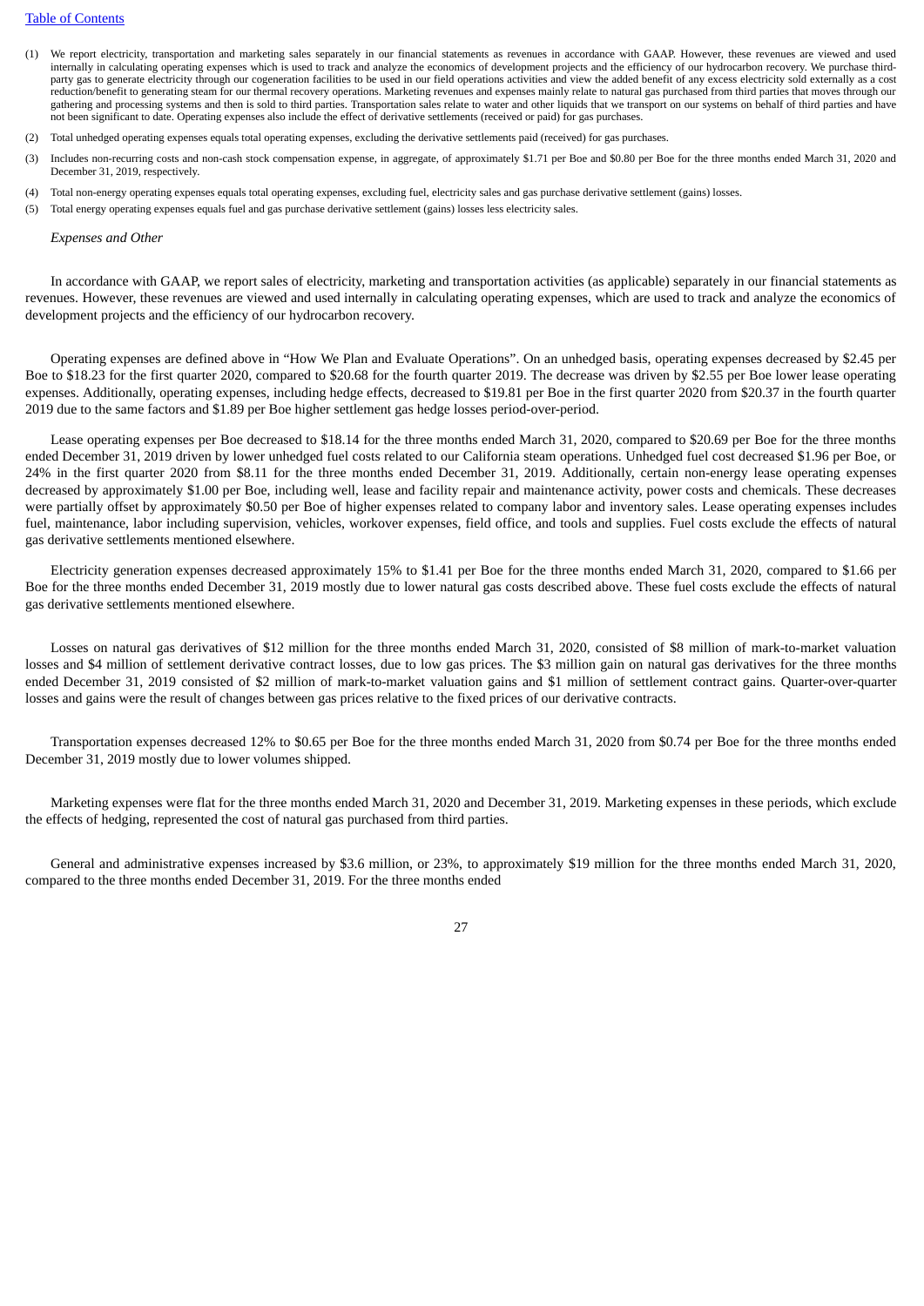(1) We report electricity, transportation and marketing sales separately in our financial statements as revenues in accordance with GAAP. However, these revenues are viewed and used internally in calculating operating expenses which is used to track and analyze the economics of development projects and the efficiency of our hydrocarbon recovery. We purchase third-party gas to generate electricity through our cogeneration facilities to be used in our field operations activities and view the added benefit of any excess electricity sold externally as a cost reduction/benefit to generating steam for our thermal recovery operations. Marketing revenues and expenses mainly relate to natural gas purchased from third parties that moves through our gathering and processing systems and then is sold to third parties. Transportation sales relate to water and other liquids that we transport on our systems on behalf of third parties and have not been significant to date. Operating expenses also include the effect of derivative settlements (received or paid) for gas purchases.

(2) Total unhedged operating expenses equals total operating expenses, excluding the derivative settlements paid (received) for gas purchases.

(3) Includes non-recurring costs and non-cash stock compensation expense, in aggregate, of approximately $1.71 per Boe and $0.80 per Boe for the three months ended March 31, 2020 and December 31, 2019, respectively.

(4) Total non-energy operating expenses equals total operating expenses, excluding fuel, electricity sales and gas purchase derivative settlement (gains) losses.

(5) Total energy operating expenses equals fuel and gas purchase derivative settlement (gains) losses less electricity sales.

*Expenses and Other*

In accordance with GAAP, we report sales of electricity, marketing and transportation activities (as applicable) separately in our financial statements as revenues. However, these revenues are viewed and used internally in calculating operating expenses, which are used to track and analyze the economics of development projects and the efficiency of our hydrocarbon recovery.

Operating expenses are defined above in "How We Plan and Evaluate Operations". On an unhedged basis, operating expenses decreased by $2.45 per Boe to $18.23 for the first quarter 2020, compared to $20.68 for the fourth quarter 2019. The decrease was driven by $2.55 per Boe lower lease operating expenses. Additionally, operating expenses, including hedge effects, decreased to $19.81 per Boe in the first quarter 2020 from $20.37 in the fourth quarter 2019 due to the same factors and $1.89 per Boe higher settlement gas hedge losses period-over-period.

Lease operating expenses per Boe decreased to $18.14 for the three months ended March 31, 2020, compared to $20.69 per Boe for the three months ended December 31, 2019 driven by lower unhedged fuel costs related to our California steam operations. Unhedged fuel cost decreased $1.96 per Boe, or 24% in the first quarter 2020 from $8.11 for the three months ended December 31, 2019. Additionally, certain non-energy lease operating expenses decreased by approximately $1.00 per Boe, including well, lease and facility repair and maintenance activity, power costs and chemicals. These decreases were partially offset by approximately $0.50 per Boe of higher expenses related to company labor and inventory sales. Lease operating expenses includes fuel, maintenance, labor including supervision, vehicles, workover expenses, field office, and tools and supplies. Fuel costs exclude the effects of natural gas derivative settlements mentioned elsewhere.

Electricity generation expenses decreased approximately 15% to $1.41 per Boe for the three months ended March 31, 2020, compared to $1.66 per Boe for the three months ended December 31, 2019 mostly due to lower natural gas costs described above. These fuel costs exclude the effects of natural gas derivative settlements mentioned elsewhere.

Losses on natural gas derivatives of $12 million for the three months ended March 31, 2020, consisted of $8 million of mark-to-market valuation losses and $4 million of settlement derivative contract losses, due to low gas prices. The $3 million gain on natural gas derivatives for the three months ended December 31, 2019 consisted of $2 million of mark-to-market valuation gains and $1 million of settlement contract gains. Quarter-over-quarter losses and gains were the result of changes between gas prices relative to the fixed prices of our derivative contracts.

Transportation expenses decreased 12% to $0.65 per Boe for the three months ended March 31, 2020 from $0.74 per Boe for the three months ended December 31, 2019 mostly due to lower volumes shipped.

Marketing expenses were flat for the three months ended March 31, 2020 and December 31, 2019. Marketing expenses in these periods, which exclude the effects of hedging, represented the cost of natural gas purchased from third parties.

General and administrative expenses increased by $3.6 million, or 23%, to approximately $19 million for the three months ended March 31, 2020, compared to the three months ended December 31, 2019. For the three months ended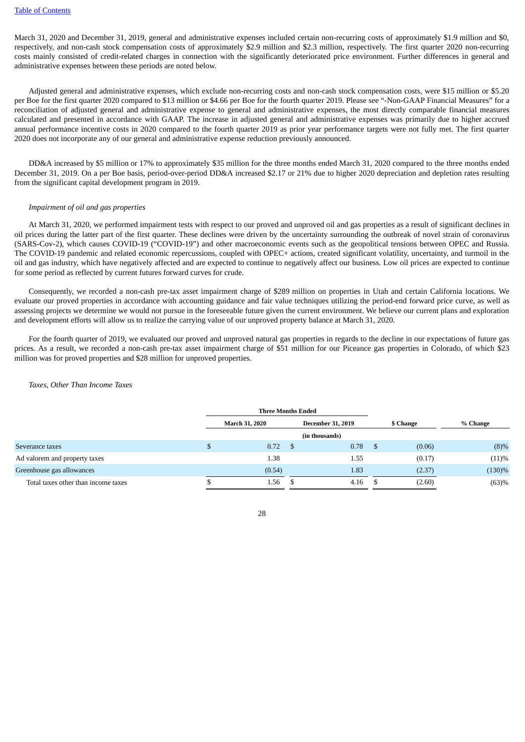March 31, 2020 and December 31, 2019, general and administrative expenses included certain non-recurring costs of approximately $1.9 million and $0, respectively, and non-cash stock compensation costs of approximately $2.9 million and $2.3 million, respectively. The first quarter 2020 non-recurring costs mainly consisted of credit-related charges in connection with the significantly deteriorated price environment. Further differences in general and administrative expenses between these periods are noted below.

Adjusted general and administrative expenses, which exclude non-recurring costs and non-cash stock compensation costs, were $15 million or $5.20 per Boe for the first quarter 2020 compared to $13 million or $4.66 per Boe for the fourth quarter 2019. Please see "-Non-GAAP Financial Measures" for a reconciliation of adjusted general and administrative expense to general and administrative expenses, the most directly comparable financial measures calculated and presented in accordance with GAAP. The increase in adjusted general and administrative expenses was primarily due to higher accrued annual performance incentive costs in 2020 compared to the fourth quarter 2019 as prior year performance targets were not fully met. The first quarter 2020 does not incorporate any of our general and administrative expense reduction previously announced.

DD&A increased by $5 million or 17% to approximately $35 million for the three months ended March 31, 2020 compared to the three months ended December 31, 2019. On a per Boe basis, period-over-period DD&A increased $2.17 or 21% due to higher 2020 depreciation and depletion rates resulting from the significant capital development program in 2019.

*Impairment of oil and gas properties*

At March 31, 2020, we performed impairment tests with respect to our proved and unproved oil and gas properties as a result of significant declines in oil prices during the latter part of the first quarter. These declines were driven by the uncertainty surrounding the outbreak of novel strain of coronavirus (SARS-Cov-2), which causes COVID-19 ("COVID-19") and other macroeconomic events such as the geopolitical tensions between OPEC and Russia. The COVID-19 pandemic and related economic repercussions, coupled with OPEC+ actions, created significant volatility, uncertainty, and turmoil in the oil and gas industry, which have negatively affected and are expected to continue to negatively affect our business. Low oil prices are expected to continue for some period as reflected by current futures forward curves for crude.

Consequently, we recorded a non-cash pre-tax asset impairment charge of $289 million on properties in Utah and certain California locations. We evaluate our proved properties in accordance with accounting guidance and fair value techniques utilizing the period-end forward price curve, as well as assessing projects we determine we would not pursue in the foreseeable future given the current environment. We believe our current plans and exploration and development efforts will allow us to realize the carrying value of our unproved property balance at March 31, 2020.

For the fourth quarter of 2019, we evaluated our proved and unproved natural gas properties in regards to the decline in our expectations of future gas prices. As a result, we recorded a non-cash pre-tax asset impairment charge of $51 million for our Piceance gas properties in Colorado, of which $23 million was for proved properties and $28 million for unproved properties.

*Taxes, Other Than Income Taxes*

| | Three Months Ended | | | |
|---|---|---|---|---|
| | March 31, 2020 | December 31, 2019 | $ Change | % Change |
| | (in thousands) | | | |
| Severance taxes | $ 0.72 | $ 0.78 | $ (0.06) | (8)% |
| Ad valorem and property taxes | 1.38 | 1.55 | (0.17) | (11)% |
| Greenhouse gas allowances | (0.54) | 1.83 | (2.37) | (130)% |
| Total taxes other than income taxes | $ 1.56 | $ 4.16 | $ (2.60) | (63)% |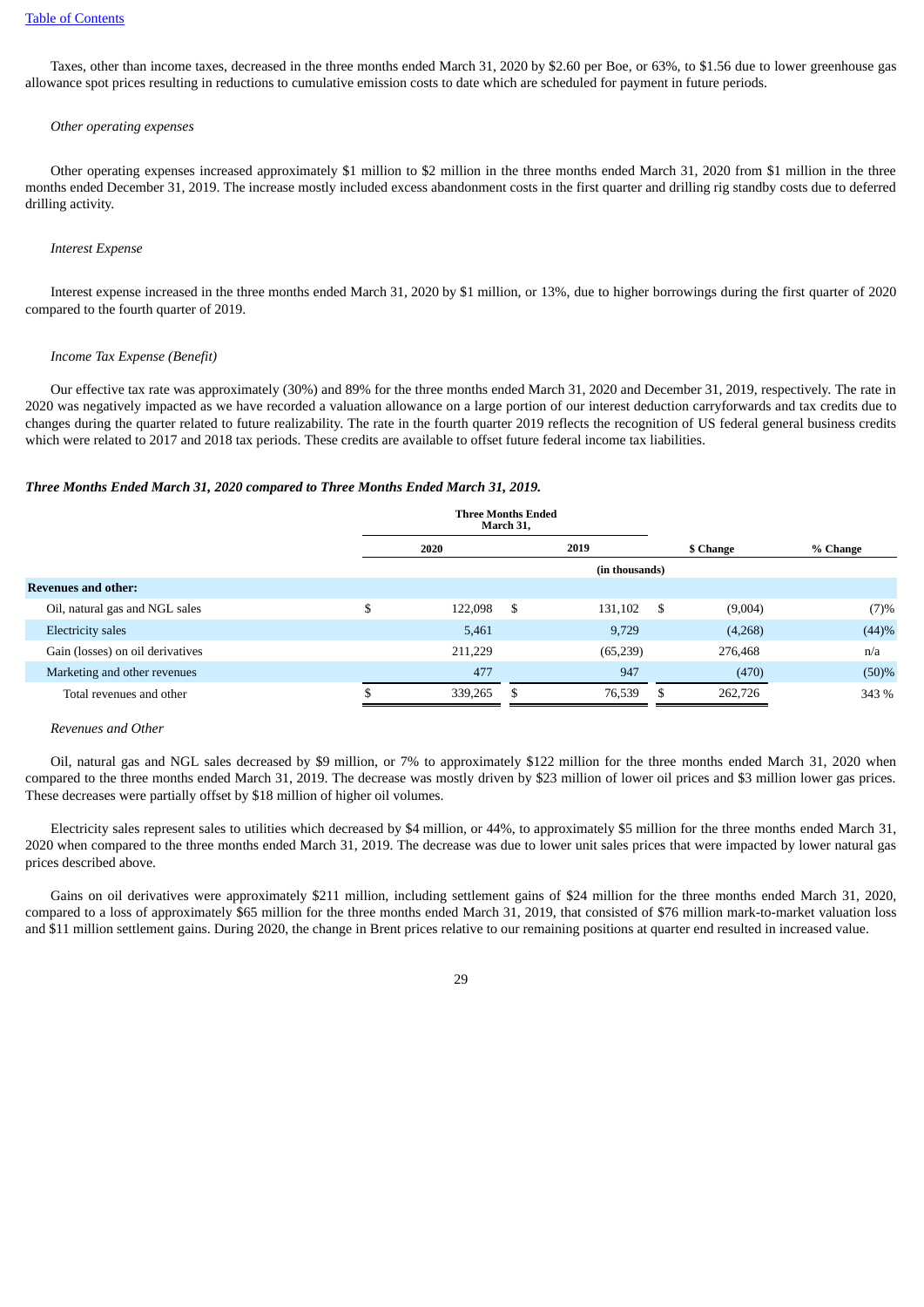Taxes, other than income taxes, decreased in the three months ended March 31, 2020 by $2.60 per Boe, or 63%, to $1.56 due to lower greenhouse gas allowance spot prices resulting in reductions to cumulative emission costs to date which are scheduled for payment in future periods.

*Other operating expenses*

Other operating expenses increased approximately $1 million to $2 million in the three months ended March 31, 2020 from $1 million in the three months ended December 31, 2019. The increase mostly included excess abandonment costs in the first quarter and drilling rig standby costs due to deferred drilling activity.

*Interest Expense*

Interest expense increased in the three months ended March 31, 2020 by $1 million, or 13%, due to higher borrowings during the first quarter of 2020 compared to the fourth quarter of 2019.

*Income Tax Expense (Benefit)*

Our effective tax rate was approximately (30%) and 89% for the three months ended March 31, 2020 and December 31, 2019, respectively. The rate in 2020 was negatively impacted as we have recorded a valuation allowance on a large portion of our interest deduction carryforwards and tax credits due to changes during the quarter related to future realizability. The rate in the fourth quarter 2019 reflects the recognition of US federal general business credits which were related to 2017 and 2018 tax periods. These credits are available to offset future federal income tax liabilities.

***Three Months Ended March 31, 2020 compared to Three Months Ended March 31, 2019.***

| | Three Months Ended March 31, | | | |
|---|---|---|---|---|
| | 2020 | 2019 | $ Change | % Change |
| | | (in thousands) | | |
| **Revenues and other:** | | | | |
| Oil, natural gas and NGL sales | $ 122,098 | $ 131,102 | $ (9,004) | (7)% |
| Electricity sales | 5,461 | 9,729 | (4,268) | (44)% |
| Gain (losses) on oil derivatives | 211,229 | (65,239) | 276,468 | n/a |
| Marketing and other revenues | 477 | 947 | (470) | (50)% |
| Total revenues and other | $ 339,265 | $ 76,539 | $ 262,726 | 343 % |

*Revenues and Other*

Oil, natural gas and NGL sales decreased by $9 million, or 7% to approximately $122 million for the three months ended March 31, 2020 when compared to the three months ended March 31, 2019. The decrease was mostly driven by $23 million of lower oil prices and $3 million lower gas prices. These decreases were partially offset by $18 million of higher oil volumes.

Electricity sales represent sales to utilities which decreased by $4 million, or 44%, to approximately $5 million for the three months ended March 31, 2020 when compared to the three months ended March 31, 2019. The decrease was due to lower unit sales prices that were impacted by lower natural gas prices described above.

Gains on oil derivatives were approximately $211 million, including settlement gains of $24 million for the three months ended March 31, 2020, compared to a loss of approximately $65 million for the three months ended March 31, 2019, that consisted of $76 million mark-to-market valuation loss and $11 million settlement gains. During 2020, the change in Brent prices relative to our remaining positions at quarter end resulted in increased value.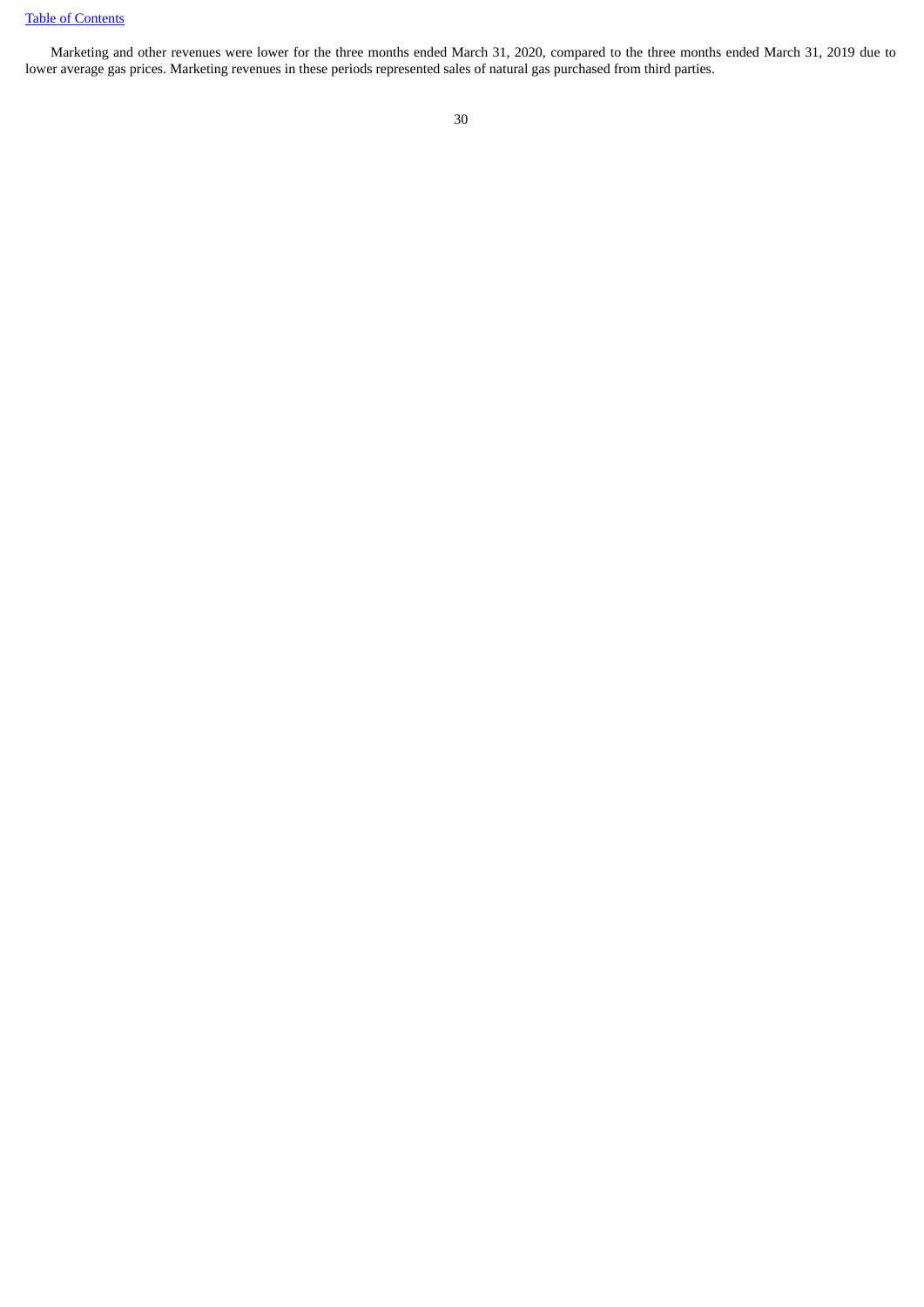Marketing and other revenues were lower for the three months ended March 31, 2020, compared to the three months ended March 31, 2019 due to lower average gas prices. Marketing revenues in these periods represented sales of natural gas purchased from third parties.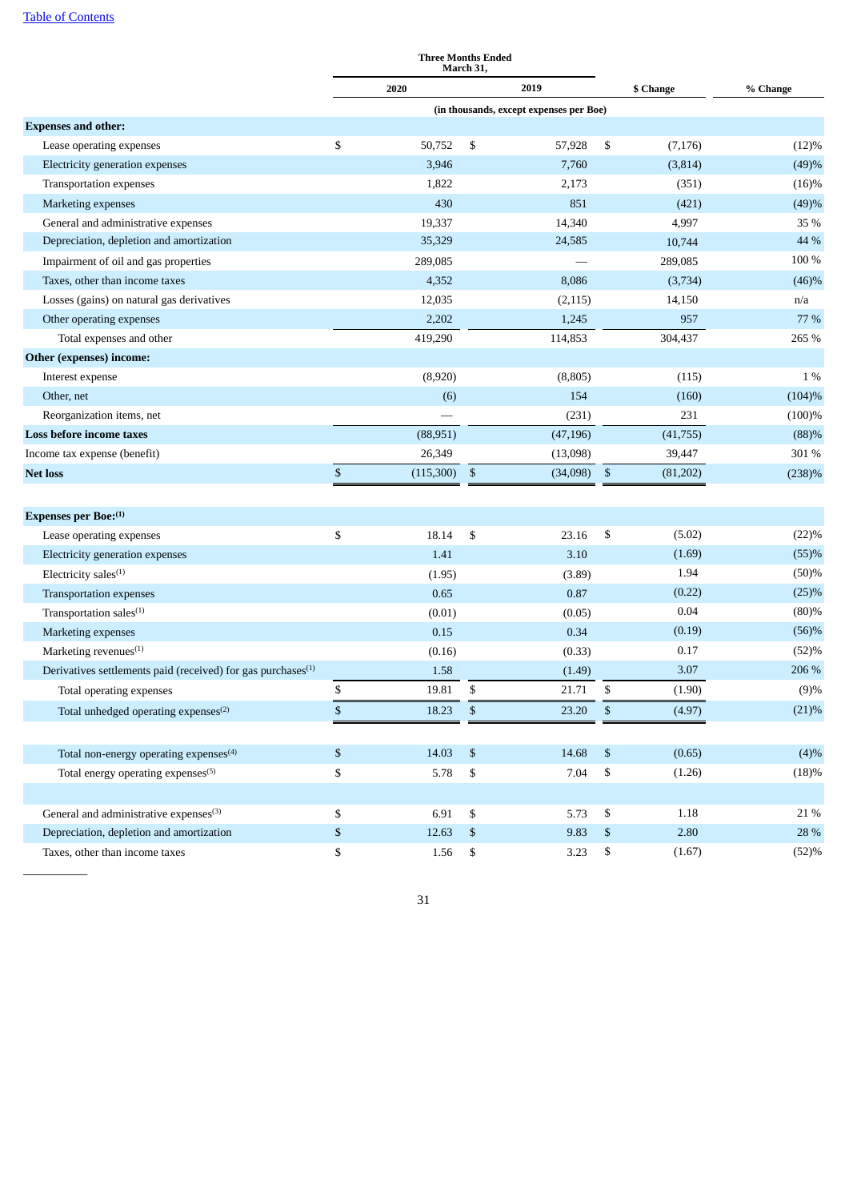[Table of Contents]

| | Three Months Ended March 31, | | | |
|---|---|---|---|---|
| | 2020 | 2019 | $ Change | % Change |
| | (in thousands, except expenses per Boe) | | | |
| **Expenses and other:** | | | | |
| Lease operating expenses | $ 50,752 | $ 57,928 | $ (7,176) | (12)% |
| Electricity generation expenses | 3,946 | 7,760 | (3,814) | (49)% |
| Transportation expenses | 1,822 | 2,173 | (351) | (16)% |
| Marketing expenses | 430 | 851 | (421) | (49)% |
| General and administrative expenses | 19,337 | 14,340 | 4,997 | 35 % |
| Depreciation, depletion and amortization | 35,329 | 24,585 | 10,744 | 44 % |
| Impairment of oil and gas properties | 289,085 | — | 289,085 | 100 % |
| Taxes, other than income taxes | 4,352 | 8,086 | (3,734) | (46)% |
| Losses (gains) on natural gas derivatives | 12,035 | (2,115) | 14,150 | n/a |
| Other operating expenses | 2,202 | 1,245 | 957 | 77 % |
| Total expenses and other | 419,290 | 114,853 | 304,437 | 265 % |
| **Other (expenses) income:** | | | | |
| Interest expense | (8,920) | (8,805) | (115) | 1 % |
| Other, net | (6) | 154 | (160) | (104)% |
| Reorganization items, net | — | (231) | 231 | (100)% |
| **Loss before income taxes** | (88,951) | (47,196) | (41,755) | (88)% |
| Income tax expense (benefit) | 26,349 | (13,098) | 39,447 | 301 % |
| **Net loss** | $ (115,300) | $ (34,098) | $ (81,202) | (238)% |
| | | | | |
| **Expenses per Boe:**[1] | | | | |
| Lease operating expenses | $ 18.14 | $ 23.16 | $ (5.02) | (22)% |
| Electricity generation expenses | 1.41 | 3.10 | (1.69) | (55)% |
| Electricity sales[1] | (1.95) | (3.89) | 1.94 | (50)% |
| Transportation expenses | 0.65 | 0.87 | (0.22) | (25)% |
| Transportation sales[1] | (0.01) | (0.05) | 0.04 | (80)% |
| Marketing expenses | 0.15 | 0.34 | (0.19) | (56)% |
| Marketing revenues[1] | (0.16) | (0.33) | 0.17 | (52)% |
| Derivatives settlements paid (received) for gas purchases[1] | 1.58 | (1.49) | 3.07 | 206 % |
| Total operating expenses | $ 19.81 | $ 21.71 | $ (1.90) | (9)% |
| Total unhedged operating expenses[2] | $ 18.23 | $ 23.20 | $ (4.97) | (21)% |
| | | | | |
| Total non-energy operating expenses[4] | $ 14.03 | $ 14.68 | $ (0.65) | (4)% |
| Total energy operating expenses[5] | $ 5.78 | $ 7.04 | $ (1.26) | (18)% |
| | | | | |
| General and administrative expenses[3] | $ 6.91 | $ 5.73 | $ 1.18 | 21 % |
| Depreciation, depletion and amortization | $ 12.63 | $ 9.83 | $ 2.80 | 28 % |
| Taxes, other than income taxes | $ 1.56 | $ 3.23 | $ (1.67) | (52)% |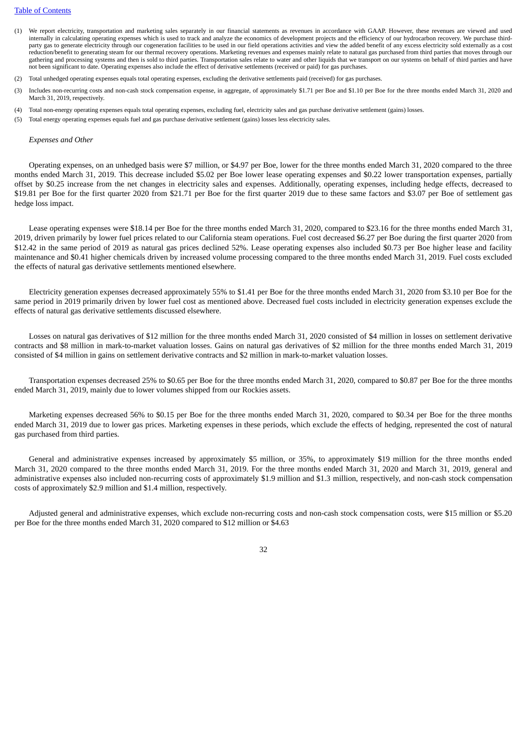(1) We report electricity, transportation and marketing sales separately in our financial statements as revenues in accordance with GAAP. However, these revenues are viewed and used internally in calculating operating expenses which is used to track and analyze the economics of development projects and the efficiency of our hydrocarbon recovery. We purchase third-party gas to generate electricity through our cogeneration facilities to be used in our field operations activities and view the added benefit of any excess electricity sold externally as a cost reduction/benefit to generating steam for our thermal recovery operations. Marketing revenues and expenses mainly relate to natural gas purchased from third parties that moves through our gathering and processing systems and then is sold to third parties. Transportation sales relate to water and other liquids that we transport on our systems on behalf of third parties and have not been significant to date. Operating expenses also include the effect of derivative settlements (received or paid) for gas purchases.

(2) Total unhedged operating expenses equals total operating expenses, excluding the derivative settlements paid (received) for gas purchases.

(3) Includes non-recurring costs and non-cash stock compensation expense, in aggregate, of approximately $1.71 per Boe and $1.10 per Boe for the three months ended March 31, 2020 and March 31, 2019, respectively.

(4) Total non-energy operating expenses equals total operating expenses, excluding fuel, electricity sales and gas purchase derivative settlement (gains) losses.

(5) Total energy operating expenses equals fuel and gas purchase derivative settlement (gains) losses less electricity sales.

*Expenses and Other*

Operating expenses, on an unhedged basis were $7 million, or $4.97 per Boe, lower for the three months ended March 31, 2020 compared to the three months ended March 31, 2019. This decrease included $5.02 per Boe lower lease operating expenses and $0.22 lower transportation expenses, partially offset by $0.25 increase from the net changes in electricity sales and expenses. Additionally, operating expenses, including hedge effects, decreased to $19.81 per Boe for the first quarter 2020 from $21.71 per Boe for the first quarter 2019 due to these same factors and $3.07 per Boe of settlement gas hedge loss impact.

Lease operating expenses were $18.14 per Boe for the three months ended March 31, 2020, compared to $23.16 for the three months ended March 31, 2019, driven primarily by lower fuel prices related to our California steam operations. Fuel cost decreased $6.27 per Boe during the first quarter 2020 from $12.42 in the same period of 2019 as natural gas prices declined 52%. Lease operating expenses also included $0.73 per Boe higher lease and facility maintenance and $0.41 higher chemicals driven by increased volume processing compared to the three months ended March 31, 2019. Fuel costs excluded the effects of natural gas derivative settlements mentioned elsewhere.

Electricity generation expenses decreased approximately 55% to $1.41 per Boe for the three months ended March 31, 2020 from $3.10 per Boe for the same period in 2019 primarily driven by lower fuel cost as mentioned above. Decreased fuel costs included in electricity generation expenses exclude the effects of natural gas derivative settlements discussed elsewhere.

Losses on natural gas derivatives of $12 million for the three months ended March 31, 2020 consisted of $4 million in losses on settlement derivative contracts and $8 million in mark-to-market valuation losses. Gains on natural gas derivatives of $2 million for the three months ended March 31, 2019 consisted of $4 million in gains on settlement derivative contracts and $2 million in mark-to-market valuation losses.

Transportation expenses decreased 25% to $0.65 per Boe for the three months ended March 31, 2020, compared to $0.87 per Boe for the three months ended March 31, 2019, mainly due to lower volumes shipped from our Rockies assets.

Marketing expenses decreased 56% to $0.15 per Boe for the three months ended March 31, 2020, compared to $0.34 per Boe for the three months ended March 31, 2019 due to lower gas prices. Marketing expenses in these periods, which exclude the effects of hedging, represented the cost of natural gas purchased from third parties.

General and administrative expenses increased by approximately $5 million, or 35%, to approximately $19 million for the three months ended March 31, 2020 compared to the three months ended March 31, 2019. For the three months ended March 31, 2020 and March 31, 2019, general and administrative expenses also included non-recurring costs of approximately $1.9 million and $1.3 million, respectively, and non-cash stock compensation costs of approximately $2.9 million and $1.4 million, respectively.

Adjusted general and administrative expenses, which exclude non-recurring costs and non-cash stock compensation costs, were $15 million or $5.20 per Boe for the three months ended March 31, 2020 compared to $12 million or $4.63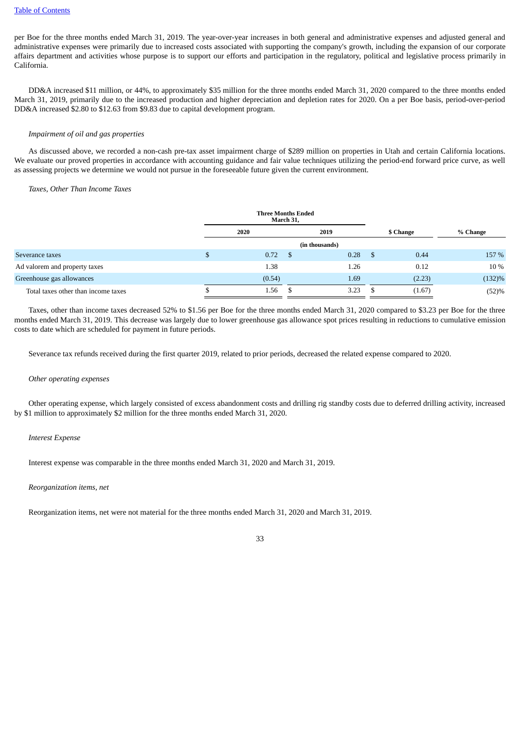per Boe for the three months ended March 31, 2019. The year-over-year increases in both general and administrative expenses and adjusted general and administrative expenses were primarily due to increased costs associated with supporting the company's growth, including the expansion of our corporate affairs department and activities whose purpose is to support our efforts and participation in the regulatory, political and legislative process primarily in California.

DD&A increased $11 million, or 44%, to approximately $35 million for the three months ended March 31, 2020 compared to the three months ended March 31, 2019, primarily due to the increased production and higher depreciation and depletion rates for 2020. On a per Boe basis, period-over-period DD&A increased $2.80 to $12.63 from $9.83 due to capital development program.

*Impairment of oil and gas properties*

As discussed above, we recorded a non-cash pre-tax asset impairment charge of $289 million on properties in Utah and certain California locations. We evaluate our proved properties in accordance with accounting guidance and fair value techniques utilizing the period-end forward price curve, as well as assessing projects we determine we would not pursue in the foreseeable future given the current environment.

*Taxes, Other Than Income Taxes*

| | Three Months Ended March 31, | | | |
|---|---|---|---|---|
| | 2020 | 2019 | $ Change | % Change |
| | (in thousands) | | | |
| Severance taxes | $ 0.72 | $ 0.28 | $ 0.44 | 157 % |
| Ad valorem and property taxes | 1.38 | 1.26 | 0.12 | 10 % |
| Greenhouse gas allowances | (0.54) | 1.69 | (2.23) | (132)% |
| Total taxes other than income taxes | $ 1.56 | $ 3.23 | $ (1.67) | (52)% |

Taxes, other than income taxes decreased 52% to $1.56 per Boe for the three months ended March 31, 2020 compared to $3.23 per Boe for the three months ended March 31, 2019. This decrease was largely due to lower greenhouse gas allowance spot prices resulting in reductions to cumulative emission costs to date which are scheduled for payment in future periods.

Severance tax refunds received during the first quarter 2019, related to prior periods, decreased the related expense compared to 2020.

*Other operating expenses*

Other operating expense, which largely consisted of excess abandonment costs and drilling rig standby costs due to deferred drilling activity, increased by $1 million to approximately $2 million for the three months ended March 31, 2020.

*Interest Expense*

Interest expense was comparable in the three months ended March 31, 2020 and March 31, 2019.

*Reorganization items, net*

Reorganization items, net were not material for the three months ended March 31, 2020 and March 31, 2019.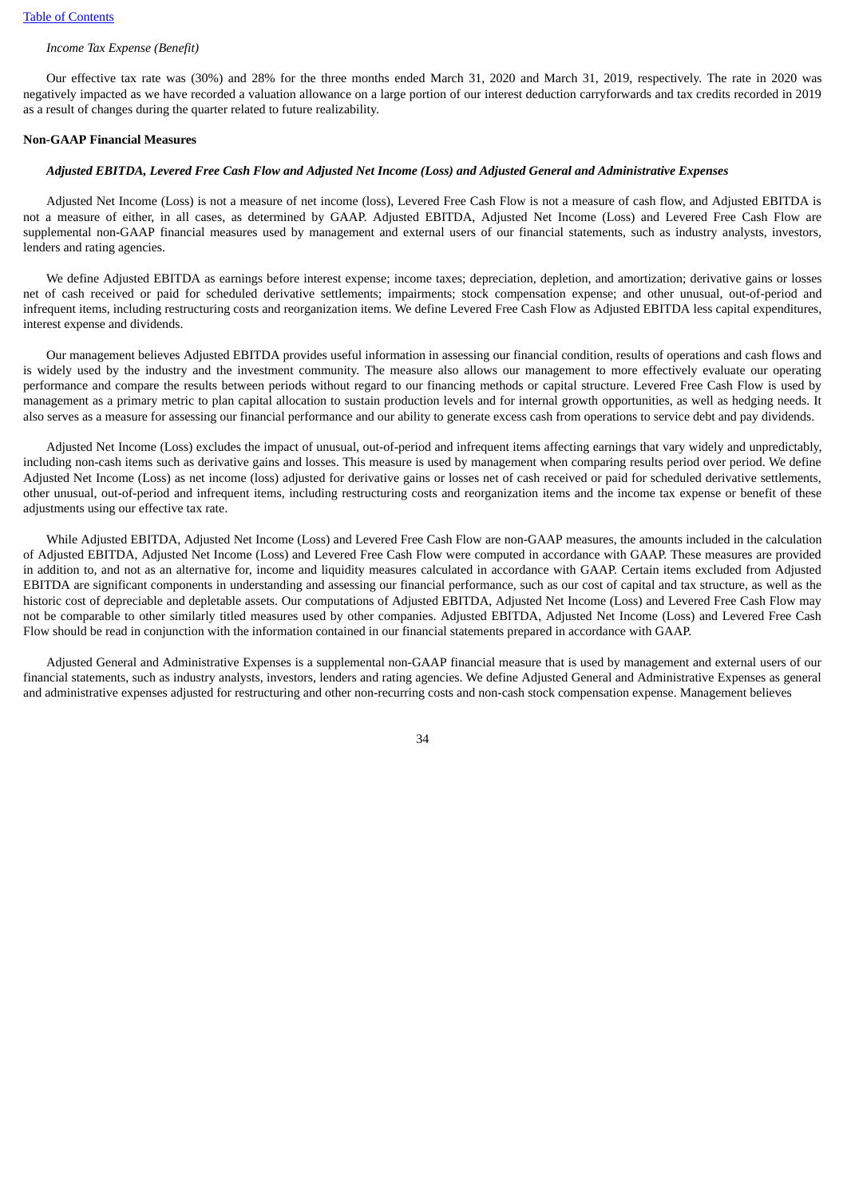*Income Tax Expense (Benefit)*

Our effective tax rate was (30%) and 28% for the three months ended March 31, 2020 and March 31, 2019, respectively. The rate in 2020 was negatively impacted as we have recorded a valuation allowance on a large portion of our interest deduction carryforwards and tax credits recorded in 2019 as a result of changes during the quarter related to future realizability.

**Non-GAAP Financial Measures**

***Adjusted EBITDA, Levered Free Cash Flow and Adjusted Net Income (Loss) and Adjusted General and Administrative Expenses***

Adjusted Net Income (Loss) is not a measure of net income (loss), Levered Free Cash Flow is not a measure of cash flow, and Adjusted EBITDA is not a measure of either, in all cases, as determined by GAAP. Adjusted EBITDA, Adjusted Net Income (Loss) and Levered Free Cash Flow are supplemental non-GAAP financial measures used by management and external users of our financial statements, such as industry analysts, investors, lenders and rating agencies.

We define Adjusted EBITDA as earnings before interest expense; income taxes; depreciation, depletion, and amortization; derivative gains or losses net of cash received or paid for scheduled derivative settlements; impairments; stock compensation expense; and other unusual, out-of-period and infrequent items, including restructuring costs and reorganization items. We define Levered Free Cash Flow as Adjusted EBITDA less capital expenditures, interest expense and dividends.

Our management believes Adjusted EBITDA provides useful information in assessing our financial condition, results of operations and cash flows and is widely used by the industry and the investment community. The measure also allows our management to more effectively evaluate our operating performance and compare the results between periods without regard to our financing methods or capital structure. Levered Free Cash Flow is used by management as a primary metric to plan capital allocation to sustain production levels and for internal growth opportunities, as well as hedging needs. It also serves as a measure for assessing our financial performance and our ability to generate excess cash from operations to service debt and pay dividends.

Adjusted Net Income (Loss) excludes the impact of unusual, out-of-period and infrequent items affecting earnings that vary widely and unpredictably, including non-cash items such as derivative gains and losses. This measure is used by management when comparing results period over period. We define Adjusted Net Income (Loss) as net income (loss) adjusted for derivative gains or losses net of cash received or paid for scheduled derivative settlements, other unusual, out-of-period and infrequent items, including restructuring costs and reorganization items and the income tax expense or benefit of these adjustments using our effective tax rate.

While Adjusted EBITDA, Adjusted Net Income (Loss) and Levered Free Cash Flow are non-GAAP measures, the amounts included in the calculation of Adjusted EBITDA, Adjusted Net Income (Loss) and Levered Free Cash Flow were computed in accordance with GAAP. These measures are provided in addition to, and not as an alternative for, income and liquidity measures calculated in accordance with GAAP. Certain items excluded from Adjusted EBITDA are significant components in understanding and assessing our financial performance, such as our cost of capital and tax structure, as well as the historic cost of depreciable and depletable assets. Our computations of Adjusted EBITDA, Adjusted Net Income (Loss) and Levered Free Cash Flow may not be comparable to other similarly titled measures used by other companies. Adjusted EBITDA, Adjusted Net Income (Loss) and Levered Free Cash Flow should be read in conjunction with the information contained in our financial statements prepared in accordance with GAAP.

Adjusted General and Administrative Expenses is a supplemental non-GAAP financial measure that is used by management and external users of our financial statements, such as industry analysts, investors, lenders and rating agencies. We define Adjusted General and Administrative Expenses as general and administrative expenses adjusted for restructuring and other non-recurring costs and non-cash stock compensation expense. Management believes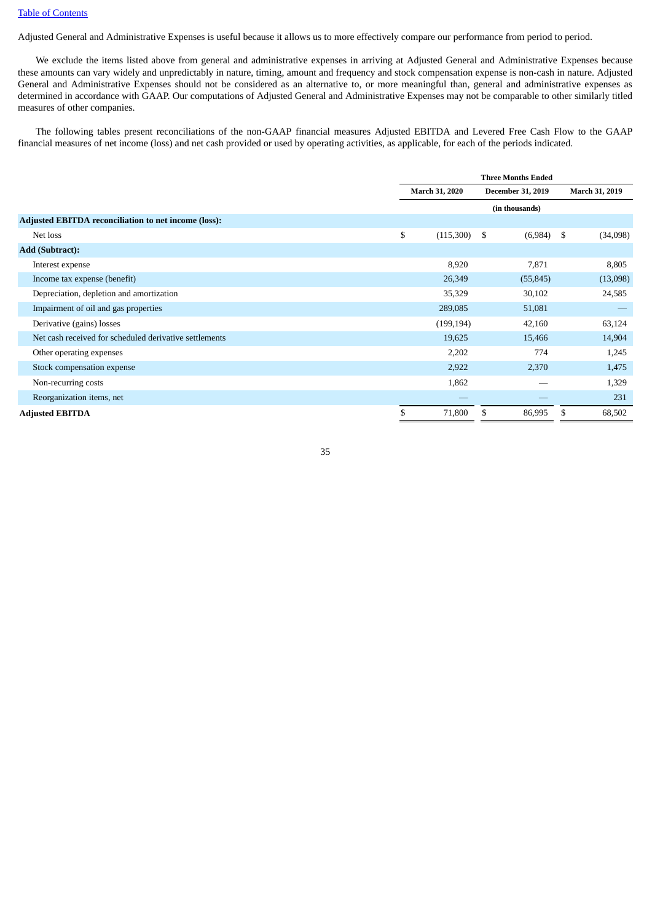Adjusted General and Administrative Expenses is useful because it allows us to more effectively compare our performance from period to period.

We exclude the items listed above from general and administrative expenses in arriving at Adjusted General and Administrative Expenses because these amounts can vary widely and unpredictably in nature, timing, amount and frequency and stock compensation expense is non-cash in nature. Adjusted General and Administrative Expenses should not be considered as an alternative to, or more meaningful than, general and administrative expenses as determined in accordance with GAAP. Our computations of Adjusted General and Administrative Expenses may not be comparable to other similarly titled measures of other companies.

The following tables present reconciliations of the non-GAAP financial measures Adjusted EBITDA and Levered Free Cash Flow to the GAAP financial measures of net income (loss) and net cash provided or used by operating activities, as applicable, for each of the periods indicated.

| | Three Months Ended | | |
|---|---|---|---|
| | March 31, 2020 | December 31, 2019 | March 31, 2019 |
| | (in thousands) | | |
| **Adjusted EBITDA reconciliation to net income (loss):** | | | |
| Net loss | $ (115,300) | $ (6,984) | $ (34,098) |
| **Add (Subtract):** | | | |
| Interest expense | 8,920 | 7,871 | 8,805 |
| Income tax expense (benefit) | 26,349 | (55,845) | (13,098) |
| Depreciation, depletion and amortization | 35,329 | 30,102 | 24,585 |
| Impairment of oil and gas properties | 289,085 | 51,081 | — |
| Derivative (gains) losses | (199,194) | 42,160 | 63,124 |
| Net cash received for scheduled derivative settlements | 19,625 | 15,466 | 14,904 |
| Other operating expenses | 2,202 | 774 | 1,245 |
| Stock compensation expense | 2,922 | 2,370 | 1,475 |
| Non-recurring costs | 1,862 | — | 1,329 |
| Reorganization items, net | — | — | 231 |
| **Adjusted EBITDA** | $ 71,800 | $ 86,995 | $ 68,502 |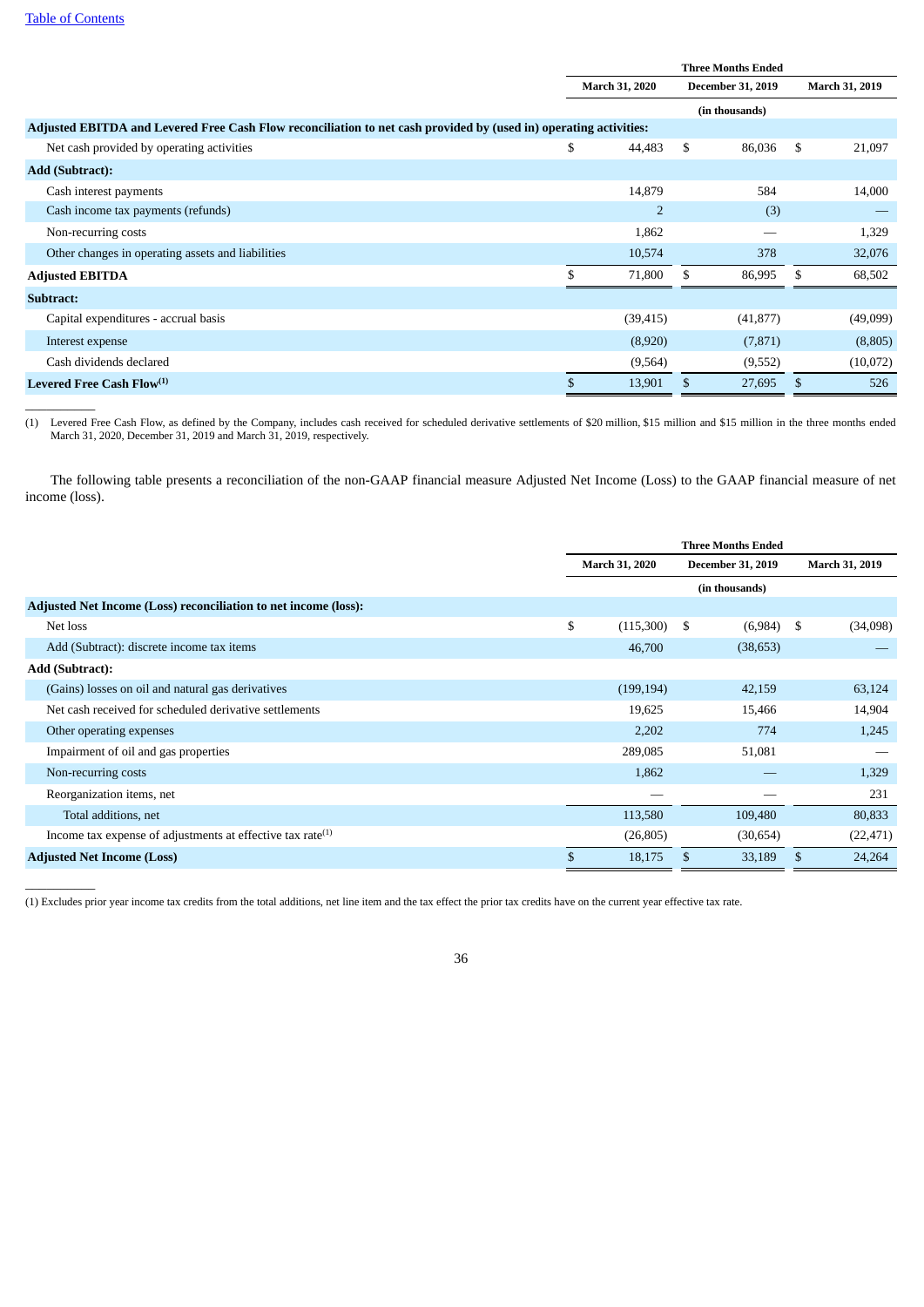| | Three Months Ended | | |
|---|---|---|---|
| | March 31, 2020 | December 31, 2019 | March 31, 2019 |
| | | (in thousands) | |
| **Adjusted EBITDA and Levered Free Cash Flow reconciliation to net cash provided by (used in) operating activities:** | | | |
| Net cash provided by operating activities | $ 44,483 | $ 86,036 | $ 21,097 |
| **Add (Subtract):** | | | |
| Cash interest payments | 14,879 | 584 | 14,000 |
| Cash income tax payments (refunds) | 2 | (3) | — |
| Non-recurring costs | 1,862 | — | 1,329 |
| Other changes in operating assets and liabilities | 10,574 | 378 | 32,076 |
| **Adjusted EBITDA** | $ 71,800 | $ 86,995 | $ 68,502 |
| **Subtract:** | | | |
| Capital expenditures - accrual basis | (39,415) | (41,877) | (49,099) |
| Interest expense | (8,920) | (7,871) | (8,805) |
| Cash dividends declared | (9,564) | (9,552) | (10,072) |
| **Levered Free Cash Flow[(1)]** | $ 13,901 | $ 27,695 | $ 526 |

(1) Levered Free Cash Flow, as defined by the Company, includes cash received for scheduled derivative settlements of $20 million, $15 million and $15 million in the three months ended March 31, 2020, December 31, 2019 and March 31, 2019, respectively.

The following table presents a reconciliation of the non-GAAP financial measure Adjusted Net Income (Loss) to the GAAP financial measure of net income (loss).

| | Three Months Ended | | |
|---|---|---|---|
| | March 31, 2020 | December 31, 2019 | March 31, 2019 |
| | | (in thousands) | |
| **Adjusted Net Income (Loss) reconciliation to net income (loss):** | | | |
| Net loss | $ (115,300) | $ (6,984) | $ (34,098) |
| Add (Subtract): discrete income tax items | 46,700 | (38,653) | — |
| **Add (Subtract):** | | | |
| (Gains) losses on oil and natural gas derivatives | (199,194) | 42,159 | 63,124 |
| Net cash received for scheduled derivative settlements | 19,625 | 15,466 | 14,904 |
| Other operating expenses | 2,202 | 774 | 1,245 |
| Impairment of oil and gas properties | 289,085 | 51,081 | — |
| Non-recurring costs | 1,862 | — | 1,329 |
| Reorganization items, net | — | — | 231 |
| Total additions, net | 113,580 | 109,480 | 80,833 |
| Income tax expense of adjustments at effective tax rate[(1)] | (26,805) | (30,654) | (22,471) |
| **Adjusted Net Income (Loss)** | $ 18,175 | $ 33,189 | $ 24,264 |

(1) Excludes prior year income tax credits from the total additions, net line item and the tax effect the prior tax credits have on the current year effective tax rate.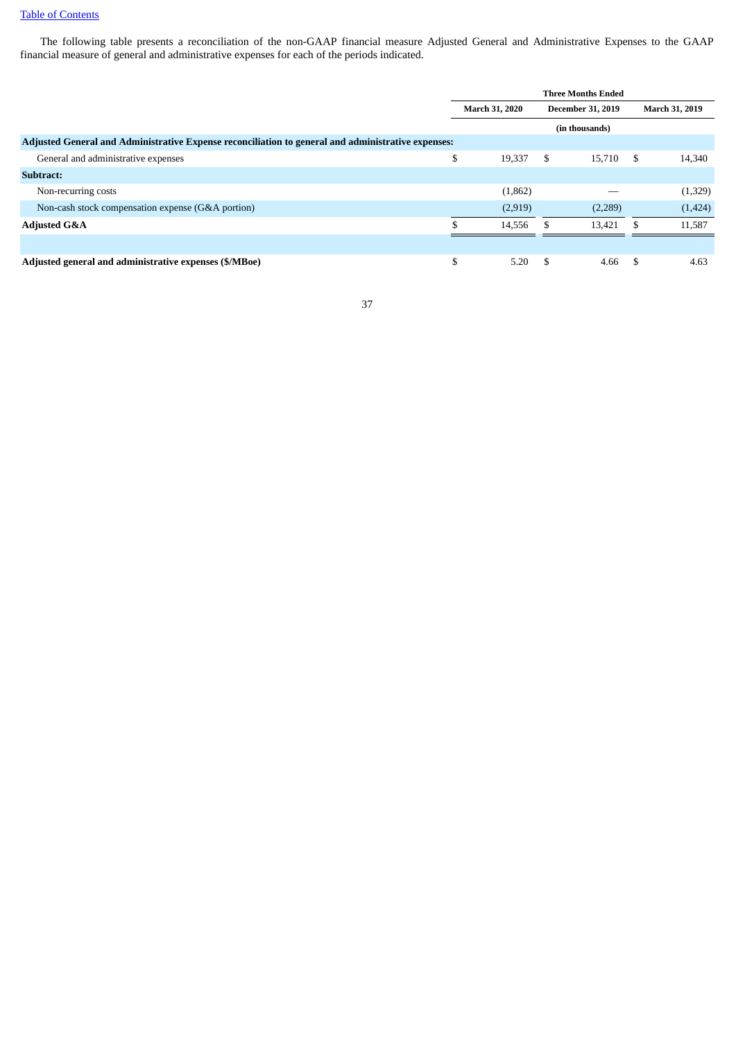The following table presents a reconciliation of the non-GAAP financial measure Adjusted General and Administrative Expenses to the GAAP financial measure of general and administrative expenses for each of the periods indicated.

| | Three Months Ended | | |
|---|---|---|---|
| | March 31, 2020 | December 31, 2019 | March 31, 2019 |
| | (in thousands) | | |
| **Adjusted General and Administrative Expense reconciliation to general and administrative expenses:** | | | |
| General and administrative expenses | $ 19,337 | $ 15,710 | $ 14,340 |
| **Subtract:** | | | |
| Non-recurring costs | (1,862) | — | (1,329) |
| Non-cash stock compensation expense (G&A portion) | (2,919) | (2,289) | (1,424) |
| **Adjusted G&A** | $ 14,556 | $ 13,421 | $ 11,587 |
| | | | |
| **Adjusted general and administrative expenses ($/MBoe)** | $ 5.20 | $ 4.66 | $ 4.63 |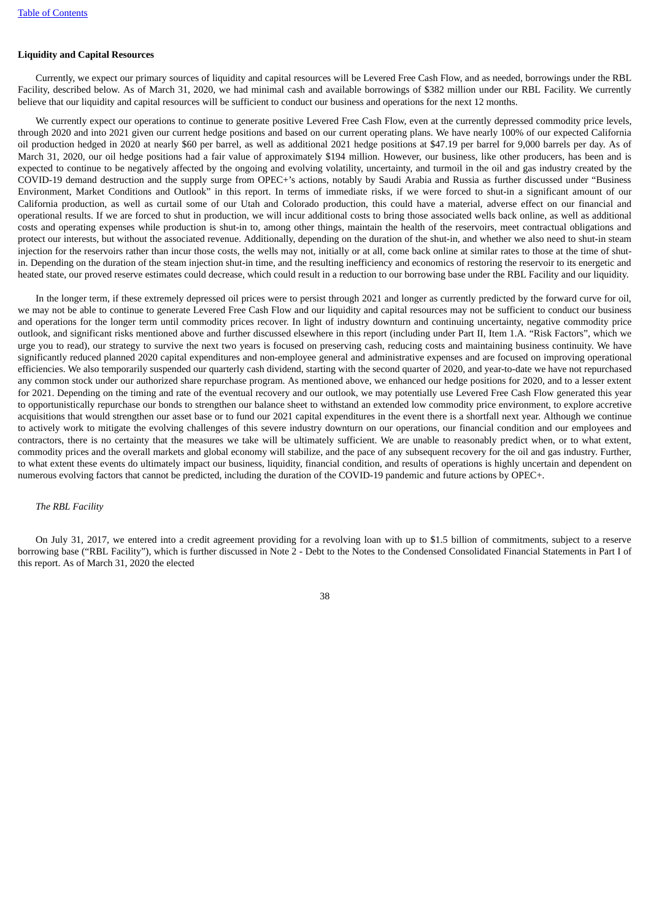**Liquidity and Capital Resources**

Currently, we expect our primary sources of liquidity and capital resources will be Levered Free Cash Flow, and as needed, borrowings under the RBL Facility, described below. As of March 31, 2020, we had minimal cash and available borrowings of $382 million under our RBL Facility. We currently believe that our liquidity and capital resources will be sufficient to conduct our business and operations for the next 12 months.

We currently expect our operations to continue to generate positive Levered Free Cash Flow, even at the currently depressed commodity price levels, through 2020 and into 2021 given our current hedge positions and based on our current operating plans. We have nearly 100% of our expected California oil production hedged in 2020 at nearly $60 per barrel, as well as additional 2021 hedge positions at $47.19 per barrel for 9,000 barrels per day. As of March 31, 2020, our oil hedge positions had a fair value of approximately $194 million. However, our business, like other producers, has been and is expected to continue to be negatively affected by the ongoing and evolving volatility, uncertainty, and turmoil in the oil and gas industry created by the COVID-19 demand destruction and the supply surge from OPEC+'s actions, notably by Saudi Arabia and Russia as further discussed under "Business Environment, Market Conditions and Outlook" in this report. In terms of immediate risks, if we were forced to shut-in a significant amount of our California production, as well as curtail some of our Utah and Colorado production, this could have a material, adverse effect on our financial and operational results. If we are forced to shut in production, we will incur additional costs to bring those associated wells back online, as well as additional costs and operating expenses while production is shut-in to, among other things, maintain the health of the reservoirs, meet contractual obligations and protect our interests, but without the associated revenue. Additionally, depending on the duration of the shut-in, and whether we also need to shut-in steam injection for the reservoirs rather than incur those costs, the wells may not, initially or at all, come back online at similar rates to those at the time of shut-in. Depending on the duration of the steam injection shut-in time, and the resulting inefficiency and economics of restoring the reservoir to its energetic and heated state, our proved reserve estimates could decrease, which could result in a reduction to our borrowing base under the RBL Facility and our liquidity.

In the longer term, if these extremely depressed oil prices were to persist through 2021 and longer as currently predicted by the forward curve for oil, we may not be able to continue to generate Levered Free Cash Flow and our liquidity and capital resources may not be sufficient to conduct our business and operations for the longer term until commodity prices recover. In light of industry downturn and continuing uncertainty, negative commodity price outlook, and significant risks mentioned above and further discussed elsewhere in this report (including under Part II, Item 1.A. "Risk Factors", which we urge you to read), our strategy to survive the next two years is focused on preserving cash, reducing costs and maintaining business continuity. We have significantly reduced planned 2020 capital expenditures and non-employee general and administrative expenses and are focused on improving operational efficiencies. We also temporarily suspended our quarterly cash dividend, starting with the second quarter of 2020, and year-to-date we have not repurchased any common stock under our authorized share repurchase program. As mentioned above, we enhanced our hedge positions for 2020, and to a lesser extent for 2021. Depending on the timing and rate of the eventual recovery and our outlook, we may potentially use Levered Free Cash Flow generated this year to opportunistically repurchase our bonds to strengthen our balance sheet to withstand an extended low commodity price environment, to explore accretive acquisitions that would strengthen our asset base or to fund our 2021 capital expenditures in the event there is a shortfall next year. Although we continue to actively work to mitigate the evolving challenges of this severe industry downturn on our operations, our financial condition and our employees and contractors, there is no certainty that the measures we take will be ultimately sufficient. We are unable to reasonably predict when, or to what extent, commodity prices and the overall markets and global economy will stabilize, and the pace of any subsequent recovery for the oil and gas industry. Further, to what extent these events do ultimately impact our business, liquidity, financial condition, and results of operations is highly uncertain and dependent on numerous evolving factors that cannot be predicted, including the duration of the COVID-19 pandemic and future actions by OPEC+.

*The RBL Facility*

On July 31, 2017, we entered into a credit agreement providing for a revolving loan with up to $1.5 billion of commitments, subject to a reserve borrowing base ("RBL Facility"), which is further discussed in Note 2 - Debt to the Notes to the Condensed Consolidated Financial Statements in Part I of this report. As of March 31, 2020 the elected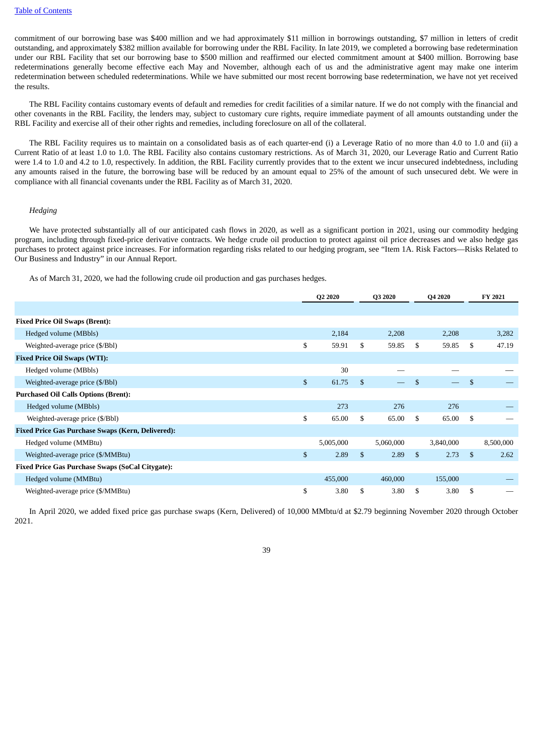commitment of our borrowing base was $400 million and we had approximately $11 million in borrowings outstanding, $7 million in letters of credit outstanding, and approximately $382 million available for borrowing under the RBL Facility. In late 2019, we completed a borrowing base redetermination under our RBL Facility that set our borrowing base to $500 million and reaffirmed our elected commitment amount at $400 million. Borrowing base redeterminations generally become effective each May and November, although each of us and the administrative agent may make one interim redetermination between scheduled redeterminations. While we have submitted our most recent borrowing base redetermination, we have not yet received the results.

The RBL Facility contains customary events of default and remedies for credit facilities of a similar nature. If we do not comply with the financial and other covenants in the RBL Facility, the lenders may, subject to customary cure rights, require immediate payment of all amounts outstanding under the RBL Facility and exercise all of their other rights and remedies, including foreclosure on all of the collateral.

The RBL Facility requires us to maintain on a consolidated basis as of each quarter-end (i) a Leverage Ratio of no more than 4.0 to 1.0 and (ii) a Current Ratio of at least 1.0 to 1.0. The RBL Facility also contains customary restrictions. As of March 31, 2020, our Leverage Ratio and Current Ratio were 1.4 to 1.0 and 4.2 to 1.0, respectively. In addition, the RBL Facility currently provides that to the extent we incur unsecured indebtedness, including any amounts raised in the future, the borrowing base will be reduced by an amount equal to 25% of the amount of such unsecured debt. We were in compliance with all financial covenants under the RBL Facility as of March 31, 2020.

*Hedging*

We have protected substantially all of our anticipated cash flows in 2020, as well as a significant portion in 2021, using our commodity hedging program, including through fixed-price derivative contracts. We hedge crude oil production to protect against oil price decreases and we also hedge gas purchases to protect against price increases. For information regarding risks related to our hedging program, see "Item 1A. Risk Factors—Risks Related to Our Business and Industry" in our Annual Report.

As of March 31, 2020, we had the following crude oil production and gas purchases hedges.

| | Q2 2020 | Q3 2020 | Q4 2020 | FY 2021 |
|---|---|---|---|---|
| **Fixed Price Oil Swaps (Brent):** | | | | |
| Hedged volume (MBbls) | 2,184 | 2,208 | 2,208 | 3,282 |
| Weighted-average price ($/Bbl) | $ 59.91 | $ 59.85 | $ 59.85 | $ 47.19 |
| **Fixed Price Oil Swaps (WTI):** | | | | |
| Hedged volume (MBbls) | 30 | — | — | — |
| Weighted-average price ($/Bbl) | $ 61.75 | $ — | $ — | $ — |
| **Purchased Oil Calls Options (Brent):** | | | | |
| Hedged volume (MBbls) | 273 | 276 | 276 | — |
| Weighted-average price ($/Bbl) | $ 65.00 | $ 65.00 | $ 65.00 | $ — |
| **Fixed Price Gas Purchase Swaps (Kern, Delivered):** | | | | |
| Hedged volume (MMBtu) | 5,005,000 | 5,060,000 | 3,840,000 | 8,500,000 |
| Weighted-average price ($/MMBtu) | $ 2.89 | $ 2.89 | $ 2.73 | $ 2.62 |
| **Fixed Price Gas Purchase Swaps (SoCal Citygate):** | | | | |
| Hedged volume (MMBtu) | 455,000 | 460,000 | 155,000 | — |
| Weighted-average price ($/MMBtu) | $ 3.80 | $ 3.80 | $ 3.80 | $ — |

In April 2020, we added fixed price gas purchase swaps (Kern, Delivered) of 10,000 MMbtu/d at $2.79 beginning November 2020 through October 2021.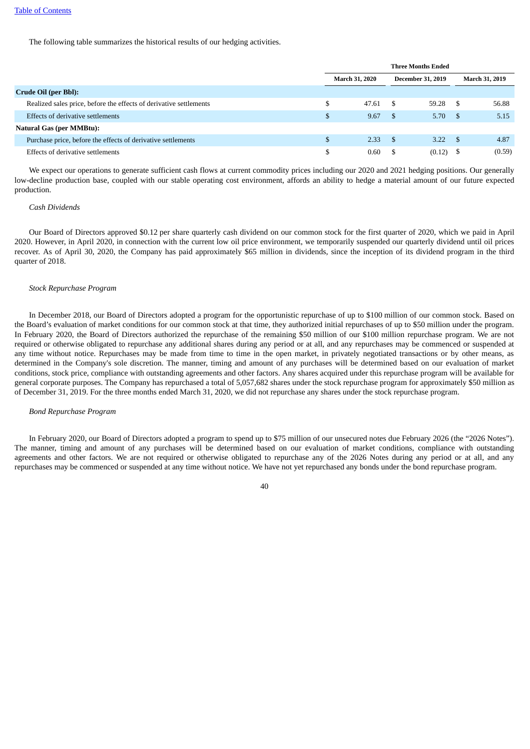The following table summarizes the historical results of our hedging activities.

| | Three Months Ended | | |
|---|---|---|---|
| | March 31, 2020 | December 31, 2019 | March 31, 2019 |
| **Crude Oil (per Bbl):** | | | |
| Realized sales price, before the effects of derivative settlements | $ 47.61 | $ 59.28 | $ 56.88 |
| Effects of derivative settlements | $ 9.67 | $ 5.70 | $ 5.15 |
| **Natural Gas (per MMBtu):** | | | |
| Purchase price, before the effects of derivative settlements | $ 2.33 | $ 3.22 | $ 4.87 |
| Effects of derivative settlements | $ 0.60 | $ (0.12) | $ (0.59) |

We expect our operations to generate sufficient cash flows at current commodity prices including our 2020 and 2021 hedging positions. Our generally low-decline production base, coupled with our stable operating cost environment, affords an ability to hedge a material amount of our future expected production.

*Cash Dividends*

Our Board of Directors approved $0.12 per share quarterly cash dividend on our common stock for the first quarter of 2020, which we paid in April 2020. However, in April 2020, in connection with the current low oil price environment, we temporarily suspended our quarterly dividend until oil prices recover. As of April 30, 2020, the Company has paid approximately $65 million in dividends, since the inception of its dividend program in the third quarter of 2018.

*Stock Repurchase Program*

In December 2018, our Board of Directors adopted a program for the opportunistic repurchase of up to $100 million of our common stock. Based on the Board's evaluation of market conditions for our common stock at that time, they authorized initial repurchases of up to $50 million under the program. In February 2020, the Board of Directors authorized the repurchase of the remaining $50 million of our $100 million repurchase program. We are not required or otherwise obligated to repurchase any additional shares during any period or at all, and any repurchases may be commenced or suspended at any time without notice. Repurchases may be made from time to time in the open market, in privately negotiated transactions or by other means, as determined in the Company's sole discretion. The manner, timing and amount of any purchases will be determined based on our evaluation of market conditions, stock price, compliance with outstanding agreements and other factors. Any shares acquired under this repurchase program will be available for general corporate purposes. The Company has repurchased a total of 5,057,682 shares under the stock repurchase program for approximately $50 million as of December 31, 2019. For the three months ended March 31, 2020, we did not repurchase any shares under the stock repurchase program.

*Bond Repurchase Program*

In February 2020, our Board of Directors adopted a program to spend up to $75 million of our unsecured notes due February 2026 (the "2026 Notes"). The manner, timing and amount of any purchases will be determined based on our evaluation of market conditions, compliance with outstanding agreements and other factors. We are not required or otherwise obligated to repurchase any of the 2026 Notes during any period or at all, and any repurchases may be commenced or suspended at any time without notice. We have not yet repurchased any bonds under the bond repurchase program.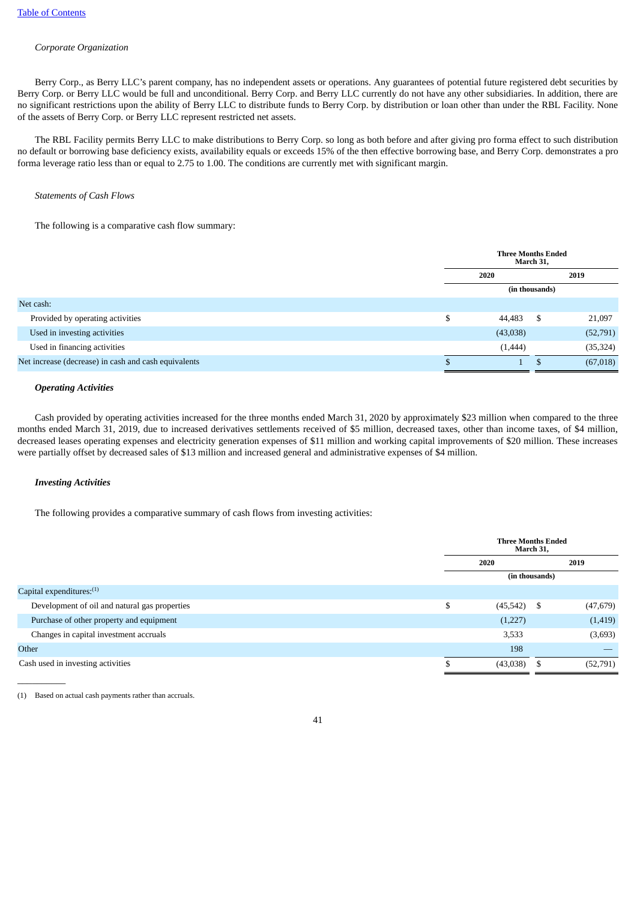*Corporate Organization*

Berry Corp., as Berry LLC's parent company, has no independent assets or operations. Any guarantees of potential future registered debt securities by Berry Corp. or Berry LLC would be full and unconditional. Berry Corp. and Berry LLC currently do not have any other subsidiaries. In addition, there are no significant restrictions upon the ability of Berry LLC to distribute funds to Berry Corp. by distribution or loan other than under the RBL Facility. None of the assets of Berry Corp. or Berry LLC represent restricted net assets.

The RBL Facility permits Berry LLC to make distributions to Berry Corp. so long as both before and after giving pro forma effect to such distribution no default or borrowing base deficiency exists, availability equals or exceeds 15% of the then effective borrowing base, and Berry Corp. demonstrates a pro forma leverage ratio less than or equal to 2.75 to 1.00. The conditions are currently met with significant margin.

*Statements of Cash Flows*

The following is a comparative cash flow summary:

| | Three Months Ended March 31, | |
|---|---|---|
| | 2020 | 2019 |
| | (in thousands) | |
| Net cash: | | |
| Provided by operating activities | $ 44,483 | $ 21,097 |
| Used in investing activities | (43,038) | (52,791) |
| Used in financing activities | (1,444) | (35,324) |
| Net increase (decrease) in cash and cash equivalents | $ 1 | $ (67,018) |

***Operating Activities***

Cash provided by operating activities increased for the three months ended March 31, 2020 by approximately $23 million when compared to the three months ended March 31, 2019, due to increased derivatives settlements received of $5 million, decreased taxes, other than income taxes, of $4 million, decreased leases operating expenses and electricity generation expenses of $11 million and working capital improvements of $20 million. These increases were partially offset by decreased sales of $13 million and increased general and administrative expenses of $4 million.

***Investing Activities***

The following provides a comparative summary of cash flows from investing activities:

| | Three Months Ended March 31, | |
|---|---|---|
| | 2020 | 2019 |
| | (in thousands) | |
| Capital expenditures:[(1)] | | |
| Development of oil and natural gas properties | $ (45,542) | $ (47,679) |
| Purchase of other property and equipment | (1,227) | (1,419) |
| Changes in capital investment accruals | 3,533 | (3,693) |
| Other | 198 | — |
| Cash used in investing activities | $ (43,038) | $ (52,791) |

(1) Based on actual cash payments rather than accruals.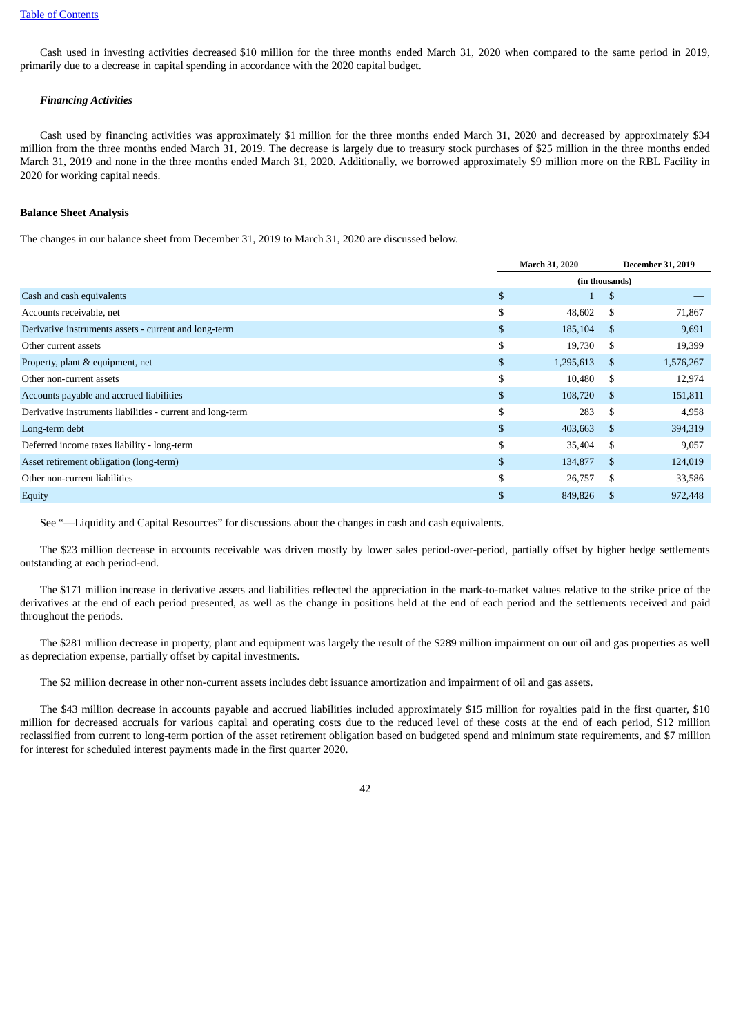[Table of Contents](#)

Cash used in investing activities decreased $10 million for the three months ended March 31, 2020 when compared to the same period in 2019, primarily due to a decrease in capital spending in accordance with the 2020 capital budget.

***Financing Activities***

Cash used by financing activities was approximately $1 million for the three months ended March 31, 2020 and decreased by approximately $34 million from the three months ended March 31, 2019. The decrease is largely due to treasury stock purchases of $25 million in the three months ended March 31, 2019 and none in the three months ended March 31, 2020. Additionally, we borrowed approximately $9 million more on the RBL Facility in 2020 for working capital needs.

**Balance Sheet Analysis**

The changes in our balance sheet from December 31, 2019 to March 31, 2020 are discussed below.

| | March 31, 2020 | | December 31, 2019 | |
|---|---|---|---|---|
| | (in thousands) | | | |
| Cash and cash equivalents | $ | 1 | $ | — |
| Accounts receivable, net | $ | 48,602 | $ | 71,867 |
| Derivative instruments assets - current and long-term | $ | 185,104 | $ | 9,691 |
| Other current assets | $ | 19,730 | $ | 19,399 |
| Property, plant & equipment, net | $ | 1,295,613 | $ | 1,576,267 |
| Other non-current assets | $ | 10,480 | $ | 12,974 |
| Accounts payable and accrued liabilities | $ | 108,720 | $ | 151,811 |
| Derivative instruments liabilities - current and long-term | $ | 283 | $ | 4,958 |
| Long-term debt | $ | 403,663 | $ | 394,319 |
| Deferred income taxes liability - long-term | $ | 35,404 | $ | 9,057 |
| Asset retirement obligation (long-term) | $ | 134,877 | $ | 124,019 |
| Other non-current liabilities | $ | 26,757 | $ | 33,586 |
| Equity | $ | 849,826 | $ | 972,448 |

See "—Liquidity and Capital Resources" for discussions about the changes in cash and cash equivalents.

The $23 million decrease in accounts receivable was driven mostly by lower sales period-over-period, partially offset by higher hedge settlements outstanding at each period-end.

The $171 million increase in derivative assets and liabilities reflected the appreciation in the mark-to-market values relative to the strike price of the derivatives at the end of each period presented, as well as the change in positions held at the end of each period and the settlements received and paid throughout the periods.

The $281 million decrease in property, plant and equipment was largely the result of the $289 million impairment on our oil and gas properties as well as depreciation expense, partially offset by capital investments.

The $2 million decrease in other non-current assets includes debt issuance amortization and impairment of oil and gas assets.

The $43 million decrease in accounts payable and accrued liabilities included approximately $15 million for royalties paid in the first quarter, $10 million for decreased accruals for various capital and operating costs due to the reduced level of these costs at the end of each period, $12 million reclassified from current to long-term portion of the asset retirement obligation based on budgeted spend and minimum state requirements, and $7 million for interest for scheduled interest payments made in the first quarter 2020.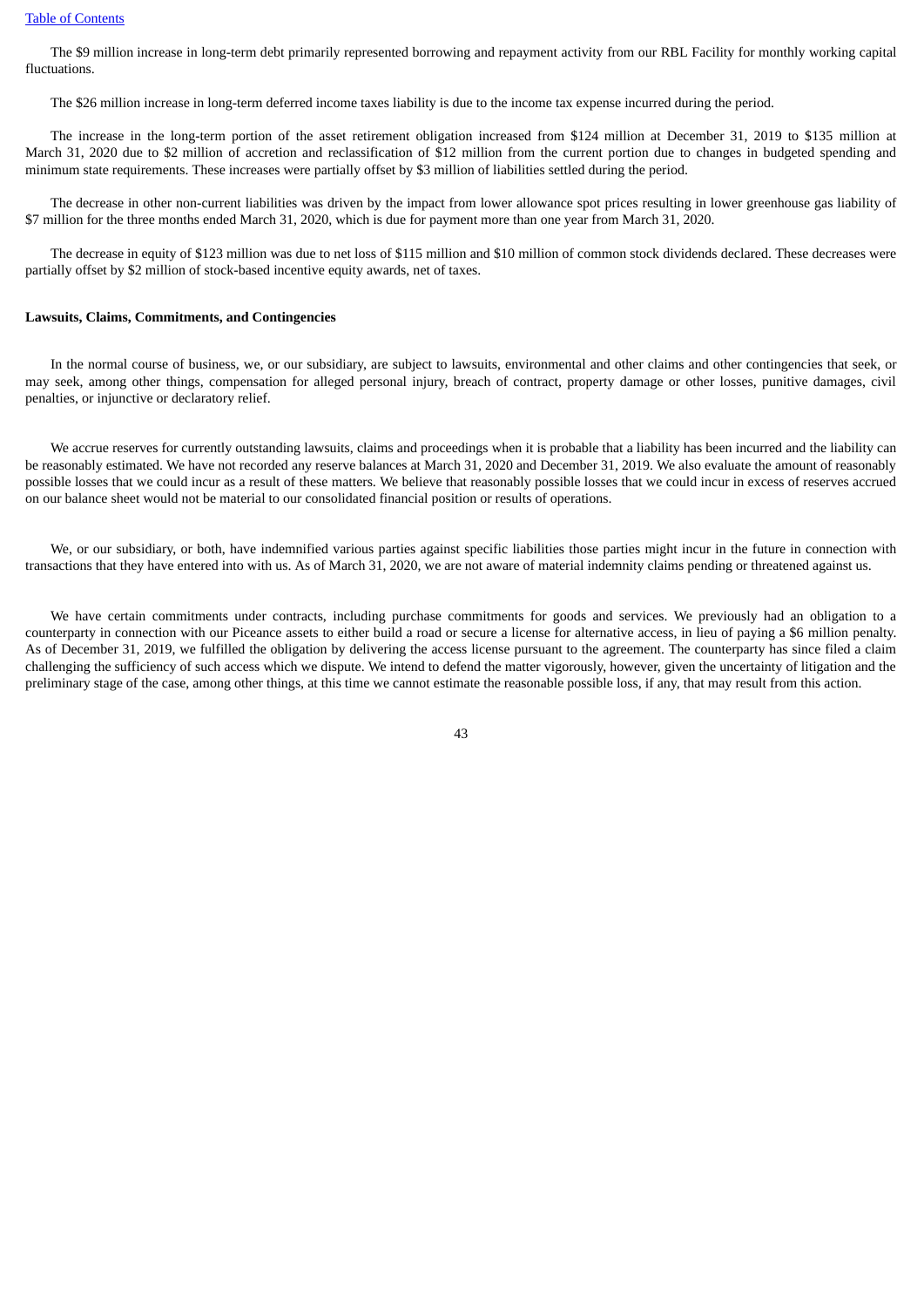The $9 million increase in long-term debt primarily represented borrowing and repayment activity from our RBL Facility for monthly working capital fluctuations.

The $26 million increase in long-term deferred income taxes liability is due to the income tax expense incurred during the period.

The increase in the long-term portion of the asset retirement obligation increased from $124 million at December 31, 2019 to $135 million at March 31, 2020 due to $2 million of accretion and reclassification of $12 million from the current portion due to changes in budgeted spending and minimum state requirements. These increases were partially offset by $3 million of liabilities settled during the period.

The decrease in other non-current liabilities was driven by the impact from lower allowance spot prices resulting in lower greenhouse gas liability of $7 million for the three months ended March 31, 2020, which is due for payment more than one year from March 31, 2020.

The decrease in equity of $123 million was due to net loss of $115 million and $10 million of common stock dividends declared. These decreases were partially offset by $2 million of stock-based incentive equity awards, net of taxes.

**Lawsuits, Claims, Commitments, and Contingencies**

In the normal course of business, we, or our subsidiary, are subject to lawsuits, environmental and other claims and other contingencies that seek, or may seek, among other things, compensation for alleged personal injury, breach of contract, property damage or other losses, punitive damages, civil penalties, or injunctive or declaratory relief.

We accrue reserves for currently outstanding lawsuits, claims and proceedings when it is probable that a liability has been incurred and the liability can be reasonably estimated. We have not recorded any reserve balances at March 31, 2020 and December 31, 2019. We also evaluate the amount of reasonably possible losses that we could incur as a result of these matters. We believe that reasonably possible losses that we could incur in excess of reserves accrued on our balance sheet would not be material to our consolidated financial position or results of operations.

We, or our subsidiary, or both, have indemnified various parties against specific liabilities those parties might incur in the future in connection with transactions that they have entered into with us. As of March 31, 2020, we are not aware of material indemnity claims pending or threatened against us.

We have certain commitments under contracts, including purchase commitments for goods and services. We previously had an obligation to a counterparty in connection with our Piceance assets to either build a road or secure a license for alternative access, in lieu of paying a $6 million penalty. As of December 31, 2019, we fulfilled the obligation by delivering the access license pursuant to the agreement. The counterparty has since filed a claim challenging the sufficiency of such access which we dispute. We intend to defend the matter vigorously, however, given the uncertainty of litigation and the preliminary stage of the case, among other things, at this time we cannot estimate the reasonable possible loss, if any, that may result from this action.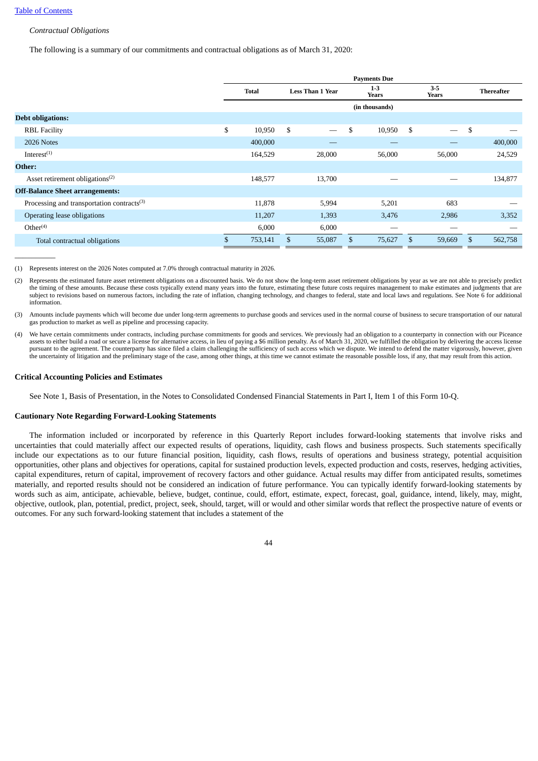*Contractual Obligations*

The following is a summary of our commitments and contractual obligations as of March 31, 2020:

| | Payments Due | | | | |
|---|---|---|---|---|---|
| | Total | Less Than 1 Year | 1-3 Years | 3-5 Years | Thereafter |
| | (in thousands) | | | | |
| **Debt obligations:** | | | | | |
| RBL Facility | $ 10,950 | $ — | $ 10,950 | $ — | $ — |
| 2026 Notes | 400,000 | — | — | — | 400,000 |
| Interest[1] | 164,529 | 28,000 | 56,000 | 56,000 | 24,529 |
| **Other:** | | | | | |
| Asset retirement obligations[2] | 148,577 | 13,700 | — | — | 134,877 |
| **Off-Balance Sheet arrangements:** | | | | | |
| Processing and transportation contracts[3] | 11,878 | 5,994 | 5,201 | 683 | — |
| Operating lease obligations | 11,207 | 1,393 | 3,476 | 2,986 | 3,352 |
| Other[4] | 6,000 | 6,000 | — | — | — |
| Total contractual obligations | $ 753,141 | $ 55,087 | $ 75,627 | $ 59,669 | $ 562,758 |

(1) Represents interest on the 2026 Notes computed at 7.0% through contractual maturity in 2026.

(2) Represents the estimated future asset retirement obligations on a discounted basis. We do not show the long-term asset retirement obligations by year as we are not able to precisely predict the timing of these amounts. Because these costs typically extend many years into the future, estimating these future costs requires management to make estimates and judgments that are subject to revisions based on numerous factors, including the rate of inflation, changing technology, and changes to federal, state and local laws and regulations. See Note 6 for additional information.

(3) Amounts include payments which will become due under long-term agreements to purchase goods and services used in the normal course of business to secure transportation of our natural gas production to market as well as pipeline and processing capacity.

(4) We have certain commitments under contracts, including purchase commitments for goods and services. We previously had an obligation to a counterparty in connection with our Piceance assets to either build a road or secure a license for alternative access, in lieu of paying a $6 million penalty. As of March 31, 2020, we fulfilled the obligation by delivering the access license pursuant to the agreement. The counterparty has since filed a claim challenging the sufficiency of such access which we dispute. We intend to defend the matter vigorously, however, given the uncertainty of litigation and the preliminary stage of the case, among other things, at this time we cannot estimate the reasonable possible loss, if any, that may result from this action.

**Critical Accounting Policies and Estimates**

See Note 1, Basis of Presentation, in the Notes to Consolidated Condensed Financial Statements in Part I, Item 1 of this Form 10-Q.

**Cautionary Note Regarding Forward-Looking Statements**

The information included or incorporated by reference in this Quarterly Report includes forward-looking statements that involve risks and uncertainties that could materially affect our expected results of operations, liquidity, cash flows and business prospects. Such statements specifically include our expectations as to our future financial position, liquidity, cash flows, results of operations and business strategy, potential acquisition opportunities, other plans and objectives for operations, capital for sustained production levels, expected production and costs, reserves, hedging activities, capital expenditures, return of capital, improvement of recovery factors and other guidance. Actual results may differ from anticipated results, sometimes materially, and reported results should not be considered an indication of future performance. You can typically identify forward-looking statements by words such as aim, anticipate, achievable, believe, budget, continue, could, effort, estimate, expect, forecast, goal, guidance, intend, likely, may, might, objective, outlook, plan, potential, predict, project, seek, should, target, will or would and other similar words that reflect the prospective nature of events or outcomes. For any such forward-looking statement that includes a statement of the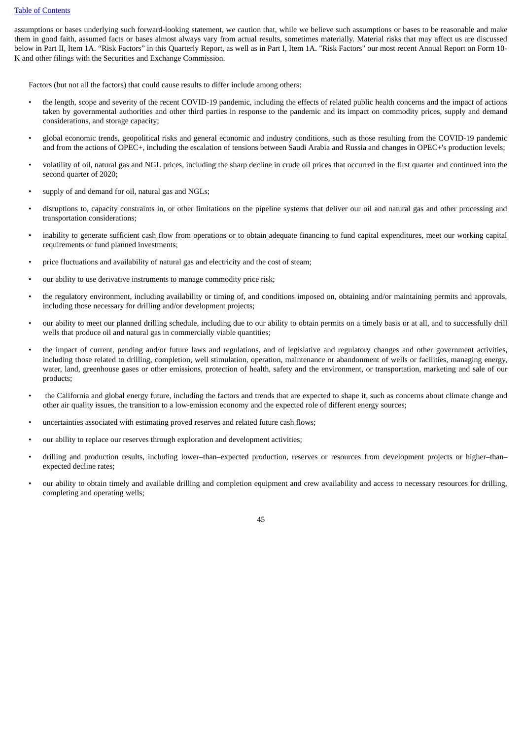assumptions or bases underlying such forward-looking statement, we caution that, while we believe such assumptions or bases to be reasonable and make them in good faith, assumed facts or bases almost always vary from actual results, sometimes materially. Material risks that may affect us are discussed below in Part II, Item 1A. "Risk Factors" in this Quarterly Report, as well as in Part I, Item 1A. "Risk Factors" our most recent Annual Report on Form 10-K and other filings with the Securities and Exchange Commission.

Factors (but not all the factors) that could cause results to differ include among others:

- the length, scope and severity of the recent COVID-19 pandemic, including the effects of related public health concerns and the impact of actions taken by governmental authorities and other third parties in response to the pandemic and its impact on commodity prices, supply and demand considerations, and storage capacity;
- global economic trends, geopolitical risks and general economic and industry conditions, such as those resulting from the COVID-19 pandemic and from the actions of OPEC+, including the escalation of tensions between Saudi Arabia and Russia and changes in OPEC+'s production levels;
- volatility of oil, natural gas and NGL prices, including the sharp decline in crude oil prices that occurred in the first quarter and continued into the second quarter of 2020;
- supply of and demand for oil, natural gas and NGLs;
- disruptions to, capacity constraints in, or other limitations on the pipeline systems that deliver our oil and natural gas and other processing and transportation considerations;
- inability to generate sufficient cash flow from operations or to obtain adequate financing to fund capital expenditures, meet our working capital requirements or fund planned investments;
- price fluctuations and availability of natural gas and electricity and the cost of steam;
- our ability to use derivative instruments to manage commodity price risk;
- the regulatory environment, including availability or timing of, and conditions imposed on, obtaining and/or maintaining permits and approvals, including those necessary for drilling and/or development projects;
- our ability to meet our planned drilling schedule, including due to our ability to obtain permits on a timely basis or at all, and to successfully drill wells that produce oil and natural gas in commercially viable quantities;
- the impact of current, pending and/or future laws and regulations, and of legislative and regulatory changes and other government activities, including those related to drilling, completion, well stimulation, operation, maintenance or abandonment of wells or facilities, managing energy, water, land, greenhouse gases or other emissions, protection of health, safety and the environment, or transportation, marketing and sale of our products;
- the California and global energy future, including the factors and trends that are expected to shape it, such as concerns about climate change and other air quality issues, the transition to a low-emission economy and the expected role of different energy sources;
- uncertainties associated with estimating proved reserves and related future cash flows;
- our ability to replace our reserves through exploration and development activities;
- drilling and production results, including lower–than–expected production, reserves or resources from development projects or higher–than–expected decline rates;
- our ability to obtain timely and available drilling and completion equipment and crew availability and access to necessary resources for drilling, completing and operating wells;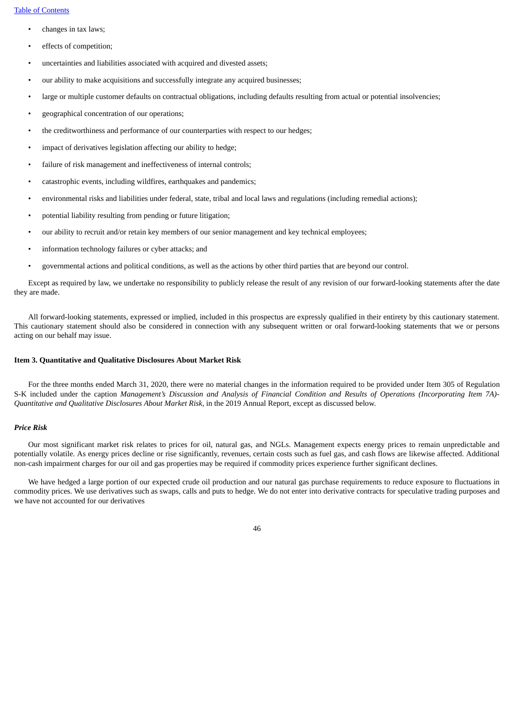- changes in tax laws;
- effects of competition;
- uncertainties and liabilities associated with acquired and divested assets;
- our ability to make acquisitions and successfully integrate any acquired businesses;
- large or multiple customer defaults on contractual obligations, including defaults resulting from actual or potential insolvencies;
- geographical concentration of our operations;
- the creditworthiness and performance of our counterparties with respect to our hedges;
- impact of derivatives legislation affecting our ability to hedge;
- failure of risk management and ineffectiveness of internal controls;
- catastrophic events, including wildfires, earthquakes and pandemics;
- environmental risks and liabilities under federal, state, tribal and local laws and regulations (including remedial actions);
- potential liability resulting from pending or future litigation;
- our ability to recruit and/or retain key members of our senior management and key technical employees;
- information technology failures or cyber attacks; and
- governmental actions and political conditions, as well as the actions by other third parties that are beyond our control.

Except as required by law, we undertake no responsibility to publicly release the result of any revision of our forward-looking statements after the date they are made.

All forward-looking statements, expressed or implied, included in this prospectus are expressly qualified in their entirety by this cautionary statement. This cautionary statement should also be considered in connection with any subsequent written or oral forward-looking statements that we or persons acting on our behalf may issue.

**Item 3. Quantitative and Qualitative Disclosures About Market Risk**

For the three months ended March 31, 2020, there were no material changes in the information required to be provided under Item 305 of Regulation S-K included under the caption *Management's Discussion and Analysis of Financial Condition and Results of Operations (Incorporating Item 7A)-Quantitative and Qualitative Disclosures About Market Risk,* in the 2019 Annual Report, except as discussed below.

***Price Risk***

Our most significant market risk relates to prices for oil, natural gas, and NGLs. Management expects energy prices to remain unpredictable and potentially volatile. As energy prices decline or rise significantly, revenues, certain costs such as fuel gas, and cash flows are likewise affected. Additional non-cash impairment charges for our oil and gas properties may be required if commodity prices experience further significant declines.

We have hedged a large portion of our expected crude oil production and our natural gas purchase requirements to reduce exposure to fluctuations in commodity prices. We use derivatives such as swaps, calls and puts to hedge. We do not enter into derivative contracts for speculative trading purposes and we have not accounted for our derivatives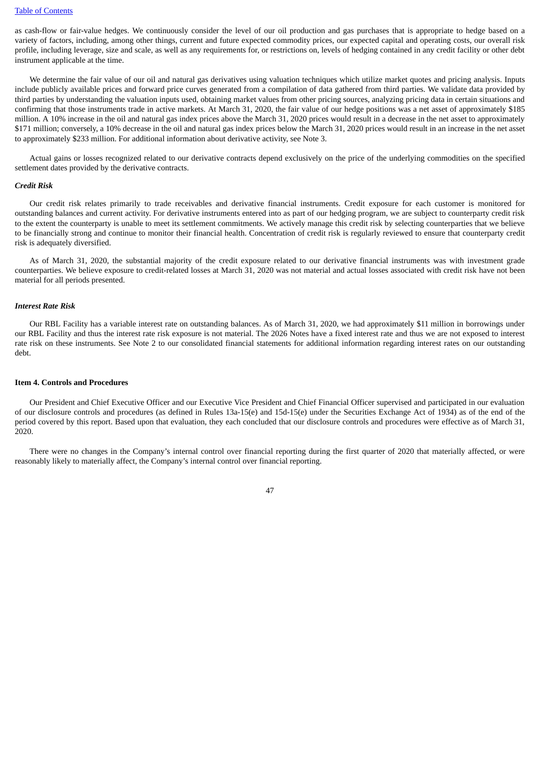as cash-flow or fair-value hedges. We continuously consider the level of our oil production and gas purchases that is appropriate to hedge based on a variety of factors, including, among other things, current and future expected commodity prices, our expected capital and operating costs, our overall risk profile, including leverage, size and scale, as well as any requirements for, or restrictions on, levels of hedging contained in any credit facility or other debt instrument applicable at the time.

We determine the fair value of our oil and natural gas derivatives using valuation techniques which utilize market quotes and pricing analysis. Inputs include publicly available prices and forward price curves generated from a compilation of data gathered from third parties. We validate data provided by third parties by understanding the valuation inputs used, obtaining market values from other pricing sources, analyzing pricing data in certain situations and confirming that those instruments trade in active markets. At March 31, 2020, the fair value of our hedge positions was a net asset of approximately $185 million. A 10% increase in the oil and natural gas index prices above the March 31, 2020 prices would result in a decrease in the net asset to approximately $171 million; conversely, a 10% decrease in the oil and natural gas index prices below the March 31, 2020 prices would result in an increase in the net asset to approximately $233 million. For additional information about derivative activity, see Note 3.

Actual gains or losses recognized related to our derivative contracts depend exclusively on the price of the underlying commodities on the specified settlement dates provided by the derivative contracts.

***Credit Risk***

Our credit risk relates primarily to trade receivables and derivative financial instruments. Credit exposure for each customer is monitored for outstanding balances and current activity. For derivative instruments entered into as part of our hedging program, we are subject to counterparty credit risk to the extent the counterparty is unable to meet its settlement commitments. We actively manage this credit risk by selecting counterparties that we believe to be financially strong and continue to monitor their financial health. Concentration of credit risk is regularly reviewed to ensure that counterparty credit risk is adequately diversified.

As of March 31, 2020, the substantial majority of the credit exposure related to our derivative financial instruments was with investment grade counterparties. We believe exposure to credit-related losses at March 31, 2020 was not material and actual losses associated with credit risk have not been material for all periods presented.

***Interest Rate Risk***

Our RBL Facility has a variable interest rate on outstanding balances. As of March 31, 2020, we had approximately $11 million in borrowings under our RBL Facility and thus the interest rate risk exposure is not material. The 2026 Notes have a fixed interest rate and thus we are not exposed to interest rate risk on these instruments. See Note 2 to our consolidated financial statements for additional information regarding interest rates on our outstanding debt.

**Item 4. Controls and Procedures**

Our President and Chief Executive Officer and our Executive Vice President and Chief Financial Officer supervised and participated in our evaluation of our disclosure controls and procedures (as defined in Rules 13a-15(e) and 15d-15(e) under the Securities Exchange Act of 1934) as of the end of the period covered by this report. Based upon that evaluation, they each concluded that our disclosure controls and procedures were effective as of March 31, 2020.

There were no changes in the Company's internal control over financial reporting during the first quarter of 2020 that materially affected, or were reasonably likely to materially affect, the Company's internal control over financial reporting.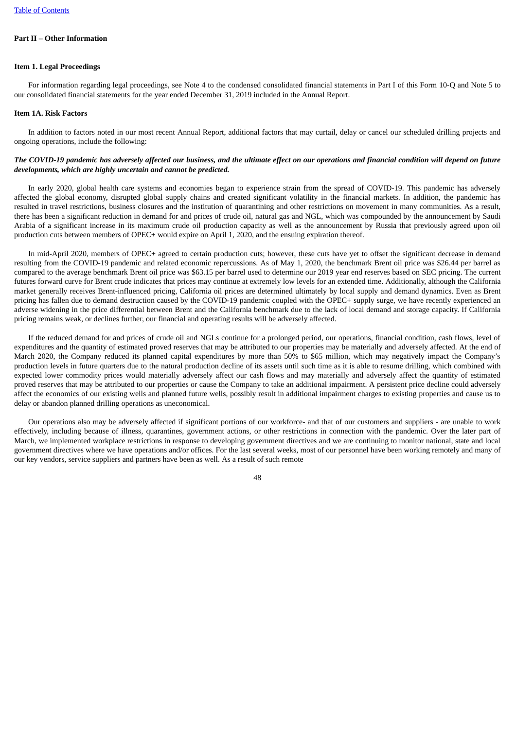## Part II – Other Information

### Item 1. Legal Proceedings

For information regarding legal proceedings, see Note 4 to the condensed consolidated financial statements in Part I of this Form 10-Q and Note 5 to our consolidated financial statements for the year ended December 31, 2019 included in the Annual Report.

### Item 1A. Risk Factors

In addition to factors noted in our most recent Annual Report, additional factors that may curtail, delay or cancel our scheduled drilling projects and ongoing operations, include the following:

***The COVID-19 pandemic has adversely affected our business, and the ultimate effect on our operations and financial condition will depend on future developments, which are highly uncertain and cannot be predicted.***

In early 2020, global health care systems and economies began to experience strain from the spread of COVID-19. This pandemic has adversely affected the global economy, disrupted global supply chains and created significant volatility in the financial markets. In addition, the pandemic has resulted in travel restrictions, business closures and the institution of quarantining and other restrictions on movement in many communities. As a result, there has been a significant reduction in demand for and prices of crude oil, natural gas and NGL, which was compounded by the announcement by Saudi Arabia of a significant increase in its maximum crude oil production capacity as well as the announcement by Russia that previously agreed upon oil production cuts between members of OPEC+ would expire on April 1, 2020, and the ensuing expiration thereof.

In mid-April 2020, members of OPEC+ agreed to certain production cuts; however, these cuts have yet to offset the significant decrease in demand resulting from the COVID-19 pandemic and related economic repercussions. As of May 1, 2020, the benchmark Brent oil price was $26.44 per barrel as compared to the average benchmark Brent oil price was $63.15 per barrel used to determine our 2019 year end reserves based on SEC pricing. The current futures forward curve for Brent crude indicates that prices may continue at extremely low levels for an extended time. Additionally, although the California market generally receives Brent-influenced pricing, California oil prices are determined ultimately by local supply and demand dynamics. Even as Brent pricing has fallen due to demand destruction caused by the COVID-19 pandemic coupled with the OPEC+ supply surge, we have recently experienced an adverse widening in the price differential between Brent and the California benchmark due to the lack of local demand and storage capacity. If California pricing remains weak, or declines further, our financial and operating results will be adversely affected.

If the reduced demand for and prices of crude oil and NGLs continue for a prolonged period, our operations, financial condition, cash flows, level of expenditures and the quantity of estimated proved reserves that may be attributed to our properties may be materially and adversely affected. At the end of March 2020, the Company reduced its planned capital expenditures by more than 50% to $65 million, which may negatively impact the Company's production levels in future quarters due to the natural production decline of its assets until such time as it is able to resume drilling, which combined with expected lower commodity prices would materially adversely affect our cash flows and may materially and adversely affect the quantity of estimated proved reserves that may be attributed to our properties or cause the Company to take an additional impairment. A persistent price decline could adversely affect the economics of our existing wells and planned future wells, possibly result in additional impairment charges to existing properties and cause us to delay or abandon planned drilling operations as uneconomical.

Our operations also may be adversely affected if significant portions of our workforce- and that of our customers and suppliers - are unable to work effectively, including because of illness, quarantines, government actions, or other restrictions in connection with the pandemic. Over the later part of March, we implemented workplace restrictions in response to developing government directives and we are continuing to monitor national, state and local government directives where we have operations and/or offices. For the last several weeks, most of our personnel have been working remotely and many of our key vendors, service suppliers and partners have been as well. As a result of such remote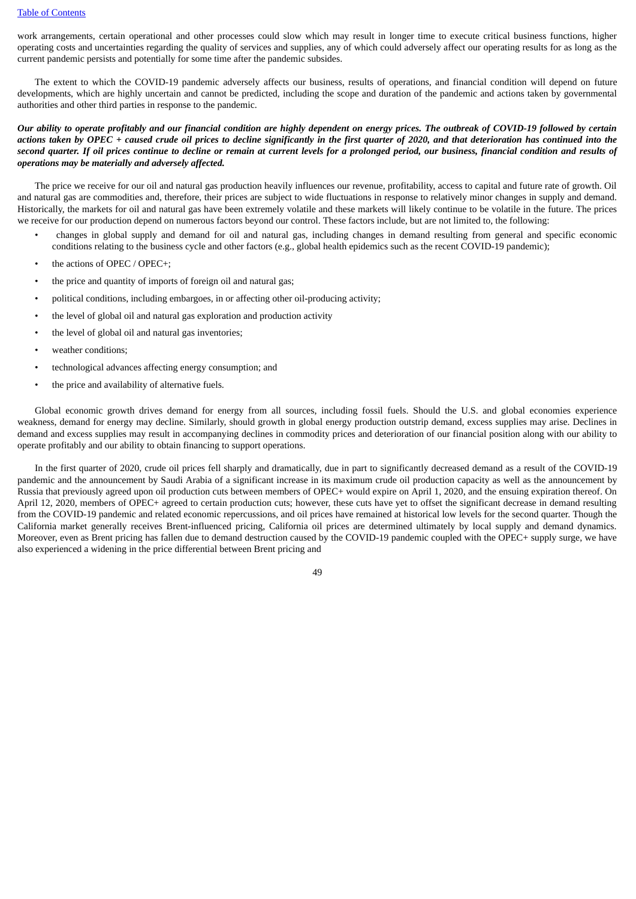work arrangements, certain operational and other processes could slow which may result in longer time to execute critical business functions, higher operating costs and uncertainties regarding the quality of services and supplies, any of which could adversely affect our operating results for as long as the current pandemic persists and potentially for some time after the pandemic subsides.

The extent to which the COVID-19 pandemic adversely affects our business, results of operations, and financial condition will depend on future developments, which are highly uncertain and cannot be predicted, including the scope and duration of the pandemic and actions taken by governmental authorities and other third parties in response to the pandemic.

***Our ability to operate profitably and our financial condition are highly dependent on energy prices. The outbreak of COVID-19 followed by certain actions taken by OPEC + caused crude oil prices to decline significantly in the first quarter of 2020, and that deterioration has continued into the second quarter. If oil prices continue to decline or remain at current levels for a prolonged period, our business, financial condition and results of operations may be materially and adversely affected.***

The price we receive for our oil and natural gas production heavily influences our revenue, profitability, access to capital and future rate of growth. Oil and natural gas are commodities and, therefore, their prices are subject to wide fluctuations in response to relatively minor changes in supply and demand. Historically, the markets for oil and natural gas have been extremely volatile and these markets will likely continue to be volatile in the future. The prices we receive for our production depend on numerous factors beyond our control. These factors include, but are not limited to, the following:

- changes in global supply and demand for oil and natural gas, including changes in demand resulting from general and specific economic conditions relating to the business cycle and other factors (e.g., global health epidemics such as the recent COVID-19 pandemic);
- the actions of OPEC / OPEC+;
- the price and quantity of imports of foreign oil and natural gas;
- political conditions, including embargoes, in or affecting other oil-producing activity;
- the level of global oil and natural gas exploration and production activity
- the level of global oil and natural gas inventories;
- weather conditions;
- technological advances affecting energy consumption; and
- the price and availability of alternative fuels.

Global economic growth drives demand for energy from all sources, including fossil fuels. Should the U.S. and global economies experience weakness, demand for energy may decline. Similarly, should growth in global energy production outstrip demand, excess supplies may arise. Declines in demand and excess supplies may result in accompanying declines in commodity prices and deterioration of our financial position along with our ability to operate profitably and our ability to obtain financing to support operations.

In the first quarter of 2020, crude oil prices fell sharply and dramatically, due in part to significantly decreased demand as a result of the COVID-19 pandemic and the announcement by Saudi Arabia of a significant increase in its maximum crude oil production capacity as well as the announcement by Russia that previously agreed upon oil production cuts between members of OPEC+ would expire on April 1, 2020, and the ensuing expiration thereof. On April 12, 2020, members of OPEC+ agreed to certain production cuts; however, these cuts have yet to offset the significant decrease in demand resulting from the COVID-19 pandemic and related economic repercussions, and oil prices have remained at historical low levels for the second quarter. Though the California market generally receives Brent-influenced pricing, California oil prices are determined ultimately by local supply and demand dynamics. Moreover, even as Brent pricing has fallen due to demand destruction caused by the COVID-19 pandemic coupled with the OPEC+ supply surge, we have also experienced a widening in the price differential between Brent pricing and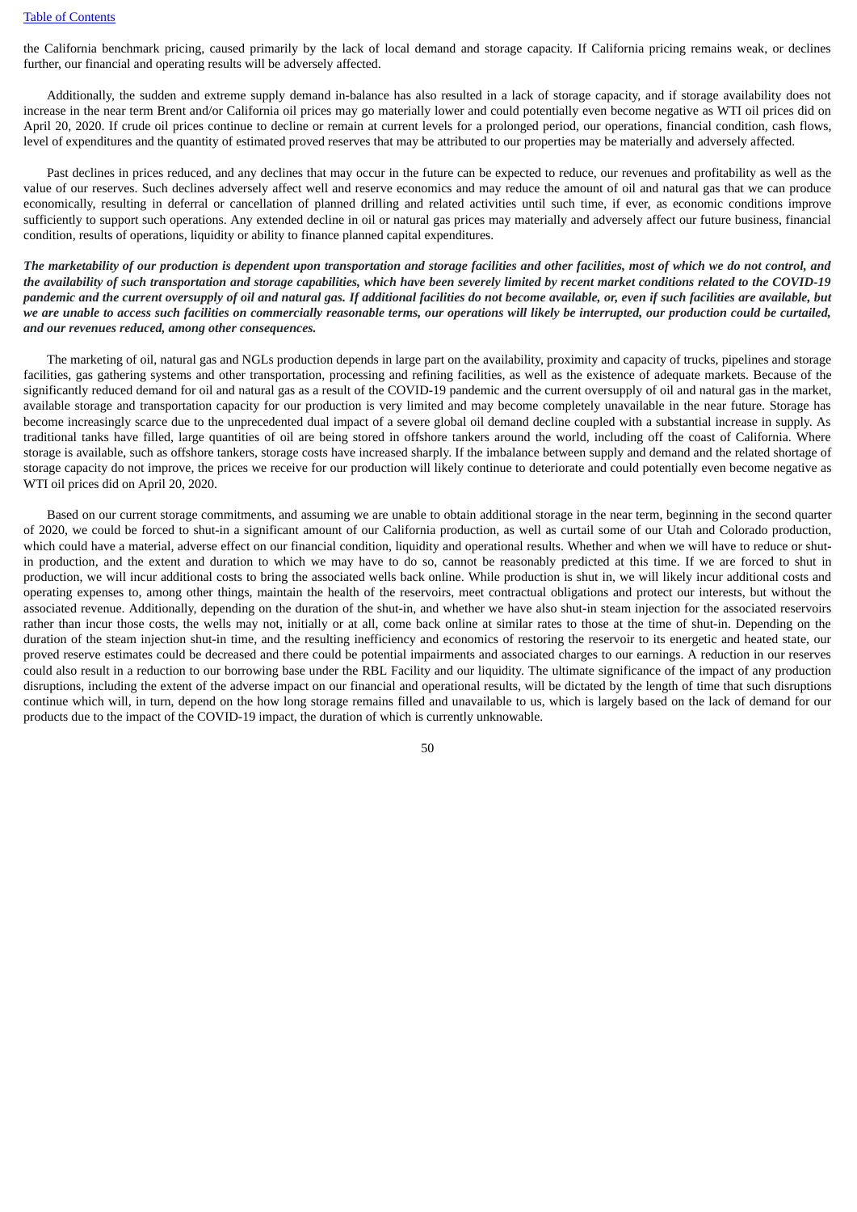the California benchmark pricing, caused primarily by the lack of local demand and storage capacity. If California pricing remains weak, or declines further, our financial and operating results will be adversely affected.

Additionally, the sudden and extreme supply demand in-balance has also resulted in a lack of storage capacity, and if storage availability does not increase in the near term Brent and/or California oil prices may go materially lower and could potentially even become negative as WTI oil prices did on April 20, 2020. If crude oil prices continue to decline or remain at current levels for a prolonged period, our operations, financial condition, cash flows, level of expenditures and the quantity of estimated proved reserves that may be attributed to our properties may be materially and adversely affected.

Past declines in prices reduced, and any declines that may occur in the future can be expected to reduce, our revenues and profitability as well as the value of our reserves. Such declines adversely affect well and reserve economics and may reduce the amount of oil and natural gas that we can produce economically, resulting in deferral or cancellation of planned drilling and related activities until such time, if ever, as economic conditions improve sufficiently to support such operations. Any extended decline in oil or natural gas prices may materially and adversely affect our future business, financial condition, results of operations, liquidity or ability to finance planned capital expenditures.

***The marketability of our production is dependent upon transportation and storage facilities and other facilities, most of which we do not control, and the availability of such transportation and storage capabilities, which have been severely limited by recent market conditions related to the COVID-19 pandemic and the current oversupply of oil and natural gas. If additional facilities do not become available, or, even if such facilities are available, but we are unable to access such facilities on commercially reasonable terms, our operations will likely be interrupted, our production could be curtailed, and our revenues reduced, among other consequences.***

The marketing of oil, natural gas and NGLs production depends in large part on the availability, proximity and capacity of trucks, pipelines and storage facilities, gas gathering systems and other transportation, processing and refining facilities, as well as the existence of adequate markets. Because of the significantly reduced demand for oil and natural gas as a result of the COVID-19 pandemic and the current oversupply of oil and natural gas in the market, available storage and transportation capacity for our production is very limited and may become completely unavailable in the near future. Storage has become increasingly scarce due to the unprecedented dual impact of a severe global oil demand decline coupled with a substantial increase in supply. As traditional tanks have filled, large quantities of oil are being stored in offshore tankers around the world, including off the coast of California. Where storage is available, such as offshore tankers, storage costs have increased sharply. If the imbalance between supply and demand and the related shortage of storage capacity do not improve, the prices we receive for our production will likely continue to deteriorate and could potentially even become negative as WTI oil prices did on April 20, 2020.

Based on our current storage commitments, and assuming we are unable to obtain additional storage in the near term, beginning in the second quarter of 2020, we could be forced to shut-in a significant amount of our California production, as well as curtail some of our Utah and Colorado production, which could have a material, adverse effect on our financial condition, liquidity and operational results. Whether and when we will have to reduce or shut-in production, and the extent and duration to which we may have to do so, cannot be reasonably predicted at this time. If we are forced to shut in production, we will incur additional costs to bring the associated wells back online. While production is shut in, we will likely incur additional costs and operating expenses to, among other things, maintain the health of the reservoirs, meet contractual obligations and protect our interests, but without the associated revenue. Additionally, depending on the duration of the shut-in, and whether we have also shut-in steam injection for the associated reservoirs rather than incur those costs, the wells may not, initially or at all, come back online at similar rates to those at the time of shut-in. Depending on the duration of the steam injection shut-in time, and the resulting inefficiency and economics of restoring the reservoir to its energetic and heated state, our proved reserve estimates could be decreased and there could be potential impairments and associated charges to our earnings. A reduction in our reserves could also result in a reduction to our borrowing base under the RBL Facility and our liquidity. The ultimate significance of the impact of any production disruptions, including the extent of the adverse impact on our financial and operational results, will be dictated by the length of time that such disruptions continue which will, in turn, depend on the how long storage remains filled and unavailable to us, which is largely based on the lack of demand for our products due to the impact of the COVID-19 impact, the duration of which is currently unknowable.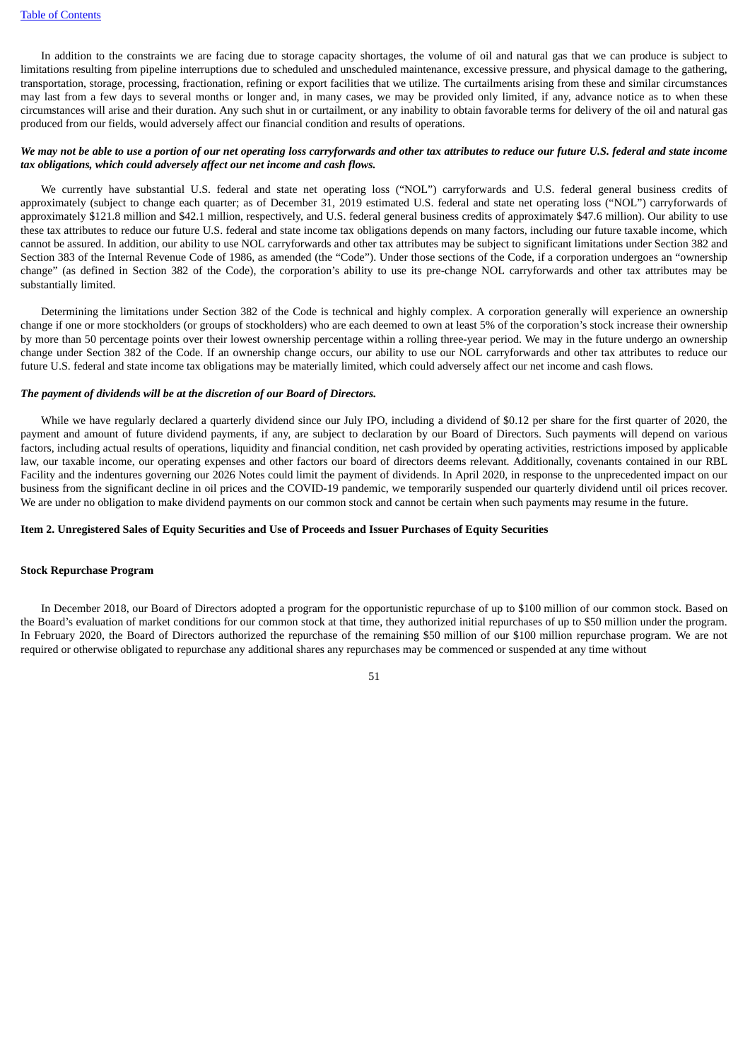In addition to the constraints we are facing due to storage capacity shortages, the volume of oil and natural gas that we can produce is subject to limitations resulting from pipeline interruptions due to scheduled and unscheduled maintenance, excessive pressure, and physical damage to the gathering, transportation, storage, processing, fractionation, refining or export facilities that we utilize. The curtailments arising from these and similar circumstances may last from a few days to several months or longer and, in many cases, we may be provided only limited, if any, advance notice as to when these circumstances will arise and their duration. Any such shut in or curtailment, or any inability to obtain favorable terms for delivery of the oil and natural gas produced from our fields, would adversely affect our financial condition and results of operations.

***We may not be able to use a portion of our net operating loss carryforwards and other tax attributes to reduce our future U.S. federal and state income tax obligations, which could adversely affect our net income and cash flows.***

We currently have substantial U.S. federal and state net operating loss ("NOL") carryforwards and U.S. federal general business credits of approximately (subject to change each quarter; as of December 31, 2019 estimated U.S. federal and state net operating loss ("NOL") carryforwards of approximately $121.8 million and $42.1 million, respectively, and U.S. federal general business credits of approximately $47.6 million). Our ability to use these tax attributes to reduce our future U.S. federal and state income tax obligations depends on many factors, including our future taxable income, which cannot be assured. In addition, our ability to use NOL carryforwards and other tax attributes may be subject to significant limitations under Section 382 and Section 383 of the Internal Revenue Code of 1986, as amended (the "Code"). Under those sections of the Code, if a corporation undergoes an "ownership change" (as defined in Section 382 of the Code), the corporation's ability to use its pre-change NOL carryforwards and other tax attributes may be substantially limited.

Determining the limitations under Section 382 of the Code is technical and highly complex. A corporation generally will experience an ownership change if one or more stockholders (or groups of stockholders) who are each deemed to own at least 5% of the corporation's stock increase their ownership by more than 50 percentage points over their lowest ownership percentage within a rolling three-year period. We may in the future undergo an ownership change under Section 382 of the Code. If an ownership change occurs, our ability to use our NOL carryforwards and other tax attributes to reduce our future U.S. federal and state income tax obligations may be materially limited, which could adversely affect our net income and cash flows.

***The payment of dividends will be at the discretion of our Board of Directors.***

While we have regularly declared a quarterly dividend since our July IPO, including a dividend of $0.12 per share for the first quarter of 2020, the payment and amount of future dividend payments, if any, are subject to declaration by our Board of Directors. Such payments will depend on various factors, including actual results of operations, liquidity and financial condition, net cash provided by operating activities, restrictions imposed by applicable law, our taxable income, our operating expenses and other factors our board of directors deems relevant. Additionally, covenants contained in our RBL Facility and the indentures governing our 2026 Notes could limit the payment of dividends. In April 2020, in response to the unprecedented impact on our business from the significant decline in oil prices and the COVID-19 pandemic, we temporarily suspended our quarterly dividend until oil prices recover. We are under no obligation to make dividend payments on our common stock and cannot be certain when such payments may resume in the future.

## Item 2. Unregistered Sales of Equity Securities and Use of Proceeds and Issuer Purchases of Equity Securities

### Stock Repurchase Program

In December 2018, our Board of Directors adopted a program for the opportunistic repurchase of up to $100 million of our common stock. Based on the Board's evaluation of market conditions for our common stock at that time, they authorized initial repurchases of up to $50 million under the program. In February 2020, the Board of Directors authorized the repurchase of the remaining $50 million of our $100 million repurchase program. We are not required or otherwise obligated to repurchase any additional shares any repurchases may be commenced or suspended at any time without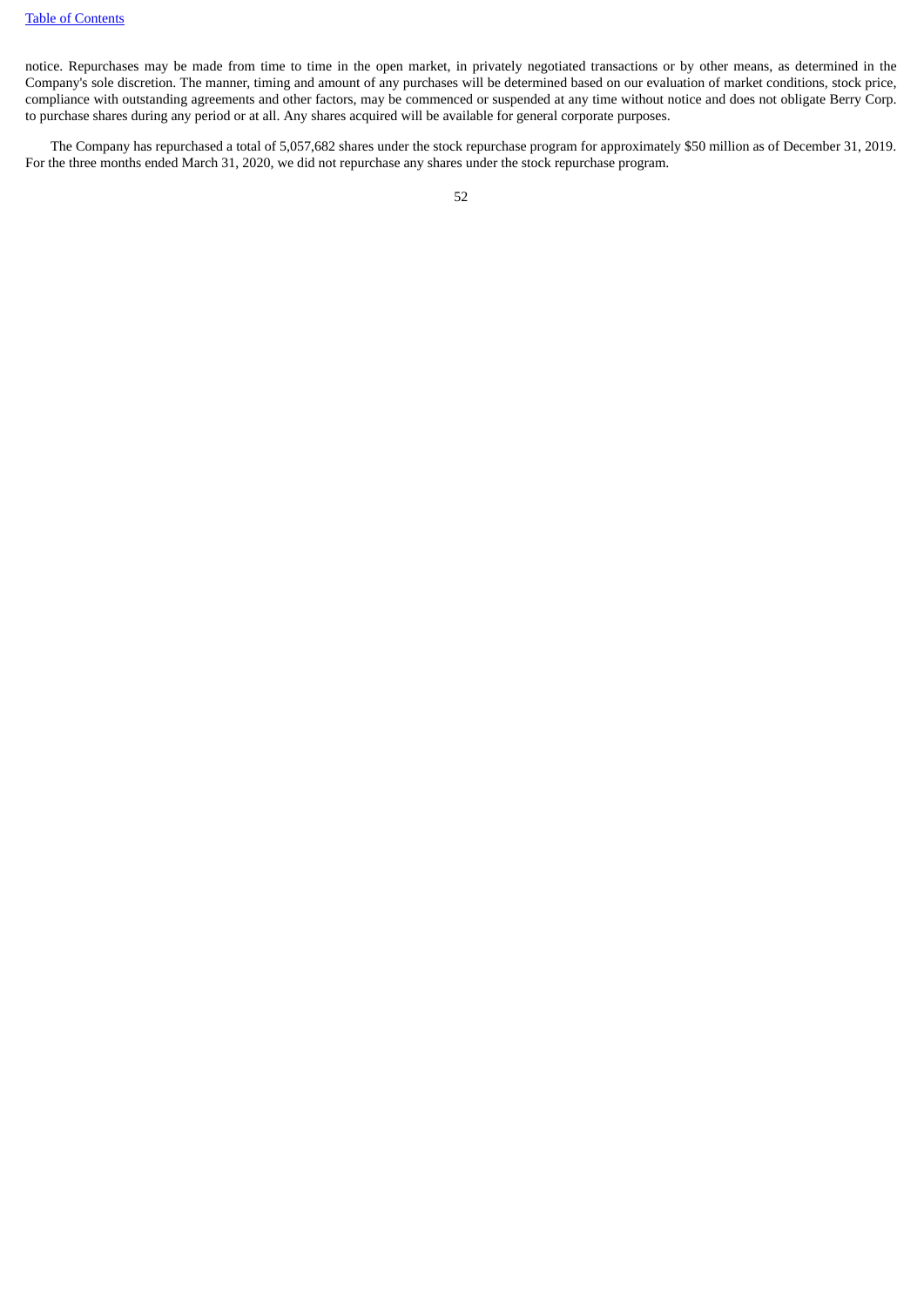notice. Repurchases may be made from time to time in the open market, in privately negotiated transactions or by other means, as determined in the Company's sole discretion. The manner, timing and amount of any purchases will be determined based on our evaluation of market conditions, stock price, compliance with outstanding agreements and other factors, may be commenced or suspended at any time without notice and does not obligate Berry Corp. to purchase shares during any period or at all. Any shares acquired will be available for general corporate purposes.

The Company has repurchased a total of 5,057,682 shares under the stock repurchase program for approximately $50 million as of December 31, 2019. For the three months ended March 31, 2020, we did not repurchase any shares under the stock repurchase program.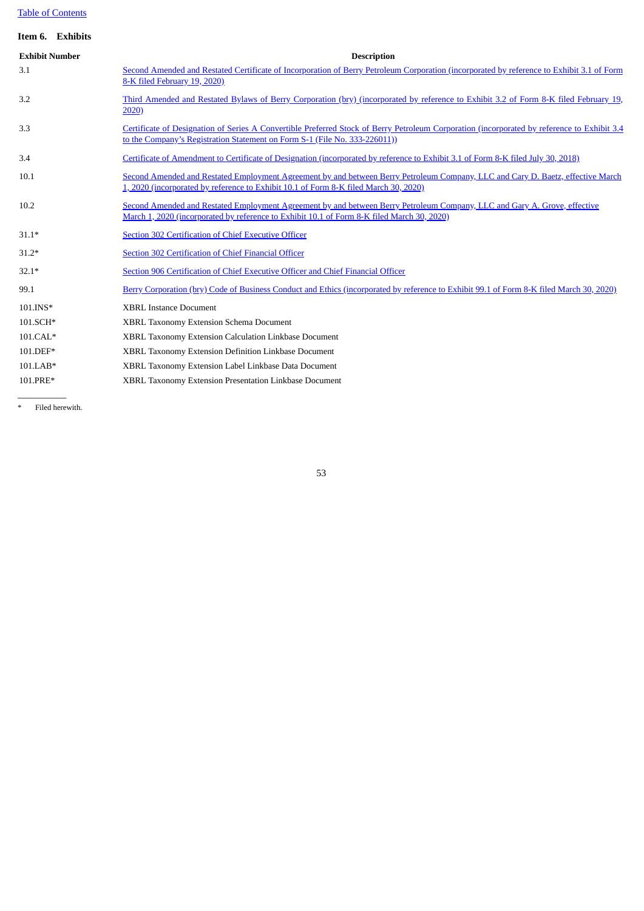[Table of Contents](#)

## Item 6. Exhibits

| Exhibit Number | Description |
|---|---|
| 3.1 | Second Amended and Restated Certificate of Incorporation of Berry Petroleum Corporation (incorporated by reference to Exhibit 3.1 of Form 8-K filed February 19, 2020) |
| 3.2 | Third Amended and Restated Bylaws of Berry Corporation (bry) (incorporated by reference to Exhibit 3.2 of Form 8-K filed February 19, 2020) |
| 3.3 | Certificate of Designation of Series A Convertible Preferred Stock of Berry Petroleum Corporation (incorporated by reference to Exhibit 3.4 to the Company's Registration Statement on Form S-1 (File No. 333-226011)) |
| 3.4 | Certificate of Amendment to Certificate of Designation (incorporated by reference to Exhibit 3.1 of Form 8-K filed July 30, 2018) |
| 10.1 | Second Amended and Restated Employment Agreement by and between Berry Petroleum Company, LLC and Cary D. Baetz, effective March 1, 2020 (incorporated by reference to Exhibit 10.1 of Form 8-K filed March 30, 2020) |
| 10.2 | Second Amended and Restated Employment Agreement by and between Berry Petroleum Company, LLC and Gary A. Grove, effective March 1, 2020 (incorporated by reference to Exhibit 10.1 of Form 8-K filed March 30, 2020) |
| 31.1* | Section 302 Certification of Chief Executive Officer |
| 31.2* | Section 302 Certification of Chief Financial Officer |
| 32.1* | Section 906 Certification of Chief Executive Officer and Chief Financial Officer |
| 99.1 | Berry Corporation (bry) Code of Business Conduct and Ethics (incorporated by reference to Exhibit 99.1 of Form 8-K filed March 30, 2020) |
| 101.INS* | XBRL Instance Document |
| 101.SCH* | XBRL Taxonomy Extension Schema Document |
| 101.CAL* | XBRL Taxonomy Extension Calculation Linkbase Document |
| 101.DEF* | XBRL Taxonomy Extension Definition Linkbase Document |
| 101.LAB* | XBRL Taxonomy Extension Label Linkbase Data Document |
| 101.PRE* | XBRL Taxonomy Extension Presentation Linkbase Document |

---

\* Filed herewith.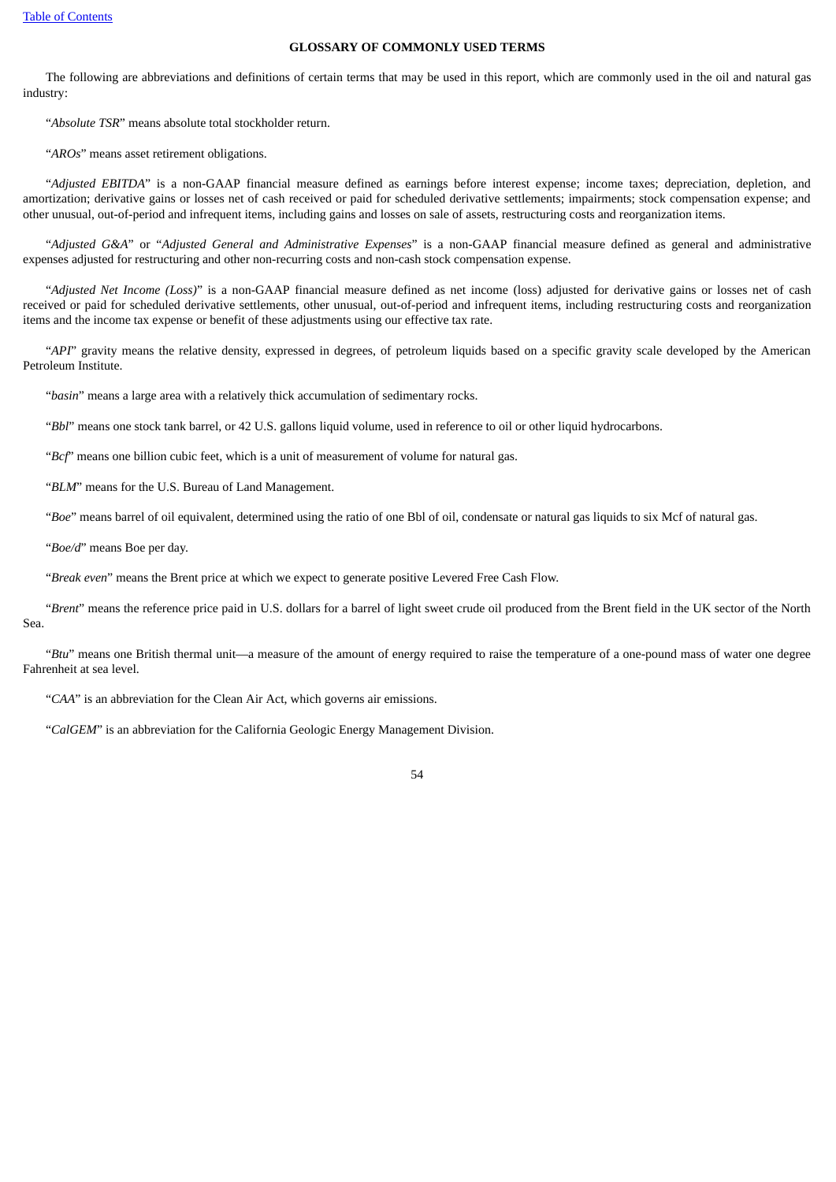## GLOSSARY OF COMMONLY USED TERMS

The following are abbreviations and definitions of certain terms that may be used in this report, which are commonly used in the oil and natural gas industry:

"*Absolute TSR*" means absolute total stockholder return.

"*AROs*" means asset retirement obligations.

"*Adjusted EBITDA*" is a non-GAAP financial measure defined as earnings before interest expense; income taxes; depreciation, depletion, and amortization; derivative gains or losses net of cash received or paid for scheduled derivative settlements; impairments; stock compensation expense; and other unusual, out-of-period and infrequent items, including gains and losses on sale of assets, restructuring costs and reorganization items.

"*Adjusted G&A*" or "*Adjusted General and Administrative Expenses*" is a non-GAAP financial measure defined as general and administrative expenses adjusted for restructuring and other non-recurring costs and non-cash stock compensation expense.

"*Adjusted Net Income (Loss)*" is a non-GAAP financial measure defined as net income (loss) adjusted for derivative gains or losses net of cash received or paid for scheduled derivative settlements, other unusual, out-of-period and infrequent items, including restructuring costs and reorganization items and the income tax expense or benefit of these adjustments using our effective tax rate.

"*API*" gravity means the relative density, expressed in degrees, of petroleum liquids based on a specific gravity scale developed by the American Petroleum Institute.

"*basin*" means a large area with a relatively thick accumulation of sedimentary rocks.

"*Bbl*" means one stock tank barrel, or 42 U.S. gallons liquid volume, used in reference to oil or other liquid hydrocarbons.

"*Bcf*" means one billion cubic feet, which is a unit of measurement of volume for natural gas.

"*BLM*" means for the U.S. Bureau of Land Management.

"*Boe*" means barrel of oil equivalent, determined using the ratio of one Bbl of oil, condensate or natural gas liquids to six Mcf of natural gas.

"*Boe/d*" means Boe per day.

"*Break even*" means the Brent price at which we expect to generate positive Levered Free Cash Flow.

"*Brent*" means the reference price paid in U.S. dollars for a barrel of light sweet crude oil produced from the Brent field in the UK sector of the North Sea.

"*Btu*" means one British thermal unit—a measure of the amount of energy required to raise the temperature of a one-pound mass of water one degree Fahrenheit at sea level.

"*CAA*" is an abbreviation for the Clean Air Act, which governs air emissions.

"*CalGEM*" is an abbreviation for the California Geologic Energy Management Division.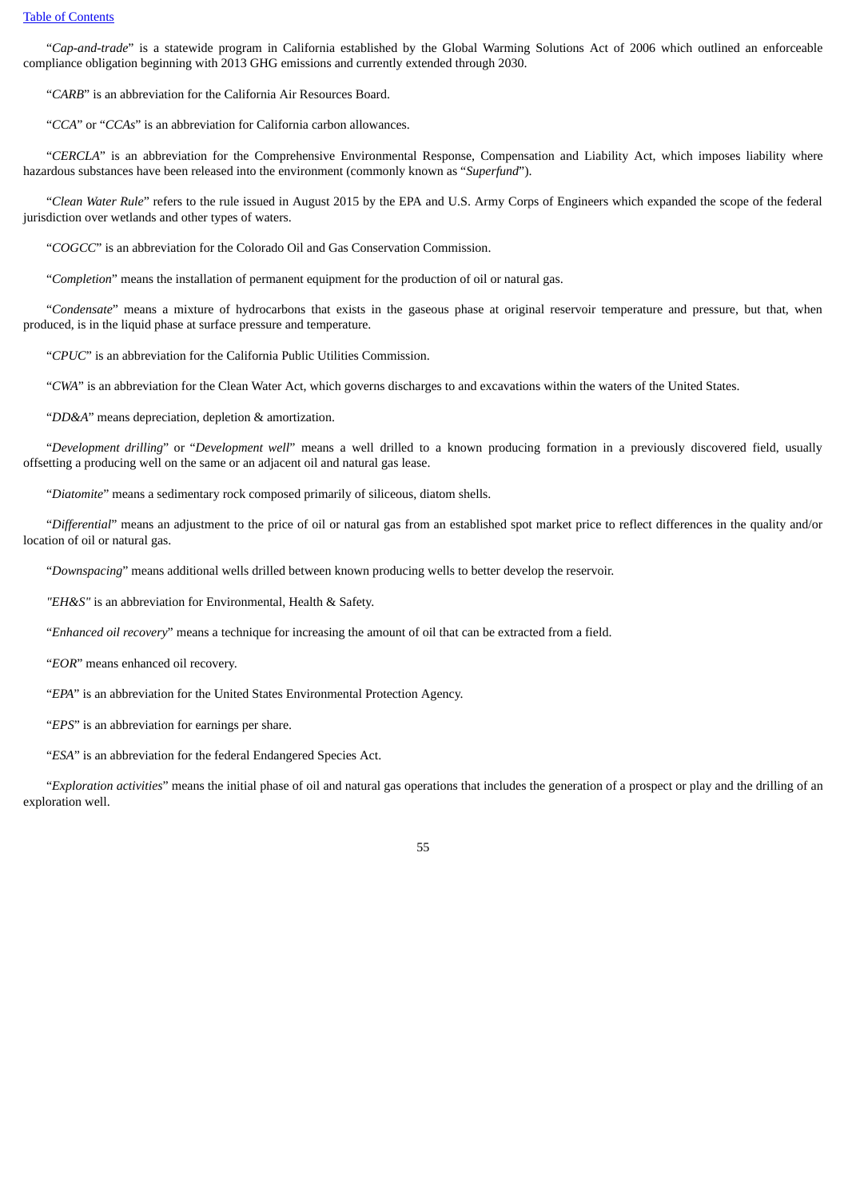"*Cap-and-trade*" is a statewide program in California established by the Global Warming Solutions Act of 2006 which outlined an enforceable compliance obligation beginning with 2013 GHG emissions and currently extended through 2030.

"*CARB*" is an abbreviation for the California Air Resources Board.

"*CCA*" or "*CCAs*" is an abbreviation for California carbon allowances.

"*CERCLA*" is an abbreviation for the Comprehensive Environmental Response, Compensation and Liability Act, which imposes liability where hazardous substances have been released into the environment (commonly known as "*Superfund*").

"*Clean Water Rule*" refers to the rule issued in August 2015 by the EPA and U.S. Army Corps of Engineers which expanded the scope of the federal jurisdiction over wetlands and other types of waters.

"*COGCC*" is an abbreviation for the Colorado Oil and Gas Conservation Commission.

"*Completion*" means the installation of permanent equipment for the production of oil or natural gas.

"*Condensate*" means a mixture of hydrocarbons that exists in the gaseous phase at original reservoir temperature and pressure, but that, when produced, is in the liquid phase at surface pressure and temperature.

"*CPUC*" is an abbreviation for the California Public Utilities Commission.

"*CWA*" is an abbreviation for the Clean Water Act, which governs discharges to and excavations within the waters of the United States.

"*DD&A*" means depreciation, depletion & amortization.

"*Development drilling*" or "*Development well*" means a well drilled to a known producing formation in a previously discovered field, usually offsetting a producing well on the same or an adjacent oil and natural gas lease.

"*Diatomite*" means a sedimentary rock composed primarily of siliceous, diatom shells.

"*Differential*" means an adjustment to the price of oil or natural gas from an established spot market price to reflect differences in the quality and/or location of oil or natural gas.

"*Downspacing*" means additional wells drilled between known producing wells to better develop the reservoir.

*"EH&S"* is an abbreviation for Environmental, Health & Safety.

"*Enhanced oil recovery*" means a technique for increasing the amount of oil that can be extracted from a field.

"*EOR*" means enhanced oil recovery.

"*EPA*" is an abbreviation for the United States Environmental Protection Agency.

"*EPS*" is an abbreviation for earnings per share.

"*ESA*" is an abbreviation for the federal Endangered Species Act.

"*Exploration activities*" means the initial phase of oil and natural gas operations that includes the generation of a prospect or play and the drilling of an exploration well.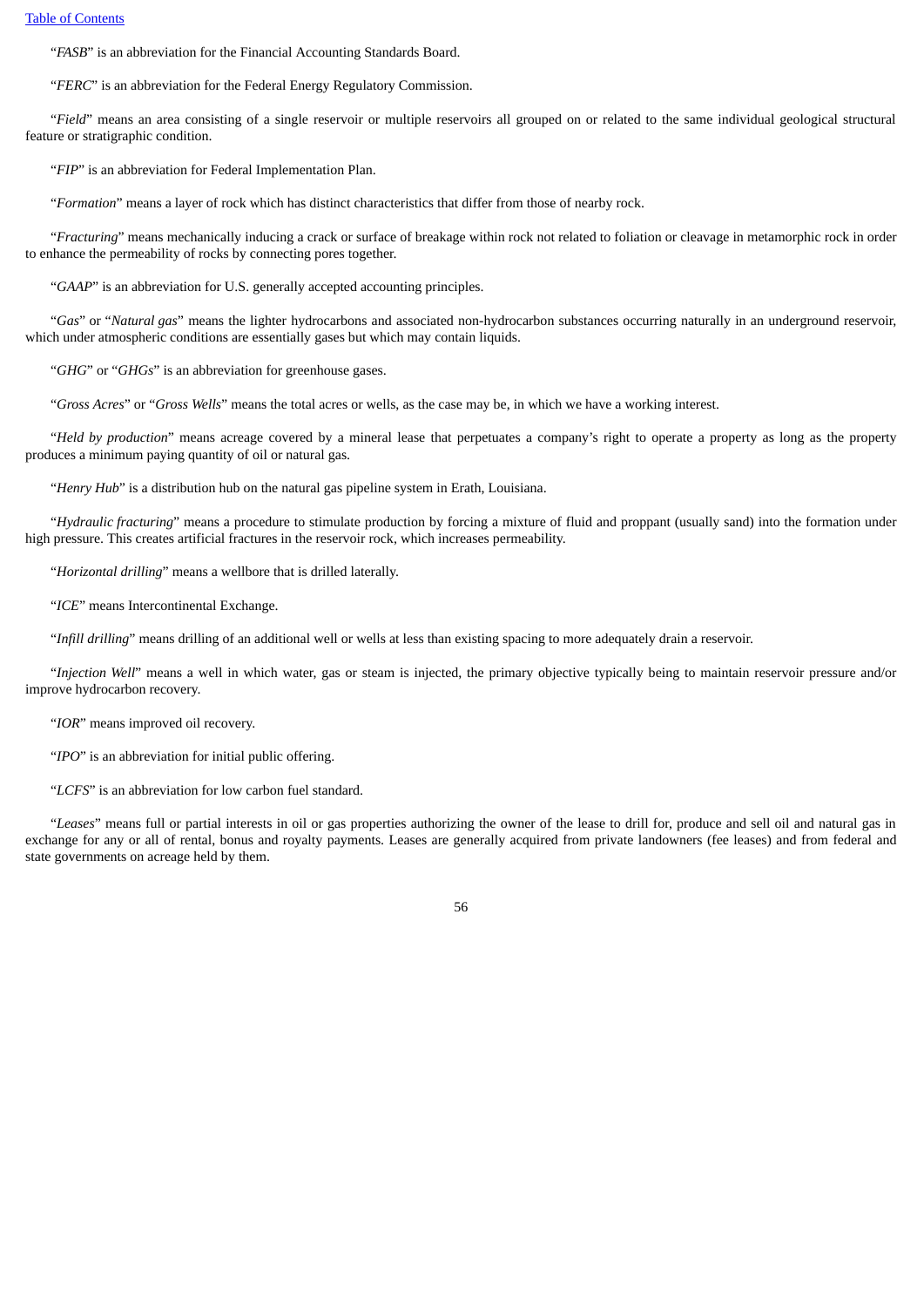"*FASB*" is an abbreviation for the Financial Accounting Standards Board.

"*FERC*" is an abbreviation for the Federal Energy Regulatory Commission.

"*Field*" means an area consisting of a single reservoir or multiple reservoirs all grouped on or related to the same individual geological structural feature or stratigraphic condition.

"*FIP*" is an abbreviation for Federal Implementation Plan.

"*Formation*" means a layer of rock which has distinct characteristics that differ from those of nearby rock.

"*Fracturing*" means mechanically inducing a crack or surface of breakage within rock not related to foliation or cleavage in metamorphic rock in order to enhance the permeability of rocks by connecting pores together.

"*GAAP*" is an abbreviation for U.S. generally accepted accounting principles.

"*Gas*" or "*Natural gas*" means the lighter hydrocarbons and associated non-hydrocarbon substances occurring naturally in an underground reservoir, which under atmospheric conditions are essentially gases but which may contain liquids.

"*GHG*" or "*GHGs*" is an abbreviation for greenhouse gases.

"*Gross Acres*" or "*Gross Wells*" means the total acres or wells, as the case may be, in which we have a working interest.

"*Held by production*" means acreage covered by a mineral lease that perpetuates a company's right to operate a property as long as the property produces a minimum paying quantity of oil or natural gas.

"*Henry Hub*" is a distribution hub on the natural gas pipeline system in Erath, Louisiana.

"*Hydraulic fracturing*" means a procedure to stimulate production by forcing a mixture of fluid and proppant (usually sand) into the formation under high pressure. This creates artificial fractures in the reservoir rock, which increases permeability.

"*Horizontal drilling*" means a wellbore that is drilled laterally.

"*ICE*" means Intercontinental Exchange.

"*Infill drilling*" means drilling of an additional well or wells at less than existing spacing to more adequately drain a reservoir.

"*Injection Well*" means a well in which water, gas or steam is injected, the primary objective typically being to maintain reservoir pressure and/or improve hydrocarbon recovery.

"*IOR*" means improved oil recovery.

"*IPO*" is an abbreviation for initial public offering.

"*LCFS*" is an abbreviation for low carbon fuel standard.

"*Leases*" means full or partial interests in oil or gas properties authorizing the owner of the lease to drill for, produce and sell oil and natural gas in exchange for any or all of rental, bonus and royalty payments. Leases are generally acquired from private landowners (fee leases) and from federal and state governments on acreage held by them.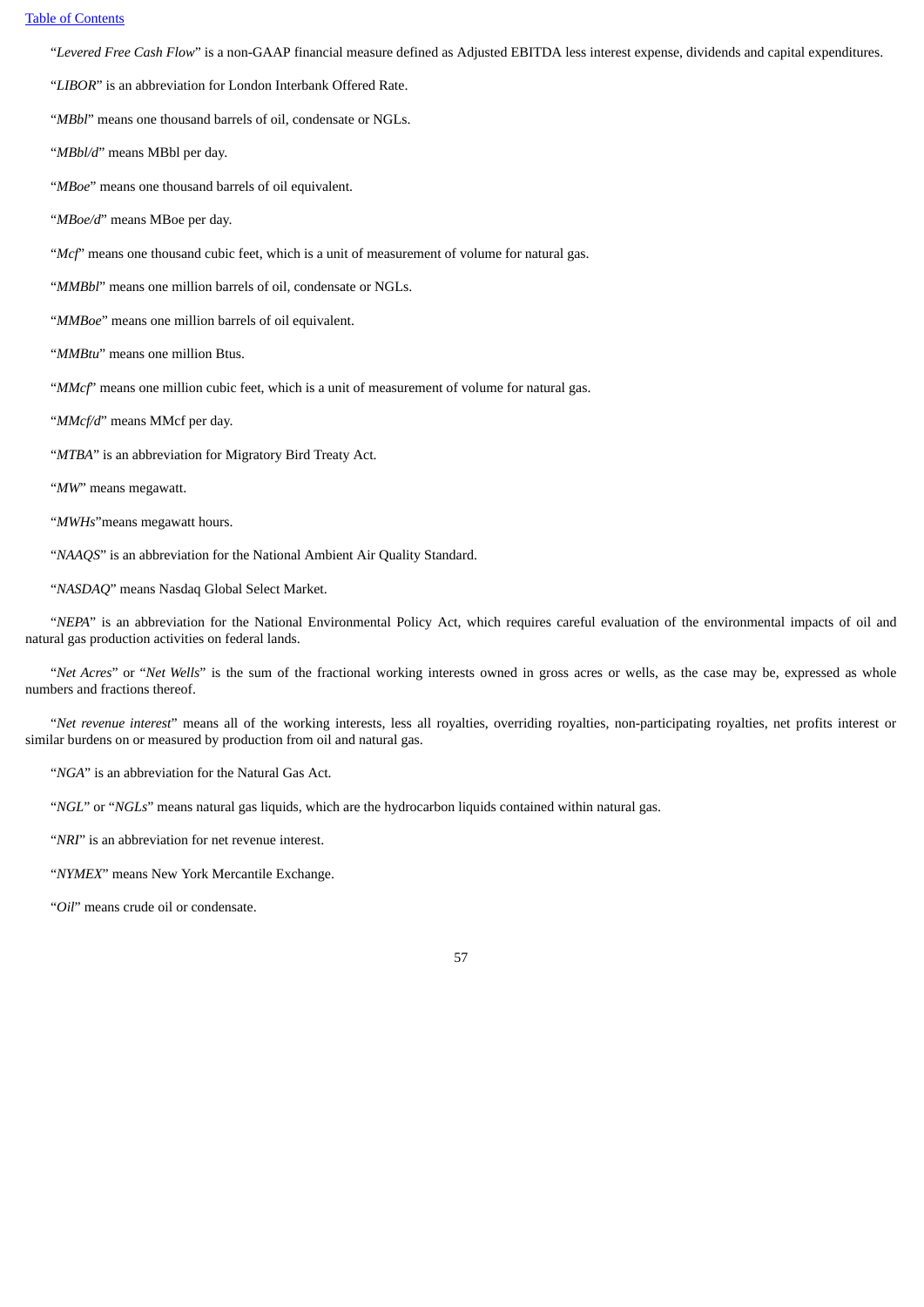"*Levered Free Cash Flow*" is a non-GAAP financial measure defined as Adjusted EBITDA less interest expense, dividends and capital expenditures.

"*LIBOR*" is an abbreviation for London Interbank Offered Rate.

"*MBbl*" means one thousand barrels of oil, condensate or NGLs.

"*MBbl/d*" means MBbl per day.

"*MBoe*" means one thousand barrels of oil equivalent.

"*MBoe/d*" means MBoe per day.

"*Mcf*" means one thousand cubic feet, which is a unit of measurement of volume for natural gas.

"*MMBbl*" means one million barrels of oil, condensate or NGLs.

"*MMBoe*" means one million barrels of oil equivalent.

"*MMBtu*" means one million Btus.

"*MMcf*" means one million cubic feet, which is a unit of measurement of volume for natural gas.

"*MMcf/d*" means MMcf per day.

"*MTBA*" is an abbreviation for Migratory Bird Treaty Act.

"*MW*" means megawatt.

"*MWHs*"means megawatt hours.

"*NAAQS*" is an abbreviation for the National Ambient Air Quality Standard.

"*NASDAQ*" means Nasdaq Global Select Market.

"*NEPA*" is an abbreviation for the National Environmental Policy Act, which requires careful evaluation of the environmental impacts of oil and natural gas production activities on federal lands.

"*Net Acres*" or "*Net Wells*" is the sum of the fractional working interests owned in gross acres or wells, as the case may be, expressed as whole numbers and fractions thereof.

"*Net revenue interest*" means all of the working interests, less all royalties, overriding royalties, non-participating royalties, net profits interest or similar burdens on or measured by production from oil and natural gas.

"*NGA*" is an abbreviation for the Natural Gas Act.

"*NGL*" or "*NGLs*" means natural gas liquids, which are the hydrocarbon liquids contained within natural gas.

"*NRI*" is an abbreviation for net revenue interest.

"*NYMEX*" means New York Mercantile Exchange.

"*Oil*" means crude oil or condensate.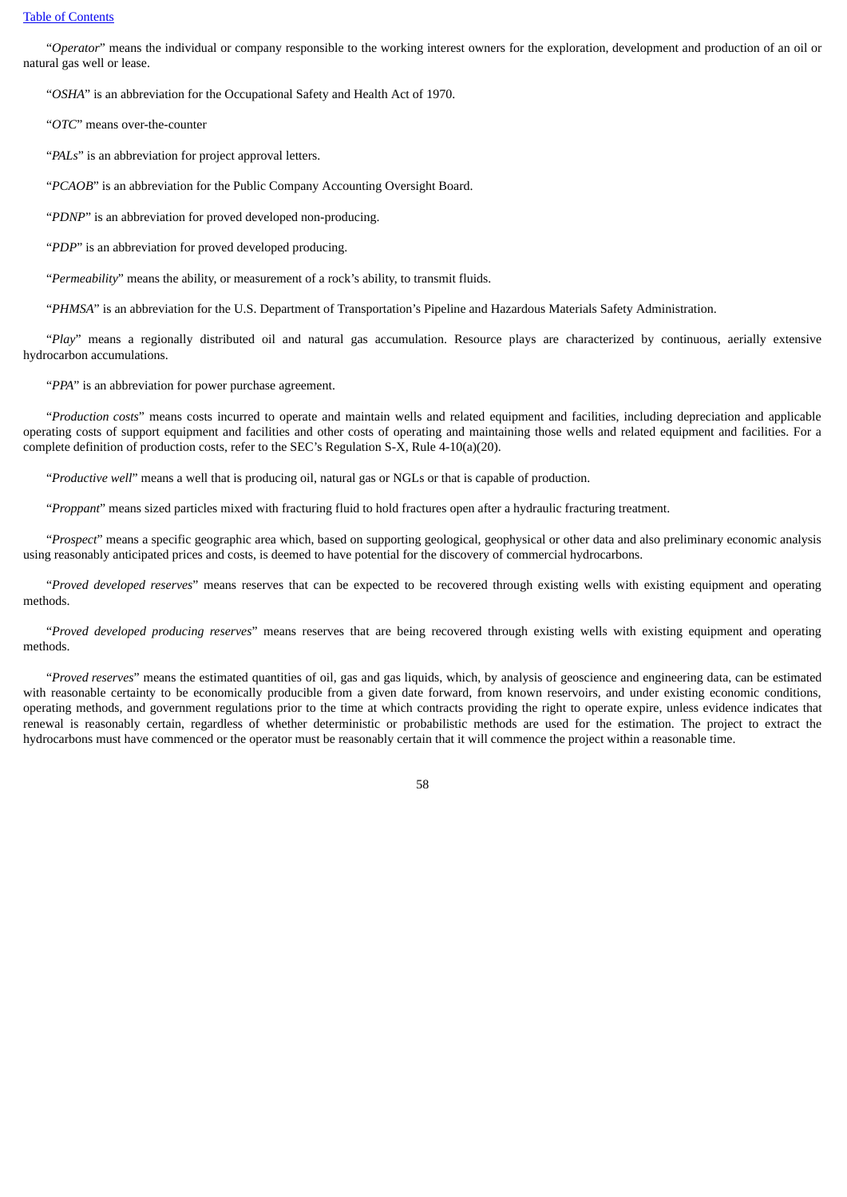"*Operator*" means the individual or company responsible to the working interest owners for the exploration, development and production of an oil or natural gas well or lease.

"*OSHA*" is an abbreviation for the Occupational Safety and Health Act of 1970.

"*OTC*" means over-the-counter

"*PALs*" is an abbreviation for project approval letters.

"*PCAOB*" is an abbreviation for the Public Company Accounting Oversight Board.

"*PDNP*" is an abbreviation for proved developed non-producing.

"*PDP*" is an abbreviation for proved developed producing.

"*Permeability*" means the ability, or measurement of a rock's ability, to transmit fluids.

"*PHMSA*" is an abbreviation for the U.S. Department of Transportation's Pipeline and Hazardous Materials Safety Administration.

"*Play*" means a regionally distributed oil and natural gas accumulation. Resource plays are characterized by continuous, aerially extensive hydrocarbon accumulations.

"*PPA*" is an abbreviation for power purchase agreement.

"*Production costs*" means costs incurred to operate and maintain wells and related equipment and facilities, including depreciation and applicable operating costs of support equipment and facilities and other costs of operating and maintaining those wells and related equipment and facilities. For a complete definition of production costs, refer to the SEC's Regulation S-X, Rule 4-10(a)(20).

"*Productive well*" means a well that is producing oil, natural gas or NGLs or that is capable of production.

"*Proppant*" means sized particles mixed with fracturing fluid to hold fractures open after a hydraulic fracturing treatment.

"*Prospect*" means a specific geographic area which, based on supporting geological, geophysical or other data and also preliminary economic analysis using reasonably anticipated prices and costs, is deemed to have potential for the discovery of commercial hydrocarbons.

"*Proved developed reserves*" means reserves that can be expected to be recovered through existing wells with existing equipment and operating methods.

"*Proved developed producing reserves*" means reserves that are being recovered through existing wells with existing equipment and operating methods.

"*Proved reserves*" means the estimated quantities of oil, gas and gas liquids, which, by analysis of geoscience and engineering data, can be estimated with reasonable certainty to be economically producible from a given date forward, from known reservoirs, and under existing economic conditions, operating methods, and government regulations prior to the time at which contracts providing the right to operate expire, unless evidence indicates that renewal is reasonably certain, regardless of whether deterministic or probabilistic methods are used for the estimation. The project to extract the hydrocarbons must have commenced or the operator must be reasonably certain that it will commence the project within a reasonable time.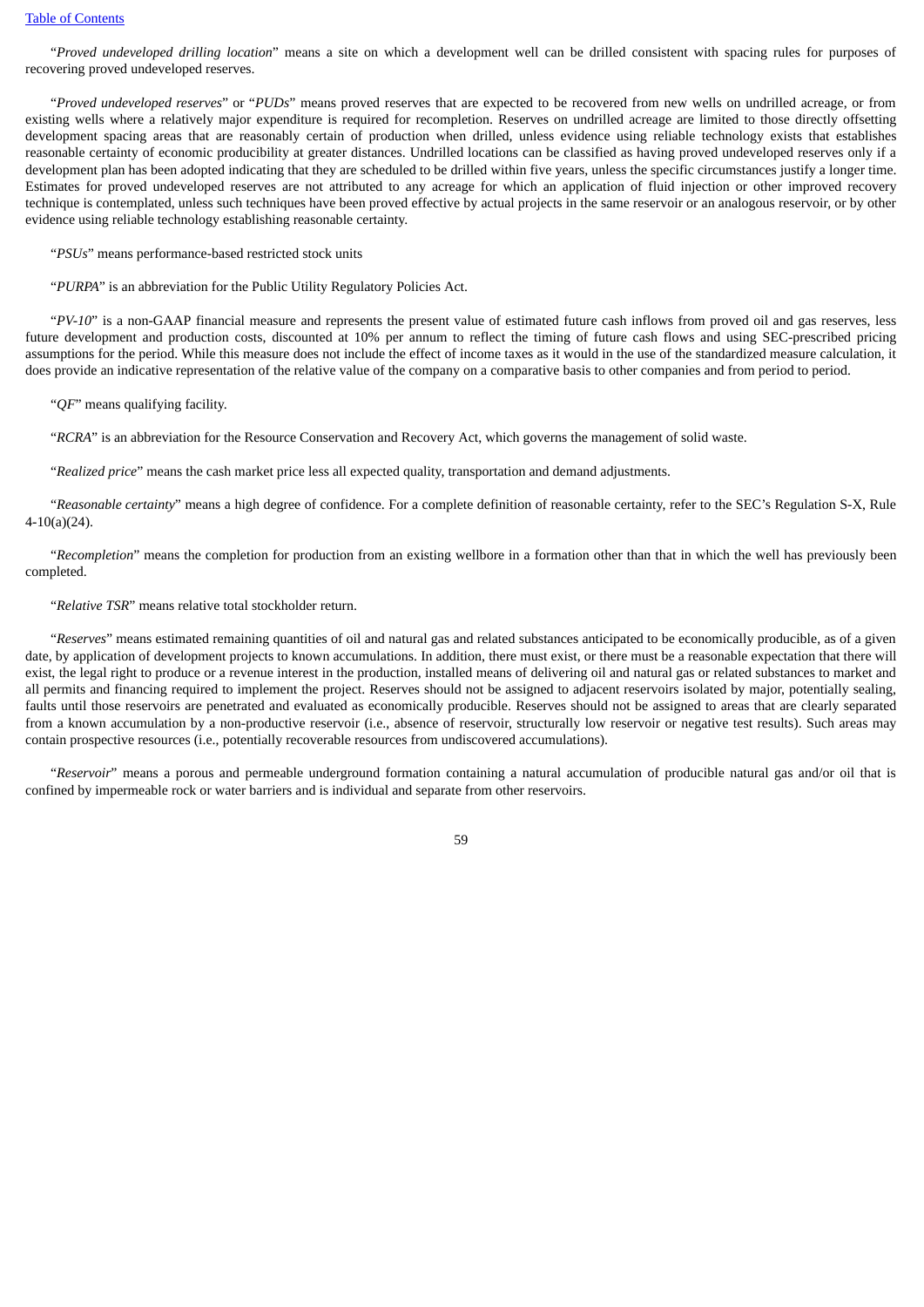"*Proved undeveloped drilling location*" means a site on which a development well can be drilled consistent with spacing rules for purposes of recovering proved undeveloped reserves.

"*Proved undeveloped reserves*" or "*PUDs*" means proved reserves that are expected to be recovered from new wells on undrilled acreage, or from existing wells where a relatively major expenditure is required for recompletion. Reserves on undrilled acreage are limited to those directly offsetting development spacing areas that are reasonably certain of production when drilled, unless evidence using reliable technology exists that establishes reasonable certainty of economic producibility at greater distances. Undrilled locations can be classified as having proved undeveloped reserves only if a development plan has been adopted indicating that they are scheduled to be drilled within five years, unless the specific circumstances justify a longer time. Estimates for proved undeveloped reserves are not attributed to any acreage for which an application of fluid injection or other improved recovery technique is contemplated, unless such techniques have been proved effective by actual projects in the same reservoir or an analogous reservoir, or by other evidence using reliable technology establishing reasonable certainty.

"*PSUs*" means performance-based restricted stock units

"*PURPA*" is an abbreviation for the Public Utility Regulatory Policies Act.

"*PV-10*" is a non-GAAP financial measure and represents the present value of estimated future cash inflows from proved oil and gas reserves, less future development and production costs, discounted at 10% per annum to reflect the timing of future cash flows and using SEC-prescribed pricing assumptions for the period. While this measure does not include the effect of income taxes as it would in the use of the standardized measure calculation, it does provide an indicative representation of the relative value of the company on a comparative basis to other companies and from period to period.

"*QF*" means qualifying facility.

"*RCRA*" is an abbreviation for the Resource Conservation and Recovery Act, which governs the management of solid waste.

"*Realized price*" means the cash market price less all expected quality, transportation and demand adjustments.

"*Reasonable certainty*" means a high degree of confidence. For a complete definition of reasonable certainty, refer to the SEC's Regulation S-X, Rule 4-10(a)(24).

"*Recompletion*" means the completion for production from an existing wellbore in a formation other than that in which the well has previously been completed.

"*Relative TSR*" means relative total stockholder return.

"*Reserves*" means estimated remaining quantities of oil and natural gas and related substances anticipated to be economically producible, as of a given date, by application of development projects to known accumulations. In addition, there must exist, or there must be a reasonable expectation that there will exist, the legal right to produce or a revenue interest in the production, installed means of delivering oil and natural gas or related substances to market and all permits and financing required to implement the project. Reserves should not be assigned to adjacent reservoirs isolated by major, potentially sealing, faults until those reservoirs are penetrated and evaluated as economically producible. Reserves should not be assigned to areas that are clearly separated from a known accumulation by a non-productive reservoir (i.e., absence of reservoir, structurally low reservoir or negative test results). Such areas may contain prospective resources (i.e., potentially recoverable resources from undiscovered accumulations).

"*Reservoir*" means a porous and permeable underground formation containing a natural accumulation of producible natural gas and/or oil that is confined by impermeable rock or water barriers and is individual and separate from other reservoirs.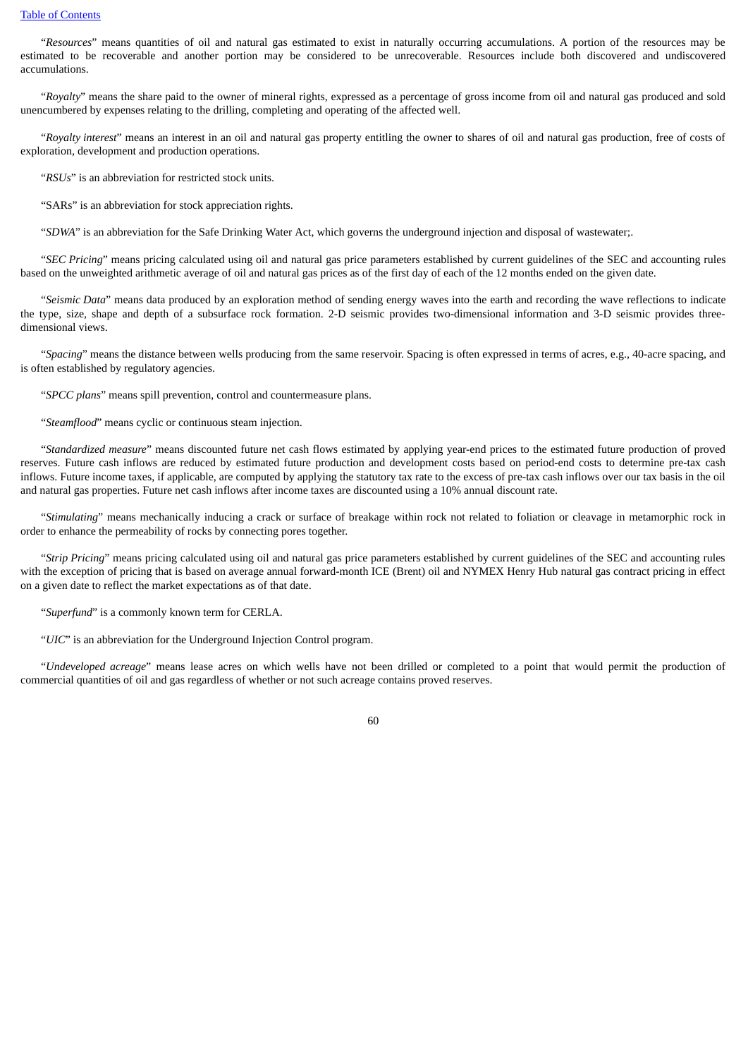“*Resources*” means quantities of oil and natural gas estimated to exist in naturally occurring accumulations. A portion of the resources may be estimated to be recoverable and another portion may be considered to be unrecoverable. Resources include both discovered and undiscovered accumulations.

“*Royalty*” means the share paid to the owner of mineral rights, expressed as a percentage of gross income from oil and natural gas produced and sold unencumbered by expenses relating to the drilling, completing and operating of the affected well.

“*Royalty interest*” means an interest in an oil and natural gas property entitling the owner to shares of oil and natural gas production, free of costs of exploration, development and production operations.

“*RSUs*” is an abbreviation for restricted stock units.

“SARs” is an abbreviation for stock appreciation rights.

“*SDWA*” is an abbreviation for the Safe Drinking Water Act, which governs the underground injection and disposal of wastewater;.

“*SEC Pricing*” means pricing calculated using oil and natural gas price parameters established by current guidelines of the SEC and accounting rules based on the unweighted arithmetic average of oil and natural gas prices as of the first day of each of the 12 months ended on the given date.

“*Seismic Data*” means data produced by an exploration method of sending energy waves into the earth and recording the wave reflections to indicate the type, size, shape and depth of a subsurface rock formation. 2-D seismic provides two-dimensional information and 3-D seismic provides three-dimensional views.

“*Spacing*” means the distance between wells producing from the same reservoir. Spacing is often expressed in terms of acres, e.g., 40-acre spacing, and is often established by regulatory agencies.

“*SPCC plans*” means spill prevention, control and countermeasure plans.

“*Steamflood*” means cyclic or continuous steam injection.

“*Standardized measure*” means discounted future net cash flows estimated by applying year-end prices to the estimated future production of proved reserves. Future cash inflows are reduced by estimated future production and development costs based on period-end costs to determine pre-tax cash inflows. Future income taxes, if applicable, are computed by applying the statutory tax rate to the excess of pre-tax cash inflows over our tax basis in the oil and natural gas properties. Future net cash inflows after income taxes are discounted using a 10% annual discount rate.

“*Stimulating*” means mechanically inducing a crack or surface of breakage within rock not related to foliation or cleavage in metamorphic rock in order to enhance the permeability of rocks by connecting pores together.

“*Strip Pricing*” means pricing calculated using oil and natural gas price parameters established by current guidelines of the SEC and accounting rules with the exception of pricing that is based on average annual forward-month ICE (Brent) oil and NYMEX Henry Hub natural gas contract pricing in effect on a given date to reflect the market expectations as of that date.

“*Superfund*” is a commonly known term for CERLA.

“*UIC*” is an abbreviation for the Underground Injection Control program.

“*Undeveloped acreage*” means lease acres on which wells have not been drilled or completed to a point that would permit the production of commercial quantities of oil and gas regardless of whether or not such acreage contains proved reserves.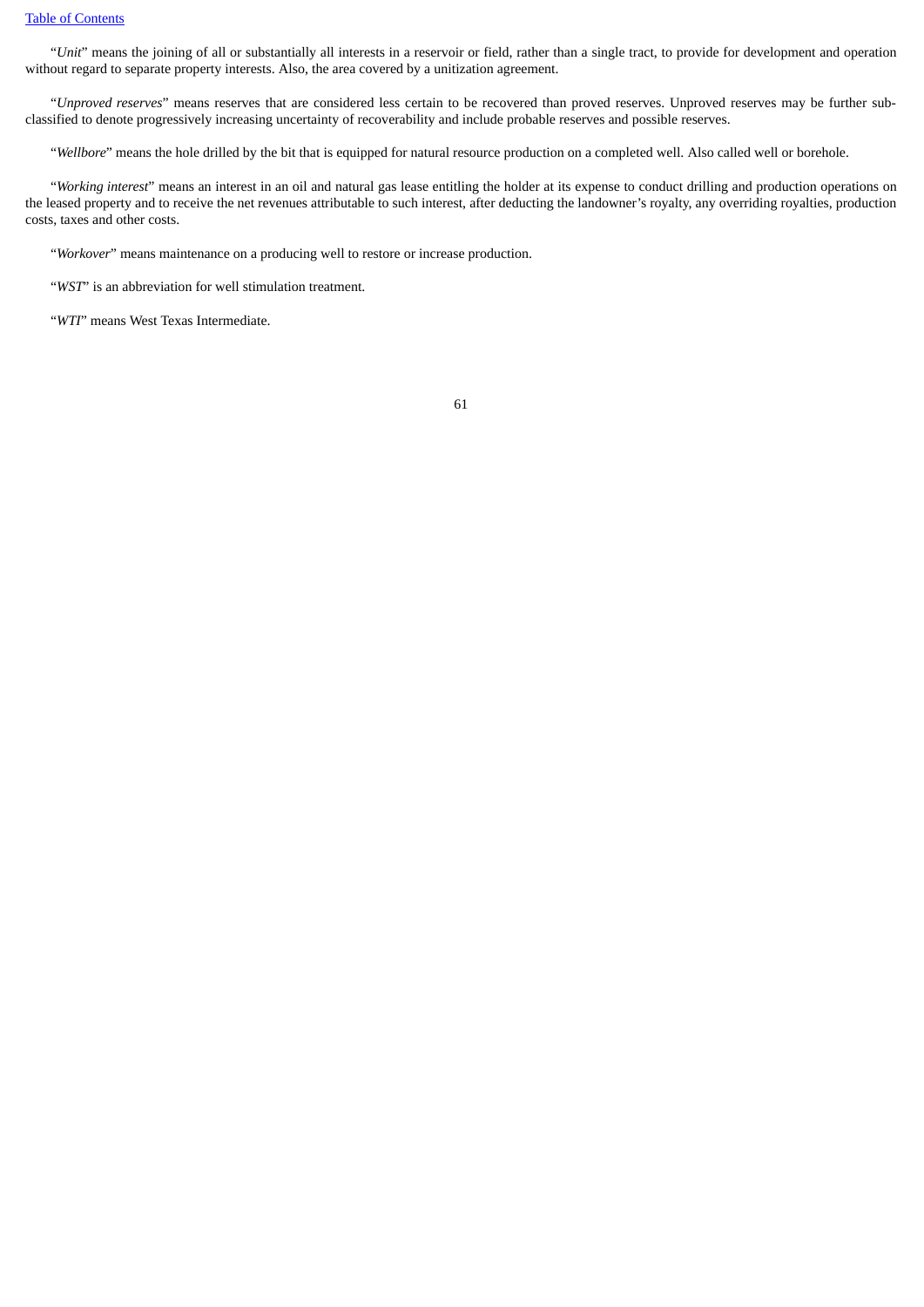"*Unit*" means the joining of all or substantially all interests in a reservoir or field, rather than a single tract, to provide for development and operation without regard to separate property interests. Also, the area covered by a unitization agreement.

"*Unproved reserves*" means reserves that are considered less certain to be recovered than proved reserves. Unproved reserves may be further sub-classified to denote progressively increasing uncertainty of recoverability and include probable reserves and possible reserves.

"*Wellbore*" means the hole drilled by the bit that is equipped for natural resource production on a completed well. Also called well or borehole.

"*Working interest*" means an interest in an oil and natural gas lease entitling the holder at its expense to conduct drilling and production operations on the leased property and to receive the net revenues attributable to such interest, after deducting the landowner's royalty, any overriding royalties, production costs, taxes and other costs.

"*Workover*" means maintenance on a producing well to restore or increase production.

"*WST*" is an abbreviation for well stimulation treatment.

"*WTI*" means West Texas Intermediate.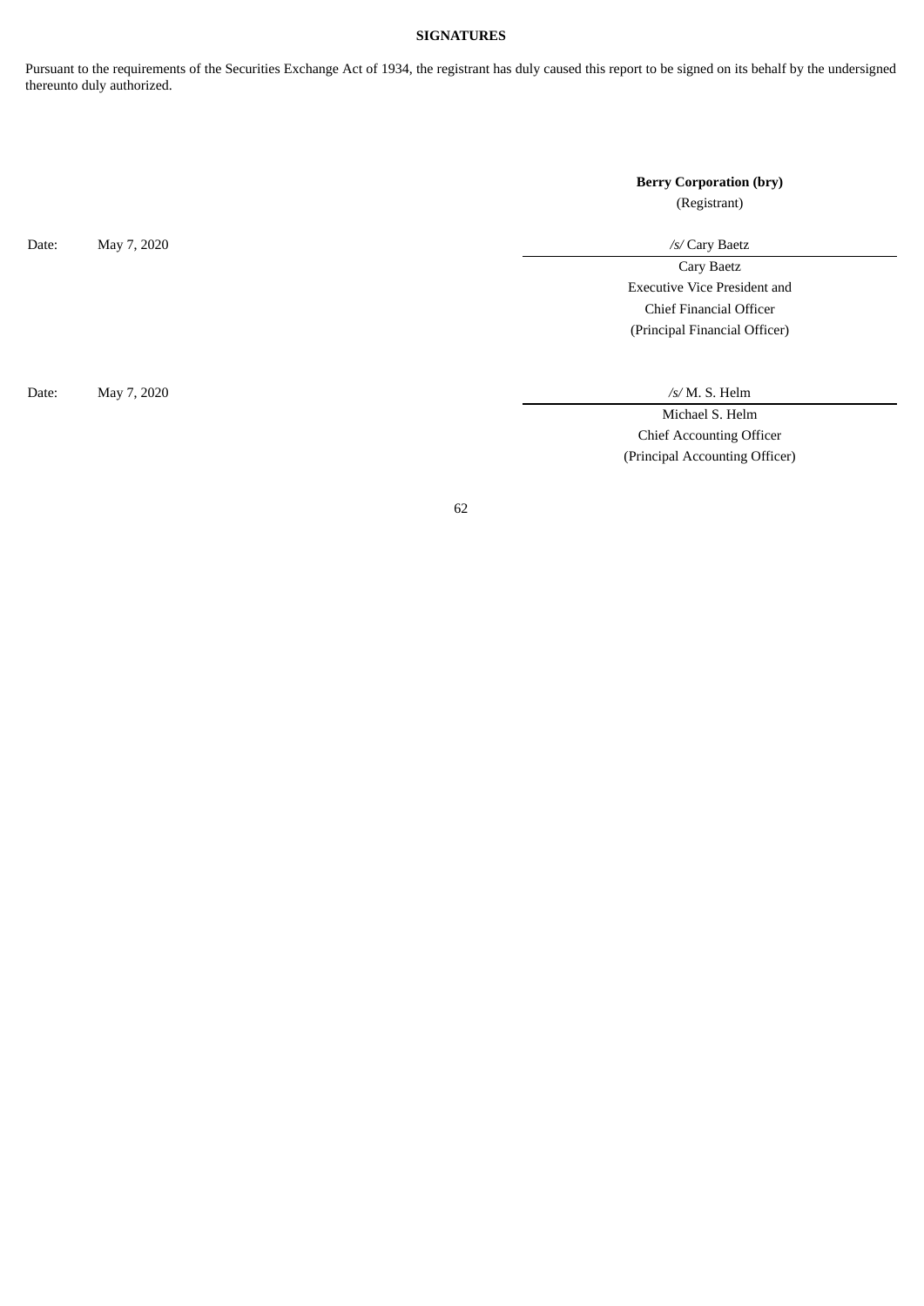## SIGNATURES

Pursuant to the requirements of the Securities Exchange Act of 1934, the registrant has duly caused this report to be signed on its behalf by the undersigned thereunto duly authorized.

**Berry Corporation (bry)**
(Registrant)

| | | |
|---|---|---|
| Date: | May 7, 2020 | /s/ Cary Baetz |
| | | Cary Baetz<br>Executive Vice President and<br>Chief Financial Officer<br>(Principal Financial Officer) |
| Date: | May 7, 2020 | /s/ M. S. Helm |
| | | Michael S. Helm<br>Chief Accounting Officer<br>(Principal Accounting Officer) |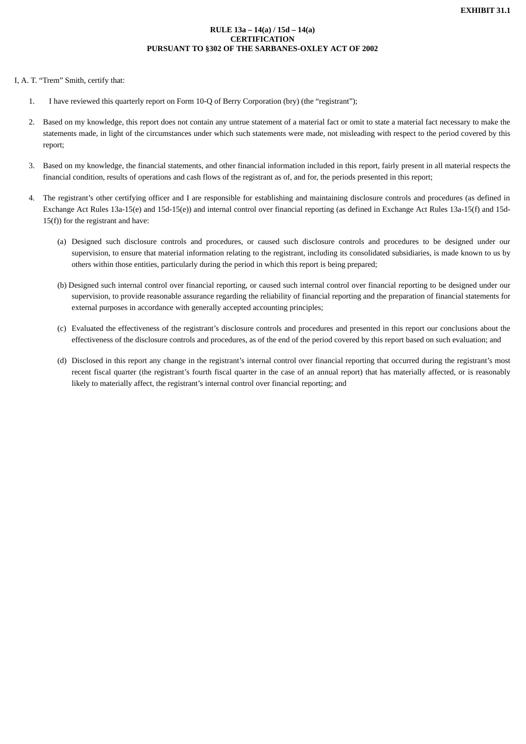**EXHIBIT 31.1**

**RULE 13a – 14(a) / 15d – 14(a)**
**CERTIFICATION**
**PURSUANT TO §302 OF THE SARBANES-OXLEY ACT OF 2002**

I, A. T. “Trem” Smith, certify that:

1. I have reviewed this quarterly report on Form 10-Q of Berry Corporation (bry) (the “registrant”);

2. Based on my knowledge, this report does not contain any untrue statement of a material fact or omit to state a material fact necessary to make the statements made, in light of the circumstances under which such statements were made, not misleading with respect to the period covered by this report;

3. Based on my knowledge, the financial statements, and other financial information included in this report, fairly present in all material respects the financial condition, results of operations and cash flows of the registrant as of, and for, the periods presented in this report;

4. The registrant’s other certifying officer and I are responsible for establishing and maintaining disclosure controls and procedures (as defined in Exchange Act Rules 13a-15(e) and 15d-15(e)) and internal control over financial reporting (as defined in Exchange Act Rules 13a-15(f) and 15d-15(f)) for the registrant and have:

   (a) Designed such disclosure controls and procedures, or caused such disclosure controls and procedures to be designed under our supervision, to ensure that material information relating to the registrant, including its consolidated subsidiaries, is made known to us by others within those entities, particularly during the period in which this report is being prepared;

   (b) Designed such internal control over financial reporting, or caused such internal control over financial reporting to be designed under our supervision, to provide reasonable assurance regarding the reliability of financial reporting and the preparation of financial statements for external purposes in accordance with generally accepted accounting principles;

   (c) Evaluated the effectiveness of the registrant’s disclosure controls and procedures and presented in this report our conclusions about the effectiveness of the disclosure controls and procedures, as of the end of the period covered by this report based on such evaluation; and

   (d) Disclosed in this report any change in the registrant’s internal control over financial reporting that occurred during the registrant’s most recent fiscal quarter (the registrant’s fourth fiscal quarter in the case of an annual report) that has materially affected, or is reasonably likely to materially affect, the registrant’s internal control over financial reporting; and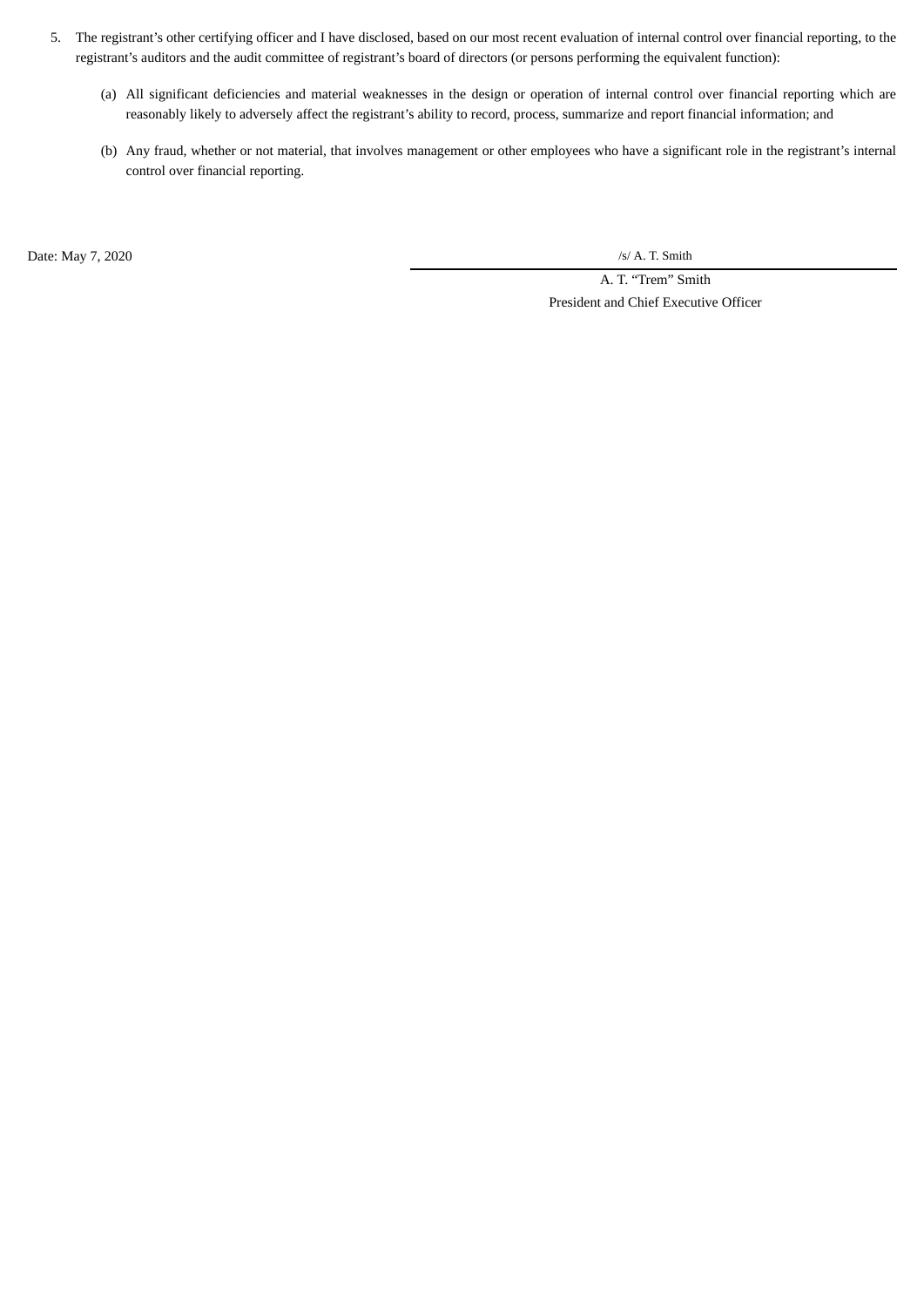5. The registrant’s other certifying officer and I have disclosed, based on our most recent evaluation of internal control over financial reporting, to the registrant’s auditors and the audit committee of registrant’s board of directors (or persons performing the equivalent function):

   (a) All significant deficiencies and material weaknesses in the design or operation of internal control over financial reporting which are reasonably likely to adversely affect the registrant’s ability to record, process, summarize and report financial information; and

   (b) Any fraud, whether or not material, that involves management or other employees who have a significant role in the registrant’s internal control over financial reporting.

Date: May 7, 2020

/s/ A. T. Smith

A. T. “Trem” Smith

President and Chief Executive Officer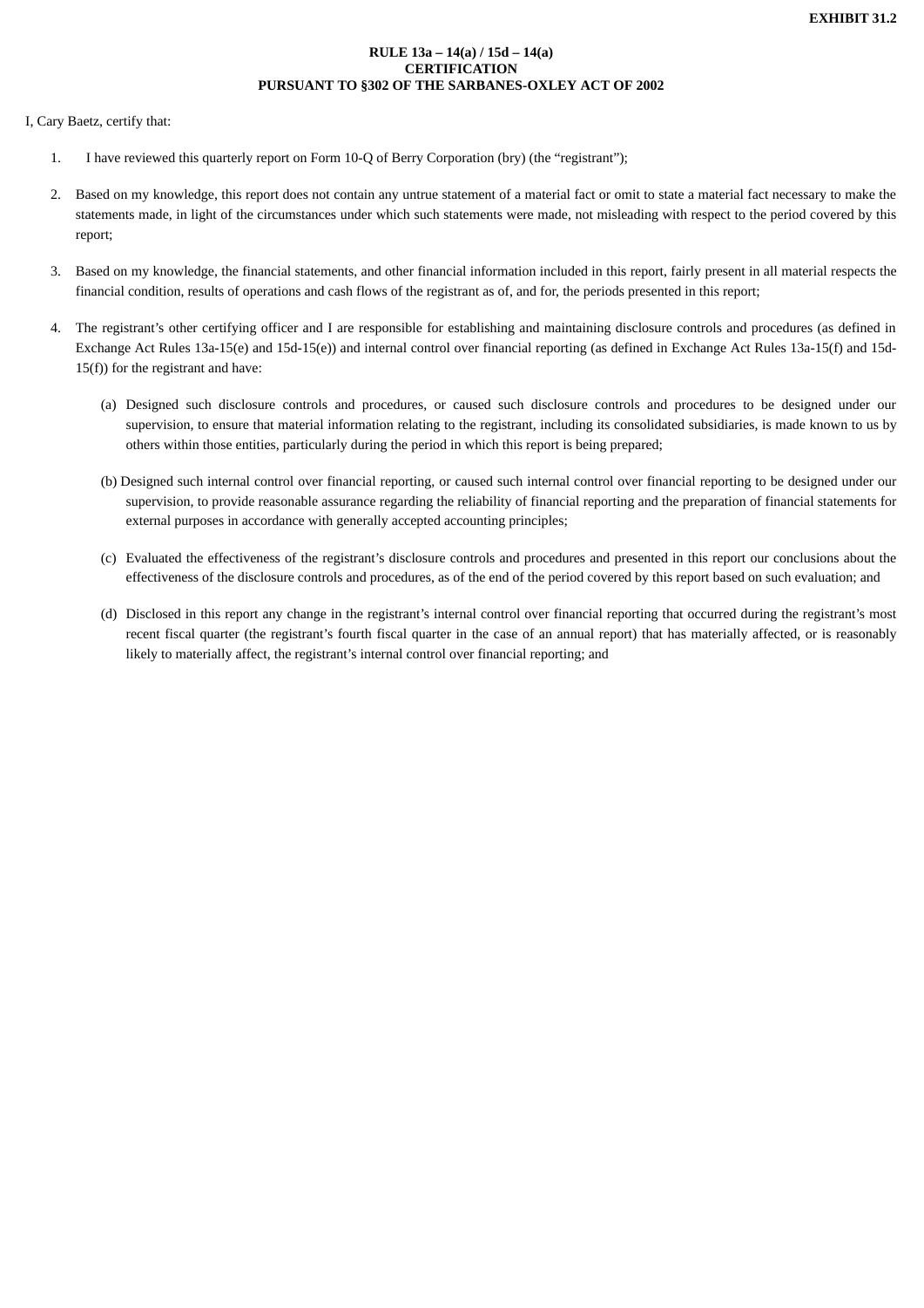**EXHIBIT 31.2**

**RULE 13a – 14(a) / 15d – 14(a)**
**CERTIFICATION**
**PURSUANT TO §302 OF THE SARBANES-OXLEY ACT OF 2002**

I, Cary Baetz, certify that:

1. I have reviewed this quarterly report on Form 10-Q of Berry Corporation (bry) (the "registrant");

2. Based on my knowledge, this report does not contain any untrue statement of a material fact or omit to state a material fact necessary to make the statements made, in light of the circumstances under which such statements were made, not misleading with respect to the period covered by this report;

3. Based on my knowledge, the financial statements, and other financial information included in this report, fairly present in all material respects the financial condition, results of operations and cash flows of the registrant as of, and for, the periods presented in this report;

4. The registrant's other certifying officer and I are responsible for establishing and maintaining disclosure controls and procedures (as defined in Exchange Act Rules 13a-15(e) and 15d-15(e)) and internal control over financial reporting (as defined in Exchange Act Rules 13a-15(f) and 15d-15(f)) for the registrant and have:

   (a) Designed such disclosure controls and procedures, or caused such disclosure controls and procedures to be designed under our supervision, to ensure that material information relating to the registrant, including its consolidated subsidiaries, is made known to us by others within those entities, particularly during the period in which this report is being prepared;

   (b) Designed such internal control over financial reporting, or caused such internal control over financial reporting to be designed under our supervision, to provide reasonable assurance regarding the reliability of financial reporting and the preparation of financial statements for external purposes in accordance with generally accepted accounting principles;

   (c) Evaluated the effectiveness of the registrant's disclosure controls and procedures and presented in this report our conclusions about the effectiveness of the disclosure controls and procedures, as of the end of the period covered by this report based on such evaluation; and

   (d) Disclosed in this report any change in the registrant's internal control over financial reporting that occurred during the registrant's most recent fiscal quarter (the registrant's fourth fiscal quarter in the case of an annual report) that has materially affected, or is reasonably likely to materially affect, the registrant's internal control over financial reporting; and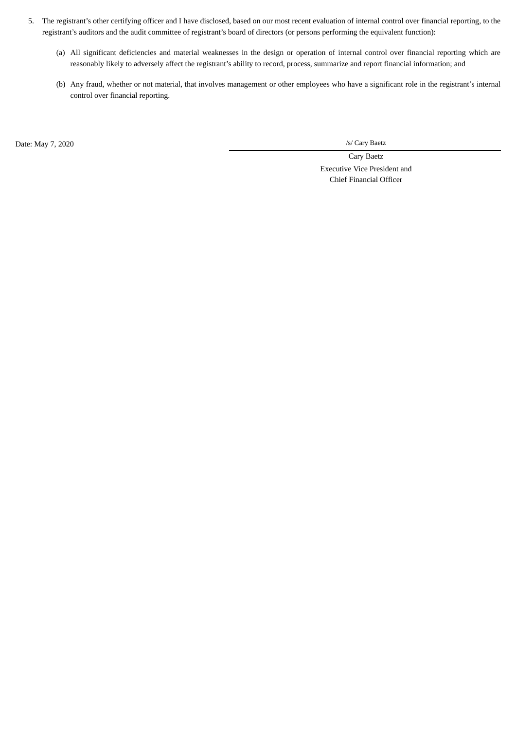5. The registrant's other certifying officer and I have disclosed, based on our most recent evaluation of internal control over financial reporting, to the registrant's auditors and the audit committee of registrant's board of directors (or persons performing the equivalent function):

   (a) All significant deficiencies and material weaknesses in the design or operation of internal control over financial reporting which are reasonably likely to adversely affect the registrant's ability to record, process, summarize and report financial information; and

   (b) Any fraud, whether or not material, that involves management or other employees who have a significant role in the registrant's internal control over financial reporting.

Date: May 7, 2020

/s/ Cary Baetz

Cary Baetz
Executive Vice President and
Chief Financial Officer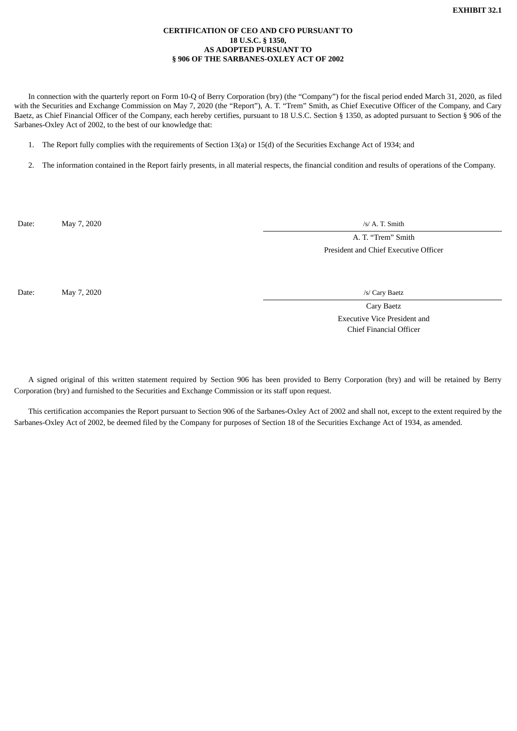**EXHIBIT 32.1**

**CERTIFICATION OF CEO AND CFO PURSUANT TO**
**18 U.S.C. § 1350,**
**AS ADOPTED PURSUANT TO**
**§ 906 OF THE SARBANES-OXLEY ACT OF 2002**

In connection with the quarterly report on Form 10-Q of Berry Corporation (bry) (the "Company") for the fiscal period ended March 31, 2020, as filed with the Securities and Exchange Commission on May 7, 2020 (the "Report"), A. T. "Trem" Smith, as Chief Executive Officer of the Company, and Cary Baetz, as Chief Financial Officer of the Company, each hereby certifies, pursuant to 18 U.S.C. Section § 1350, as adopted pursuant to Section § 906 of the Sarbanes-Oxley Act of 2002, to the best of our knowledge that:

1. The Report fully complies with the requirements of Section 13(a) or 15(d) of the Securities Exchange Act of 1934; and

2. The information contained in the Report fairly presents, in all material respects, the financial condition and results of operations of the Company.

Date: May 7, 2020

/s/ A. T. Smith

A. T. "Trem" Smith
President and Chief Executive Officer

Date: May 7, 2020

/s/ Cary Baetz

Cary Baetz
Executive Vice President and
Chief Financial Officer

A signed original of this written statement required by Section 906 has been provided to Berry Corporation (bry) and will be retained by Berry Corporation (bry) and furnished to the Securities and Exchange Commission or its staff upon request.

This certification accompanies the Report pursuant to Section 906 of the Sarbanes-Oxley Act of 2002 and shall not, except to the extent required by the Sarbanes-Oxley Act of 2002, be deemed filed by the Company for purposes of Section 18 of the Securities Exchange Act of 1934, as amended.